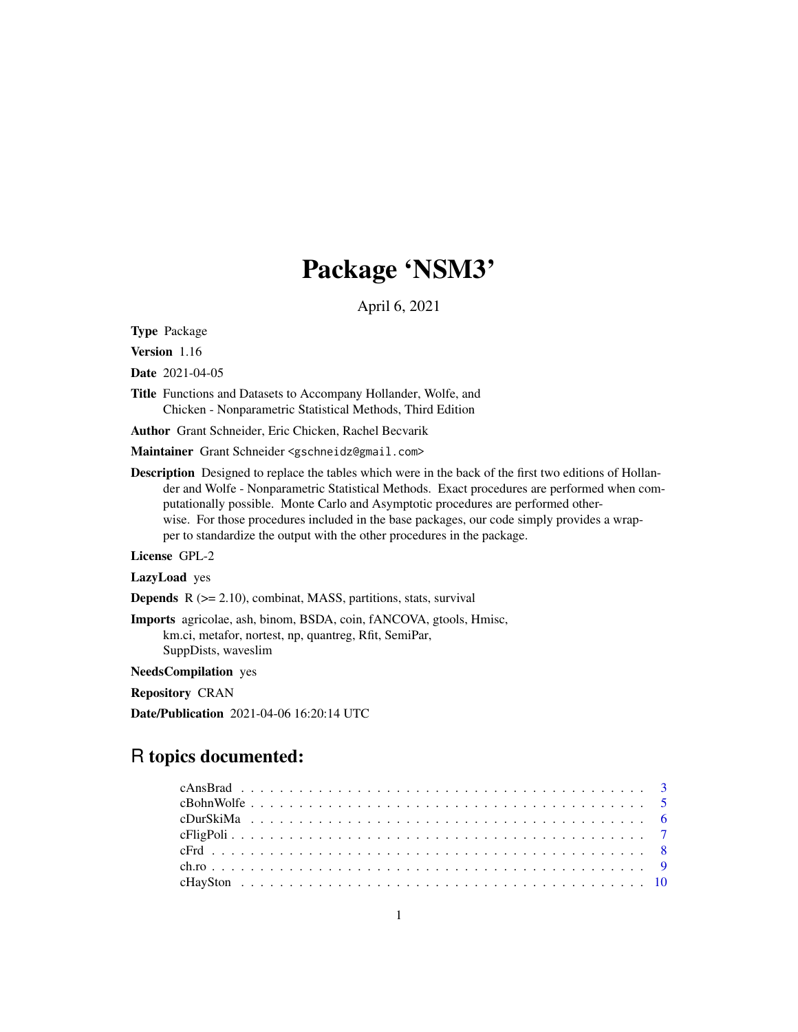# Package 'NSM3'

April 6, 2021

**Type** Package

**Version** 1.16

**Date** 2021-04-05

**Title** Functions and Datasets to Accompany Hollander, Wolfe, and Chicken - Nonparametric Statistical Methods, Third Edition

**Author** Grant Schneider, Eric Chicken, Rachel Becvarik

**Maintainer** Grant Schneider <gschneidz@gmail.com>

**Description** Designed to replace the tables which were in the back of the first two editions of Hollander and Wolfe - Nonparametric Statistical Methods. Exact procedures are performed when computationally possible. Monte Carlo and Asymptotic procedures are performed otherwise. For those procedures included in the base packages, our code simply provides a wrapper to standardize the output with the other procedures in the package.

**License** GPL-2

**LazyLoad** yes

**Depends** R (>= 2.10), combinat, MASS, partitions, stats, survival

**Imports** agricolae, ash, binom, BSDA, coin, fANCOVA, gtools, Hmisc, km.ci, metafor, nortest, np, quantreg, Rfit, SemiPar, SuppDists, waveslim

**NeedsCompilation** yes

**Repository** CRAN

**Date/Publication** 2021-04-06 16:20:14 UTC

## R topics documented:

| | |
|---|---|
| cAnsBrad | 3 |
| cBohnWolfe | 5 |
| cDurSkiMa | 6 |
| cFligPoli | 7 |
| cFrd | 8 |
| ch.ro | 9 |
| cHaySton | 10 |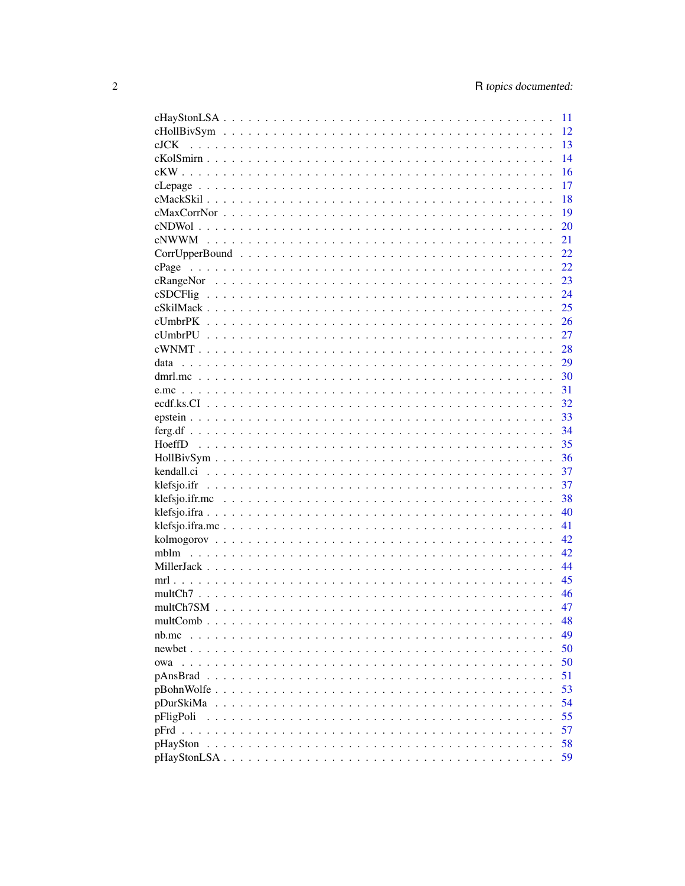| | |
|---|---|
| cHayStonLSA | 11 |
| cHollBivSym | 12 |
| cJCK | 13 |
| cKolSmirn | 14 |
| cKW | 16 |
| cLepage | 17 |
| cMackSkil | 18 |
| cMaxCorrNor | 19 |
| cNDWol | 20 |
| cNWWM | 21 |
| CorrUpperBound | 22 |
| cPage | 22 |
| cRangeNor | 23 |
| cSDCFlig | 24 |
| cSkilMack | 25 |
| cUmbrPK | 26 |
| cUmbrPU | 27 |
| cWNMT | 28 |
| data | 29 |
| dmrl.mc | 30 |
| e.mc | 31 |
| ecdf.ks.CI | 32 |
| epstein | 33 |
| ferg.df | 34 |
| HoeffD | 35 |
| HollBivSym | 36 |
| kendall.ci | 37 |
| klefsjo.ifr | 37 |
| klefsjo.ifr.mc | 38 |
| klefsjo.ifra | 40 |
| klefsjo.ifra.mc | 41 |
| kolmogorov | 42 |
| mblm | 42 |
| MillerJack | 44 |
| mrl | 45 |
| multCh7 | 46 |
| multCh7SM | 47 |
| multComb | 48 |
| nb.mc | 49 |
| newbet | 50 |
| owa | 50 |
| pAnsBrad | 51 |
| pBohnWolfe | 53 |
| pDurSkiMa | 54 |
| pFligPoli | 55 |
| pFrd | 57 |
| pHaySton | 58 |
| pHayStonLSA | 59 |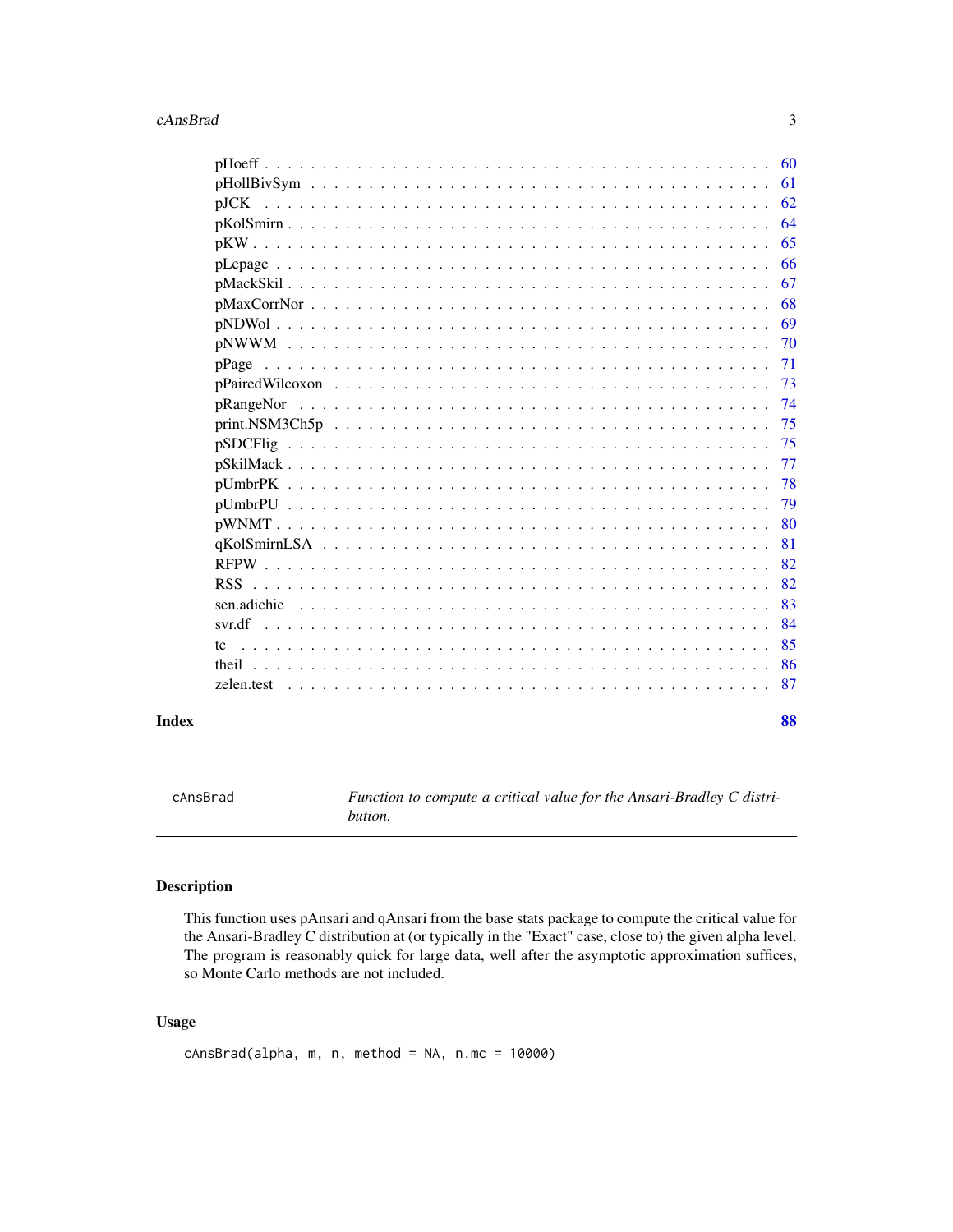pHoeff . . . . . . . . . . . . . . . . . . . . . . . . . . . . . . . . . . . . . . . . . . 60
pHollBivSym . . . . . . . . . . . . . . . . . . . . . . . . . . . . . . . . . . . . . . . 61
pJCK . . . . . . . . . . . . . . . . . . . . . . . . . . . . . . . . . . . . . . . . . . . 62
pKolSmirn . . . . . . . . . . . . . . . . . . . . . . . . . . . . . . . . . . . . . . . . 64
pKW . . . . . . . . . . . . . . . . . . . . . . . . . . . . . . . . . . . . . . . . . . . 65
pLepage . . . . . . . . . . . . . . . . . . . . . . . . . . . . . . . . . . . . . . . . . 66
pMackSkil . . . . . . . . . . . . . . . . . . . . . . . . . . . . . . . . . . . . . . . . 67
pMaxCorrNor . . . . . . . . . . . . . . . . . . . . . . . . . . . . . . . . . . . . . . . 68
pNDWol . . . . . . . . . . . . . . . . . . . . . . . . . . . . . . . . . . . . . . . . . 69
pNWWM . . . . . . . . . . . . . . . . . . . . . . . . . . . . . . . . . . . . . . . . . 70
pPage . . . . . . . . . . . . . . . . . . . . . . . . . . . . . . . . . . . . . . . . . . 71
pPairedWilcoxon . . . . . . . . . . . . . . . . . . . . . . . . . . . . . . . . . . . . . 73
pRangeNor . . . . . . . . . . . . . . . . . . . . . . . . . . . . . . . . . . . . . . . . 74
print.NSM3Ch5p . . . . . . . . . . . . . . . . . . . . . . . . . . . . . . . . . . . . . 75
pSDCFlig . . . . . . . . . . . . . . . . . . . . . . . . . . . . . . . . . . . . . . . . 75
pSkilMack . . . . . . . . . . . . . . . . . . . . . . . . . . . . . . . . . . . . . . . . 77
pUmbrPK . . . . . . . . . . . . . . . . . . . . . . . . . . . . . . . . . . . . . . . . . 78
pUmbrPU . . . . . . . . . . . . . . . . . . . . . . . . . . . . . . . . . . . . . . . . . 79
pWNMT . . . . . . . . . . . . . . . . . . . . . . . . . . . . . . . . . . . . . . . . . . 80
qKolSmirnLSA . . . . . . . . . . . . . . . . . . . . . . . . . . . . . . . . . . . . . . 81
RFPW . . . . . . . . . . . . . . . . . . . . . . . . . . . . . . . . . . . . . . . . . . . 82
RSS . . . . . . . . . . . . . . . . . . . . . . . . . . . . . . . . . . . . . . . . . . . . 82
sen.adichie . . . . . . . . . . . . . . . . . . . . . . . . . . . . . . . . . . . . . . . 83
svr.df . . . . . . . . . . . . . . . . . . . . . . . . . . . . . . . . . . . . . . . . . . 84
tc . . . . . . . . . . . . . . . . . . . . . . . . . . . . . . . . . . . . . . . . . . . . . 85
theil . . . . . . . . . . . . . . . . . . . . . . . . . . . . . . . . . . . . . . . . . . . 86
zelen.test . . . . . . . . . . . . . . . . . . . . . . . . . . . . . . . . . . . . . . . . 87

**Index** **88**

---

`cAnsBrad` *Function to compute a critical value for the Ansari-Bradley C distribution.*

---

## Description

This function uses pAnsari and qAnsari from the base stats package to compute the critical value for the Ansari-Bradley C distribution at (or typically in the "Exact" case, close to) the given alpha level. The program is reasonably quick for large data, well after the asymptotic approximation suffices, so Monte Carlo methods are not included.

## Usage

```
cAnsBrad(alpha, m, n, method = NA, n.mc = 10000)
```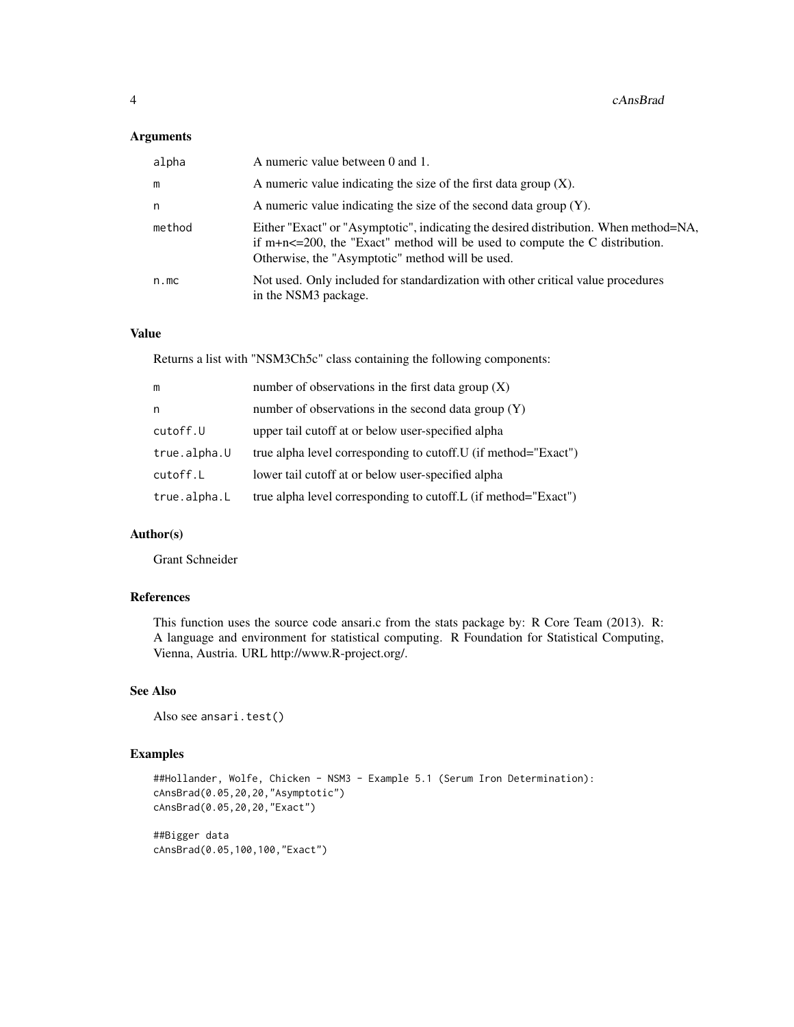## Arguments

| | |
|---|---|
| alpha | A numeric value between 0 and 1. |
| m | A numeric value indicating the size of the first data group (X). |
| n | A numeric value indicating the size of the second data group (Y). |
| method | Either "Exact" or "Asymptotic", indicating the desired distribution. When method=NA, if m+n<=200, the "Exact" method will be used to compute the C distribution. Otherwise, the "Asymptotic" method will be used. |
| n.mc | Not used. Only included for standardization with other critical value procedures in the NSM3 package. |

## Value

Returns a list with "NSM3Ch5c" class containing the following components:

| | |
|---|---|
| m | number of observations in the first data group (X) |
| n | number of observations in the second data group (Y) |
| cutoff.U | upper tail cutoff at or below user-specified alpha |
| true.alpha.U | true alpha level corresponding to cutoff.U (if method="Exact") |
| cutoff.L | lower tail cutoff at or below user-specified alpha |
| true.alpha.L | true alpha level corresponding to cutoff.L (if method="Exact") |

## Author(s)

Grant Schneider

## References

This function uses the source code ansari.c from the stats package by: R Core Team (2013). R: A language and environment for statistical computing. R Foundation for Statistical Computing, Vienna, Austria. URL http://www.R-project.org/.

## See Also

Also see ansari.test()

## Examples

```
##Hollander, Wolfe, Chicken - NSM3 - Example 5.1 (Serum Iron Determination):
cAnsBrad(0.05,20,20,"Asymptotic")
cAnsBrad(0.05,20,20,"Exact")

##Bigger data
cAnsBrad(0.05,100,100,"Exact")
```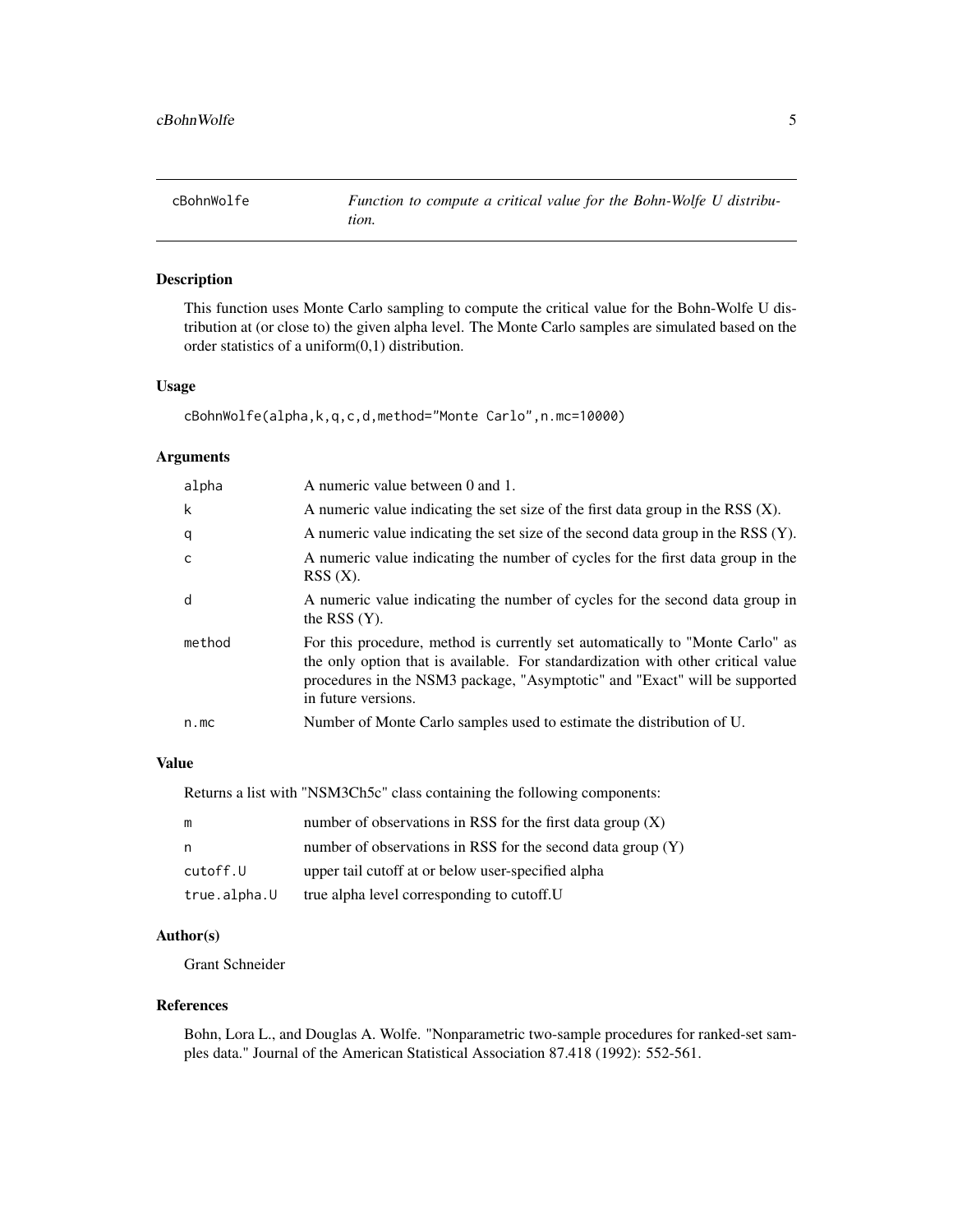## cBohnWolfe — *Function to compute a critical value for the Bohn-Wolfe U distribution.*

### Description

This function uses Monte Carlo sampling to compute the critical value for the Bohn-Wolfe U distribution at (or close to) the given alpha level. The Monte Carlo samples are simulated based on the order statistics of a uniform(0,1) distribution.

### Usage

```
cBohnWolfe(alpha,k,q,c,d,method="Monte Carlo",n.mc=10000)
```

### Arguments

| | |
|---|---|
| alpha | A numeric value between 0 and 1. |
| k | A numeric value indicating the set size of the first data group in the RSS (X). |
| q | A numeric value indicating the set size of the second data group in the RSS (Y). |
| c | A numeric value indicating the number of cycles for the first data group in the RSS (X). |
| d | A numeric value indicating the number of cycles for the second data group in the RSS (Y). |
| method | For this procedure, method is currently set automatically to "Monte Carlo" as the only option that is available. For standardization with other critical value procedures in the NSM3 package, "Asymptotic" and "Exact" will be supported in future versions. |
| n.mc | Number of Monte Carlo samples used to estimate the distribution of U. |

### Value

Returns a list with "NSM3Ch5c" class containing the following components:

| | |
|---|---|
| m | number of observations in RSS for the first data group (X) |
| n | number of observations in RSS for the second data group (Y) |
| cutoff.U | upper tail cutoff at or below user-specified alpha |
| true.alpha.U | true alpha level corresponding to cutoff.U |

### Author(s)

Grant Schneider

### References

Bohn, Lora L., and Douglas A. Wolfe. "Nonparametric two-sample procedures for ranked-set samples data." Journal of the American Statistical Association 87.418 (1992): 552-561.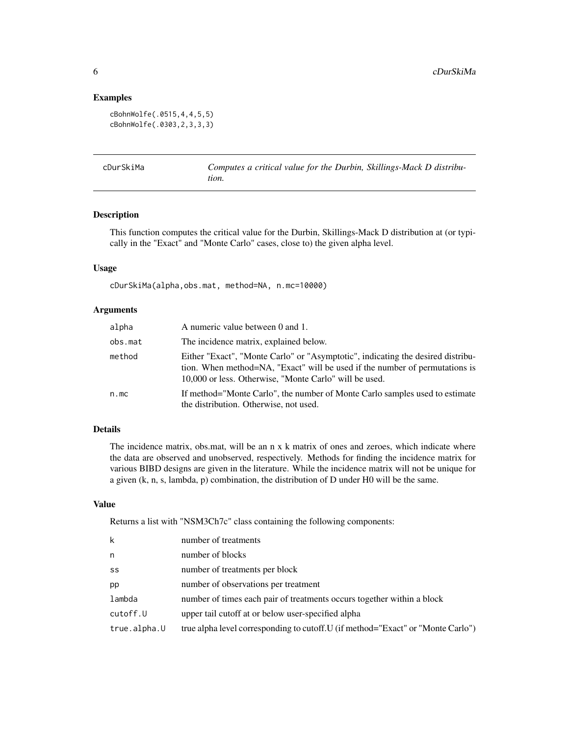## Examples

```
cBohnWolfe(.0515,4,4,5,5)
cBohnWolfe(.0303,2,3,3,3)
```

---

## cDurSkiMa — *Computes a critical value for the Durbin, Skillings-Mack D distribution.*

---

### Description

This function computes the critical value for the Durbin, Skillings-Mack D distribution at (or typically in the "Exact" and "Monte Carlo" cases, close to) the given alpha level.

### Usage

```
cDurSkiMa(alpha,obs.mat, method=NA, n.mc=10000)
```

### Arguments

| | |
|---|---|
| alpha | A numeric value between 0 and 1. |
| obs.mat | The incidence matrix, explained below. |
| method | Either "Exact", "Monte Carlo" or "Asymptotic", indicating the desired distribution. When method=NA, "Exact" will be used if the number of permutations is 10,000 or less. Otherwise, "Monte Carlo" will be used. |
| n.mc | If method="Monte Carlo", the number of Monte Carlo samples used to estimate the distribution. Otherwise, not used. |

### Details

The incidence matrix, obs.mat, will be an n x k matrix of ones and zeroes, which indicate where the data are observed and unobserved, respectively. Methods for finding the incidence matrix for various BIBD designs are given in the literature. While the incidence matrix will not be unique for a given (k, n, s, lambda, p) combination, the distribution of D under H0 will be the same.

### Value

Returns a list with "NSM3Ch7c" class containing the following components:

| | |
|---|---|
| k | number of treatments |
| n | number of blocks |
| ss | number of treatments per block |
| pp | number of observations per treatment |
| lambda | number of times each pair of treatments occurs together within a block |
| cutoff.U | upper tail cutoff at or below user-specified alpha |
| true.alpha.U | true alpha level corresponding to cutoff.U (if method="Exact" or "Monte Carlo") |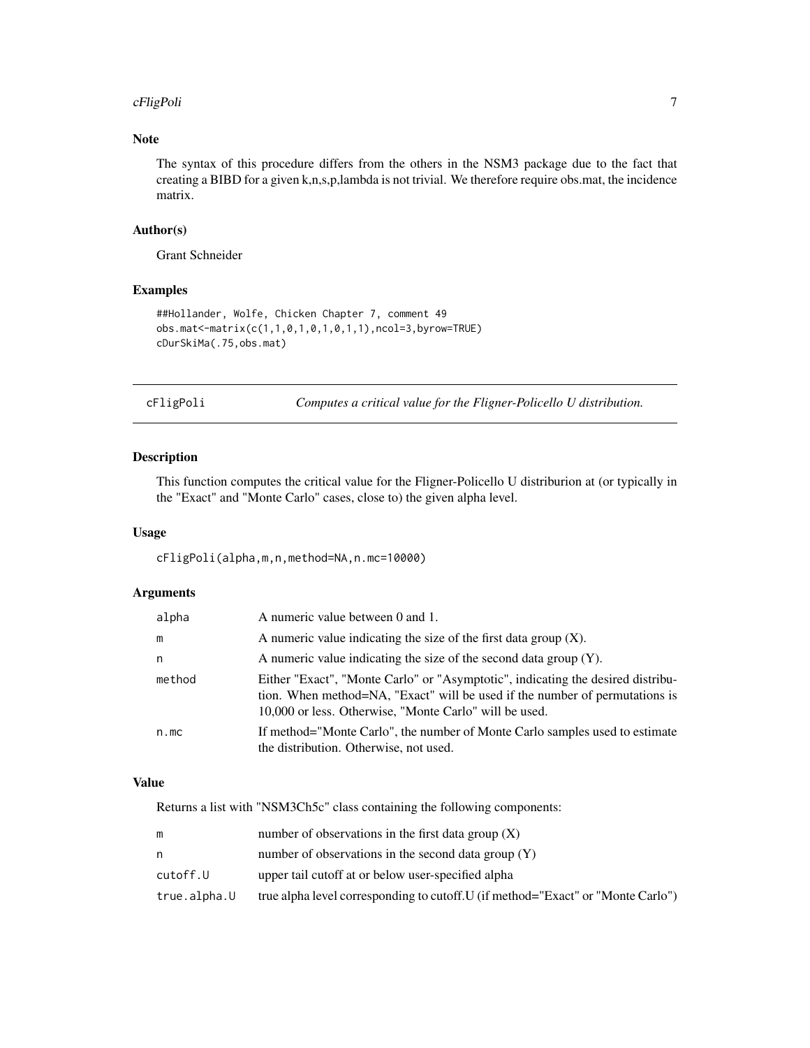## Note

The syntax of this procedure differs from the others in the NSM3 package due to the fact that creating a BIBD for a given k,n,s,p,lambda is not trivial. We therefore require obs.mat, the incidence matrix.

## Author(s)

Grant Schneider

## Examples

```
##Hollander, Wolfe, Chicken Chapter 7, comment 49
obs.mat<-matrix(c(1,1,0,1,0,1,0,1,1),ncol=3,byrow=TRUE)
cDurSkiMa(.75,obs.mat)
```

---

# cFligPoli *Computes a critical value for the Fligner-Policello U distribution.*

---

## Description

This function computes the critical value for the Fligner-Policello U distriburion at (or typically in the "Exact" and "Monte Carlo" cases, close to) the given alpha level.

## Usage

```
cFligPoli(alpha,m,n,method=NA,n.mc=10000)
```

## Arguments

| | |
|---|---|
| alpha | A numeric value between 0 and 1. |
| m | A numeric value indicating the size of the first data group (X). |
| n | A numeric value indicating the size of the second data group (Y). |
| method | Either "Exact", "Monte Carlo" or "Asymptotic", indicating the desired distribution. When method=NA, "Exact" will be used if the number of permutations is 10,000 or less. Otherwise, "Monte Carlo" will be used. |
| n.mc | If method="Monte Carlo", the number of Monte Carlo samples used to estimate the distribution. Otherwise, not used. |

## Value

Returns a list with "NSM3Ch5c" class containing the following components:

| | |
|---|---|
| m | number of observations in the first data group (X) |
| n | number of observations in the second data group (Y) |
| cutoff.U | upper tail cutoff at or below user-specified alpha |
| true.alpha.U | true alpha level corresponding to cutoff.U (if method="Exact" or "Monte Carlo") |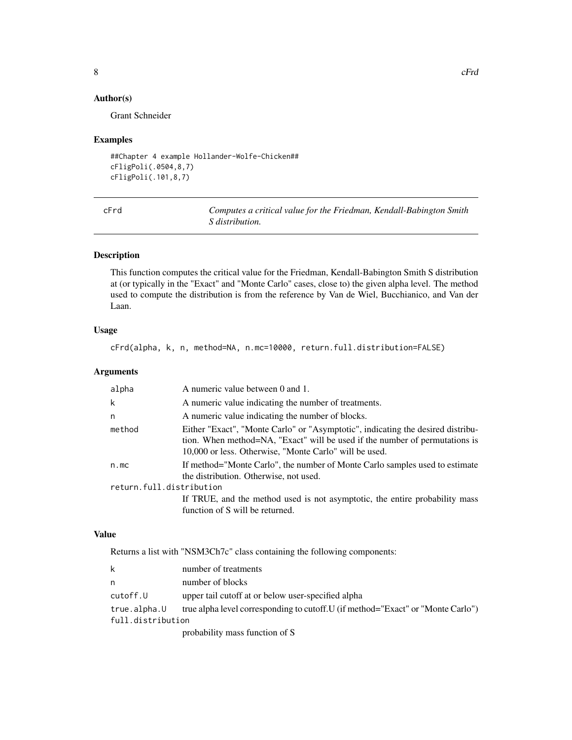### Author(s)

Grant Schneider

### Examples

```
##Chapter 4 example Hollander-Wolfe-Chicken##
cFligPoli(.0504,8,7)
cFligPoli(.101,8,7)
```

## cFrd — *Computes a critical value for the Friedman, Kendall-Babington Smith S distribution.*

### Description

This function computes the critical value for the Friedman, Kendall-Babington Smith S distribution at (or typically in the "Exact" and "Monte Carlo" cases, close to) the given alpha level. The method used to compute the distribution is from the reference by Van de Wiel, Bucchianico, and Van der Laan.

### Usage

```
cFrd(alpha, k, n, method=NA, n.mc=10000, return.full.distribution=FALSE)
```

### Arguments

| | |
|---|---|
| alpha | A numeric value between 0 and 1. |
| k | A numeric value indicating the number of treatments. |
| n | A numeric value indicating the number of blocks. |
| method | Either "Exact", "Monte Carlo" or "Asymptotic", indicating the desired distribution. When method=NA, "Exact" will be used if the number of permutations is 10,000 or less. Otherwise, "Monte Carlo" will be used. |
| n.mc | If method="Monte Carlo", the number of Monte Carlo samples used to estimate the distribution. Otherwise, not used. |
| return.full.distribution | If TRUE, and the method used is not asymptotic, the entire probability mass function of S will be returned. |

### Value

Returns a list with "NSM3Ch7c" class containing the following components:

| | |
|---|---|
| k | number of treatments |
| n | number of blocks |
| cutoff.U | upper tail cutoff at or below user-specified alpha |
| true.alpha.U | true alpha level corresponding to cutoff.U (if method="Exact" or "Monte Carlo") |
| full.distribution | probability mass function of S |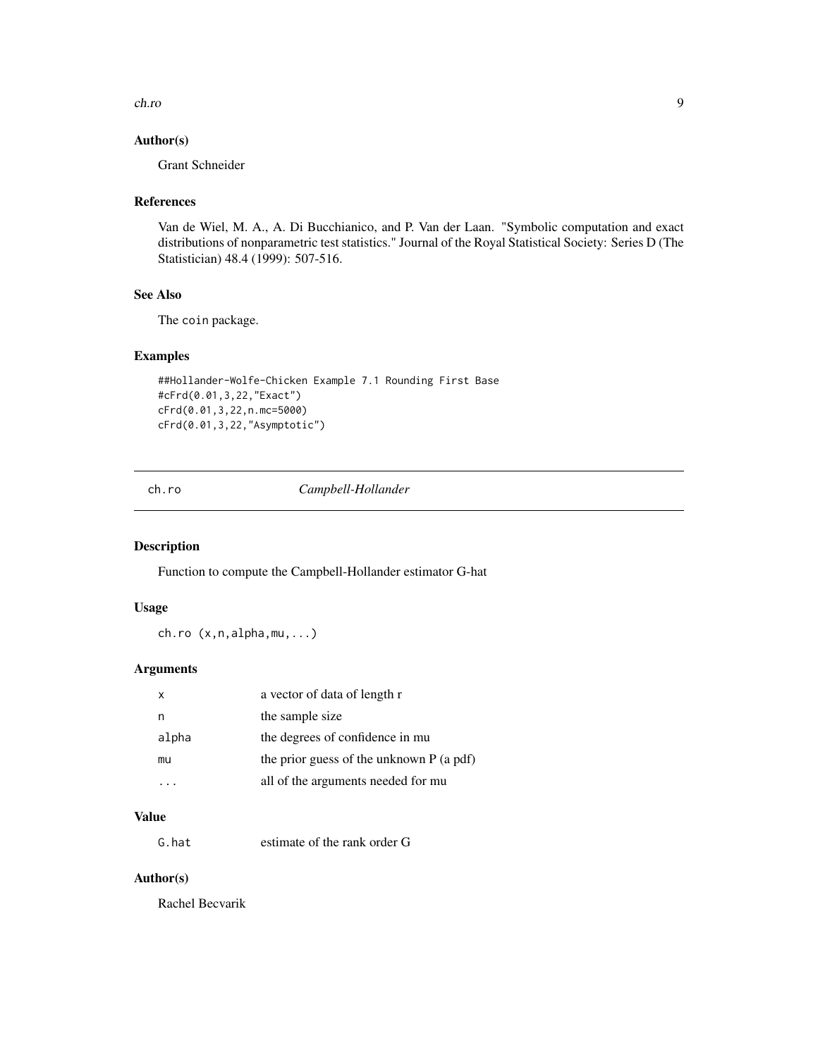### Author(s)

Grant Schneider

### References

Van de Wiel, M. A., A. Di Bucchianico, and P. Van der Laan. "Symbolic computation and exact distributions of nonparametric test statistics." Journal of the Royal Statistical Society: Series D (The Statistician) 48.4 (1999): 507-516.

### See Also

The coin package.

### Examples

```
##Hollander-Wolfe-Chicken Example 7.1 Rounding First Base
#cFrd(0.01,3,22,"Exact")
cFrd(0.01,3,22,n.mc=5000)
cFrd(0.01,3,22,"Asymptotic")
```

---

## ch.ro *Campbell-Hollander*

### Description

Function to compute the Campbell-Hollander estimator G-hat

### Usage

```
ch.ro (x,n,alpha,mu,...)
```

### Arguments

| | |
|---|---|
| x | a vector of data of length r |
| n | the sample size |
| alpha | the degrees of confidence in mu |
| mu | the prior guess of the unknown P (a pdf) |
| ... | all of the arguments needed for mu |

### Value

| | |
|---|---|
| G.hat | estimate of the rank order G |

### Author(s)

Rachel Becvarik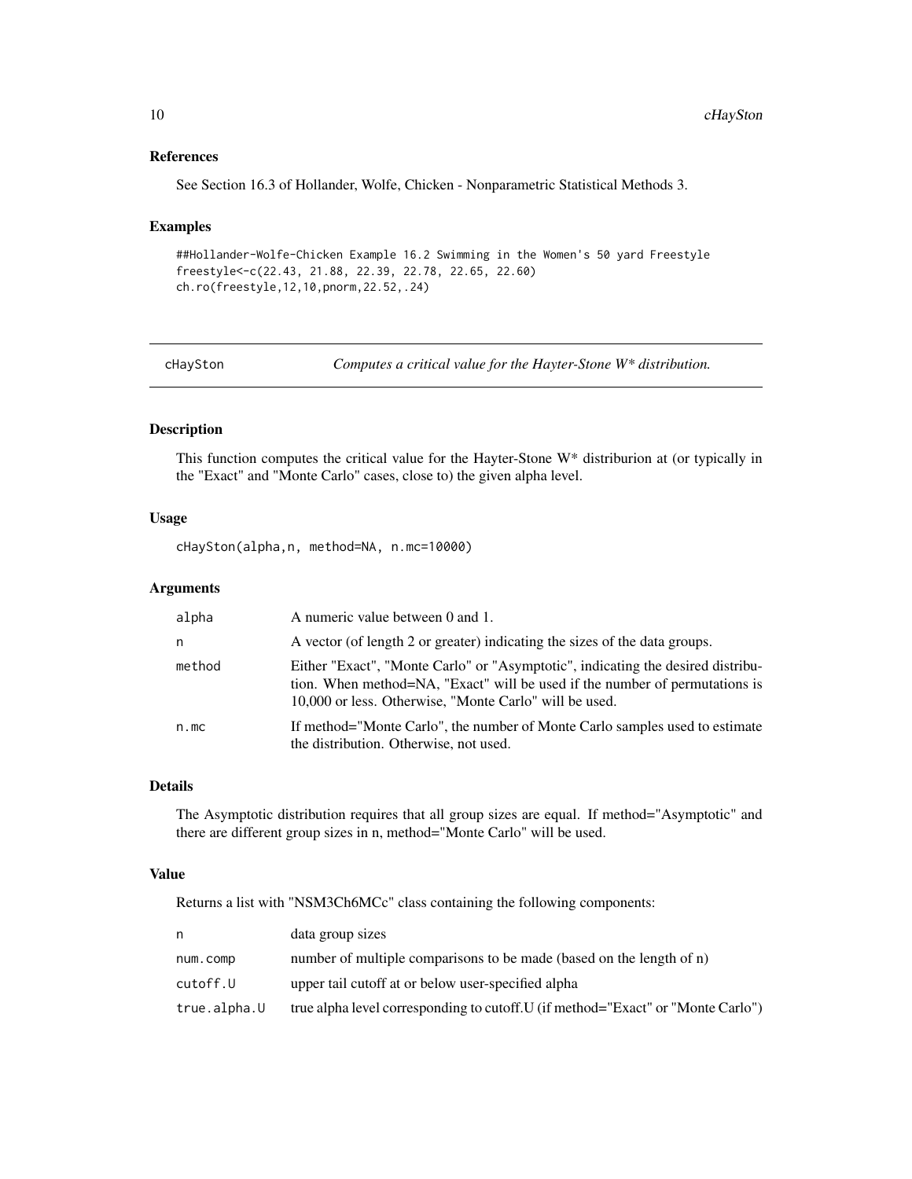### References

See Section 16.3 of Hollander, Wolfe, Chicken - Nonparametric Statistical Methods 3.

### Examples

```
##Hollander-Wolfe-Chicken Example 16.2 Swimming in the Women's 50 yard Freestyle
freestyle<-c(22.43, 21.88, 22.39, 22.78, 22.65, 22.60)
ch.ro(freestyle,12,10,pnorm,22.52,.24)
```

---

## cHaySton — *Computes a critical value for the Hayter-Stone W* distribution.*

### Description

This function computes the critical value for the Hayter-Stone W* distriburion at (or typically in the "Exact" and "Monte Carlo" cases, close to) the given alpha level.

### Usage

```
cHaySton(alpha,n, method=NA, n.mc=10000)
```

### Arguments

| | |
|---|---|
| alpha | A numeric value between 0 and 1. |
| n | A vector (of length 2 or greater) indicating the sizes of the data groups. |
| method | Either "Exact", "Monte Carlo" or "Asymptotic", indicating the desired distribution. When method=NA, "Exact" will be used if the number of permutations is 10,000 or less. Otherwise, "Monte Carlo" will be used. |
| n.mc | If method="Monte Carlo", the number of Monte Carlo samples used to estimate the distribution. Otherwise, not used. |

### Details

The Asymptotic distribution requires that all group sizes are equal. If method="Asymptotic" and there are different group sizes in n, method="Monte Carlo" will be used.

### Value

Returns a list with "NSM3Ch6MCc" class containing the following components:

| | |
|---|---|
| n | data group sizes |
| num.comp | number of multiple comparisons to be made (based on the length of n) |
| cutoff.U | upper tail cutoff at or below user-specified alpha |
| true.alpha.U | true alpha level corresponding to cutoff.U (if method="Exact" or "Monte Carlo") |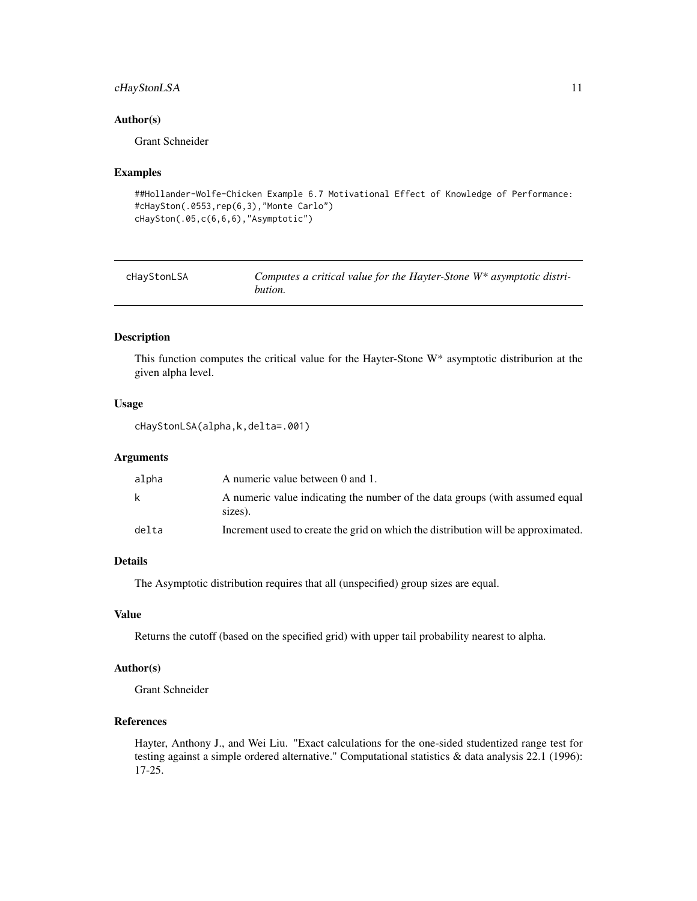### Author(s)

Grant Schneider

### Examples

```
##Hollander-Wolfe-Chicken Example 6.7 Motivational Effect of Knowledge of Performance:
#cHayStonLSA(.0553,rep(6,3),"Monte Carlo")
cHayStonLSA(.05,c(6,6,6),"Asymptotic")
```

---

## cHayStonLSA — *Computes a critical value for the Hayter-Stone W* asymptotic distribution.*

### Description

This function computes the critical value for the Hayter-Stone W* asymptotic distriburion at the given alpha level.

### Usage

```
cHayStonLSA(alpha,k,delta=.001)
```

### Arguments

| | |
|---|---|
| alpha | A numeric value between 0 and 1. |
| k | A numeric value indicating the number of the data groups (with assumed equal sizes). |
| delta | Increment used to create the grid on which the distribution will be approximated. |

### Details

The Asymptotic distribution requires that all (unspecified) group sizes are equal.

### Value

Returns the cutoff (based on the specified grid) with upper tail probability nearest to alpha.

### Author(s)

Grant Schneider

### References

Hayter, Anthony J., and Wei Liu. "Exact calculations for the one-sided studentized range test for testing against a simple ordered alternative." Computational statistics & data analysis 22.1 (1996): 17-25.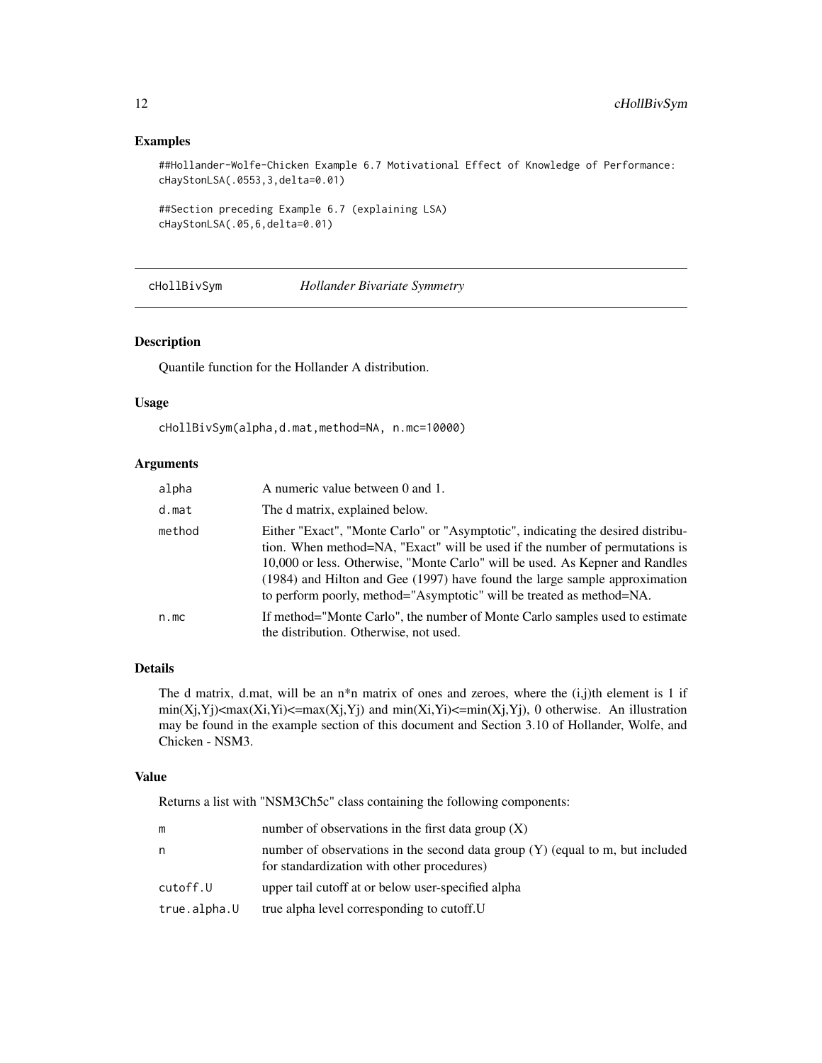## Examples

```
##Hollander-Wolfe-Chicken Example 6.7 Motivational Effect of Knowledge of Performance:
cHayStonLSA(.0553,3,delta=0.01)

##Section preceding Example 6.7 (explaining LSA)
cHayStonLSA(.05,6,delta=0.01)
```

---

# cHollBivSym — *Hollander Bivariate Symmetry*

---

### Description

Quantile function for the Hollander A distribution.

### Usage

```
cHollBivSym(alpha,d.mat,method=NA, n.mc=10000)
```

### Arguments

| | |
|---|---|
| alpha | A numeric value between 0 and 1. |
| d.mat | The d matrix, explained below. |
| method | Either "Exact", "Monte Carlo" or "Asymptotic", indicating the desired distribution. When method=NA, "Exact" will be used if the number of permutations is 10,000 or less. Otherwise, "Monte Carlo" will be used. As Kepner and Randles (1984) and Hilton and Gee (1997) have found the large sample approximation to perform poorly, method="Asymptotic" will be treated as method=NA. |
| n.mc | If method="Monte Carlo", the number of Monte Carlo samples used to estimate the distribution. Otherwise, not used. |

### Details

The d matrix, d.mat, will be an n*n matrix of ones and zeroes, where the (i,j)th element is 1 if min(Xj,Yj)<max(Xi,Yi)<=max(Xj,Yj) and min(Xi,Yi)<=min(Xj,Yj), 0 otherwise. An illustration may be found in the example section of this document and Section 3.10 of Hollander, Wolfe, and Chicken - NSM3.

### Value

Returns a list with "NSM3Ch5c" class containing the following components:

| | |
|---|---|
| m | number of observations in the first data group (X) |
| n | number of observations in the second data group (Y) (equal to m, but included for standardization with other procedures) |
| cutoff.U | upper tail cutoff at or below user-specified alpha |
| true.alpha.U | true alpha level corresponding to cutoff.U |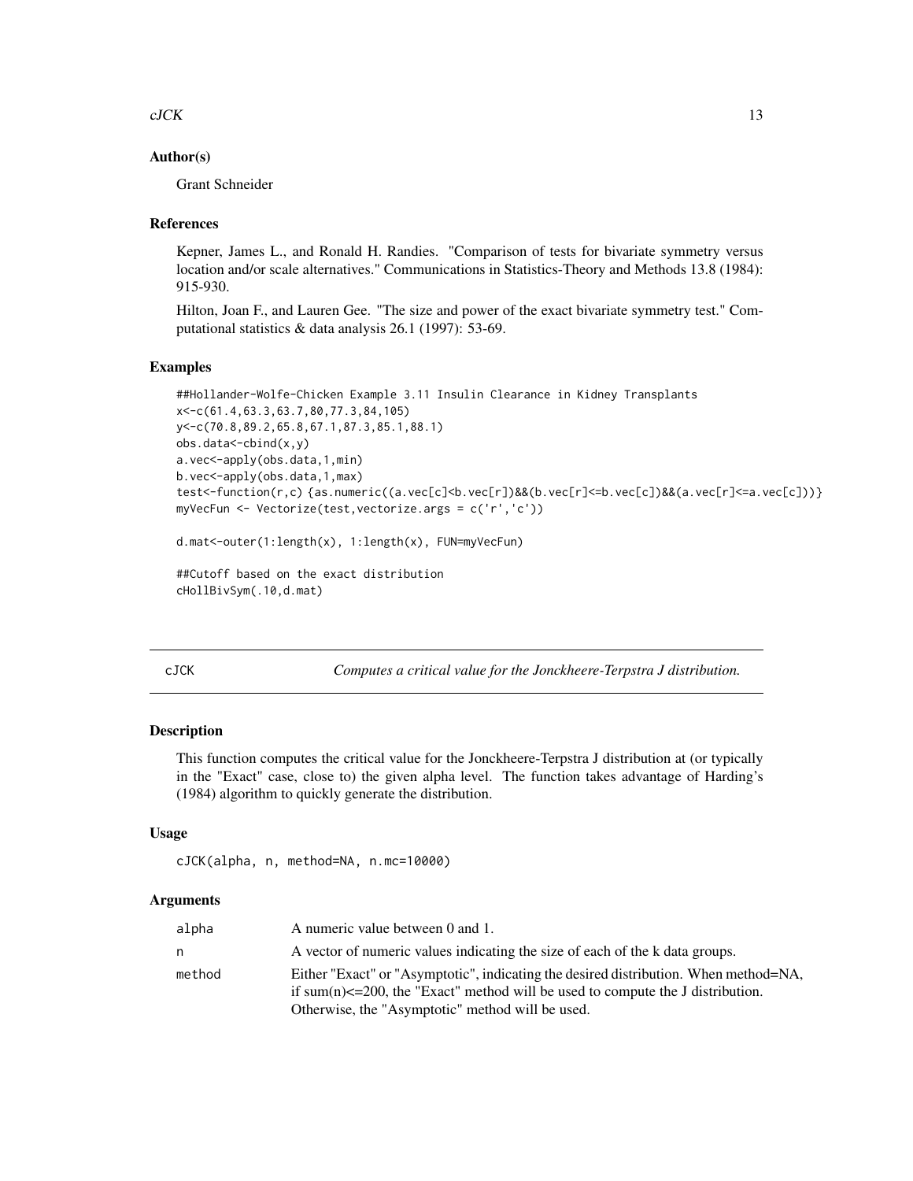### Author(s)

Grant Schneider

### References

Kepner, James L., and Ronald H. Randies. "Comparison of tests for bivariate symmetry versus location and/or scale alternatives." Communications in Statistics-Theory and Methods 13.8 (1984): 915-930.

Hilton, Joan F., and Lauren Gee. "The size and power of the exact bivariate symmetry test." Computational statistics & data analysis 26.1 (1997): 53-69.

### Examples

```
##Hollander-Wolfe-Chicken Example 3.11 Insulin Clearance in Kidney Transplants
x<-c(61.4,63.3,63.7,80,77.3,84,105)
y<-c(70.8,89.2,65.8,67.1,87.3,85.1,88.1)
obs.data<-cbind(x,y)
a.vec<-apply(obs.data,1,min)
b.vec<-apply(obs.data,1,max)
test<-function(r,c) {as.numeric((a.vec[c]<b.vec[r])&&(b.vec[r]<=b.vec[c])&&(a.vec[r]<=a.vec[c]))}
myVecFun <- Vectorize(test,vectorize.args = c('r','c'))

d.mat<-outer(1:length(x), 1:length(x), FUN=myVecFun)

##Cutoff based on the exact distribution
cHollBivSym(.10,d.mat)
```

---

## cJCK — *Computes a critical value for the Jonckheere-Terpstra J distribution.*

### Description

This function computes the critical value for the Jonckheere-Terpstra J distribution at (or typically in the "Exact" case, close to) the given alpha level. The function takes advantage of Harding's (1984) algorithm to quickly generate the distribution.

### Usage

```
cJCK(alpha, n, method=NA, n.mc=10000)
```

### Arguments

| | |
|---|---|
| alpha | A numeric value between 0 and 1. |
| n | A vector of numeric values indicating the size of each of the k data groups. |
| method | Either "Exact" or "Asymptotic", indicating the desired distribution. When method=NA, if sum(n)<=200, the "Exact" method will be used to compute the J distribution. Otherwise, the "Asymptotic" method will be used. |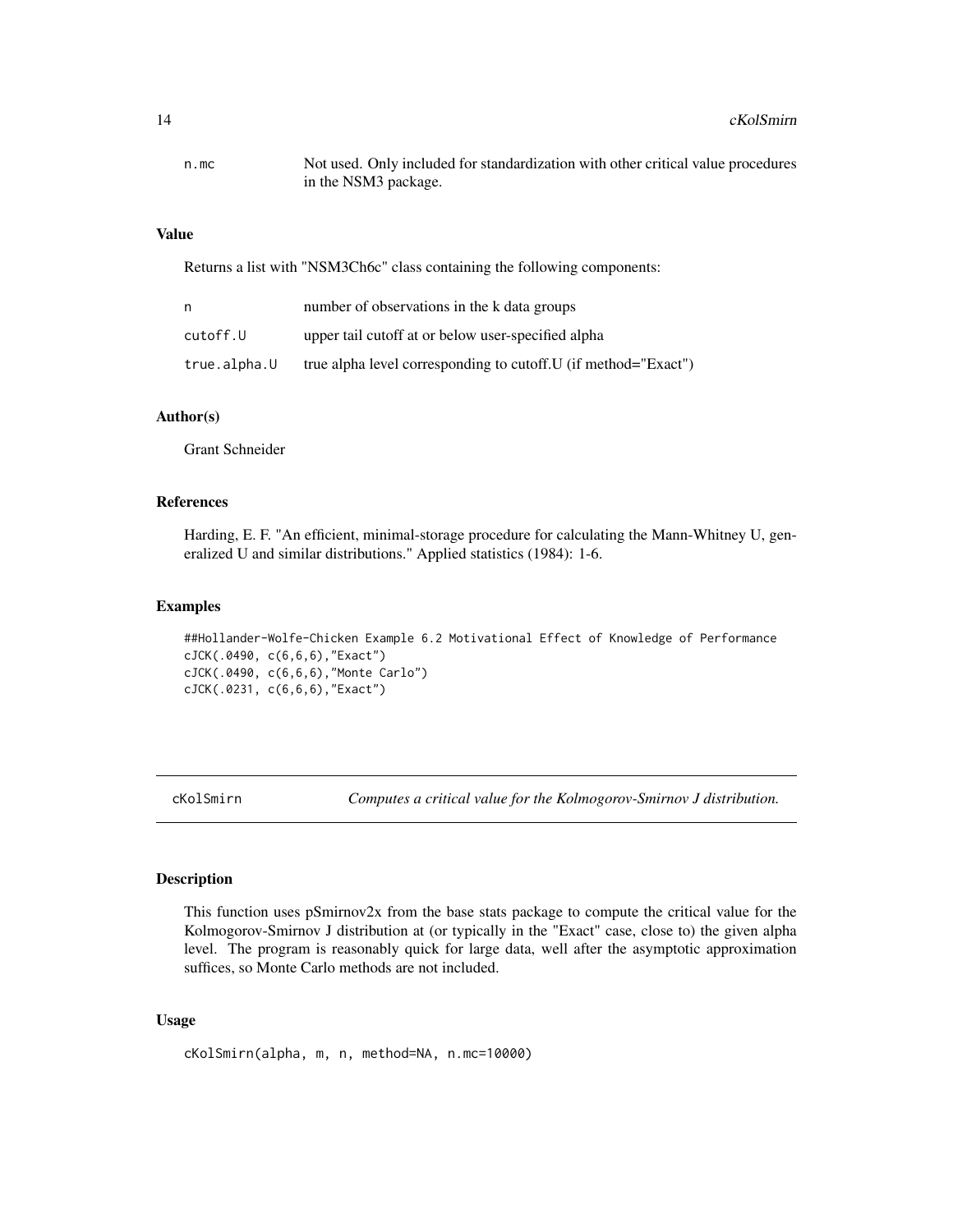| | |
|---|---|
| n.mc | Not used. Only included for standardization with other critical value procedures in the NSM3 package. |

### Value

Returns a list with "NSM3Ch6c" class containing the following components:

| | |
|---|---|
| n | number of observations in the k data groups |
| cutoff.U | upper tail cutoff at or below user-specified alpha |
| true.alpha.U | true alpha level corresponding to cutoff.U (if method="Exact") |

### Author(s)

Grant Schneider

### References

Harding, E. F. "An efficient, minimal-storage procedure for calculating the Mann-Whitney U, generalized U and similar distributions." Applied statistics (1984): 1-6.

### Examples

```
##Hollander-Wolfe-Chicken Example 6.2 Motivational Effect of Knowledge of Performance
cJCK(.0490, c(6,6,6),"Exact")
cJCK(.0490, c(6,6,6),"Monte Carlo")
cJCK(.0231, c(6,6,6),"Exact")
```

---

## cKolSmirn — *Computes a critical value for the Kolmogorov-Smirnov J distribution.*

---

### Description

This function uses pSmirnov2x from the base stats package to compute the critical value for the Kolmogorov-Smirnov J distribution at (or typically in the "Exact" case, close to) the given alpha level. The program is reasonably quick for large data, well after the asymptotic approximation suffices, so Monte Carlo methods are not included.

### Usage

```
cKolSmirn(alpha, m, n, method=NA, n.mc=10000)
```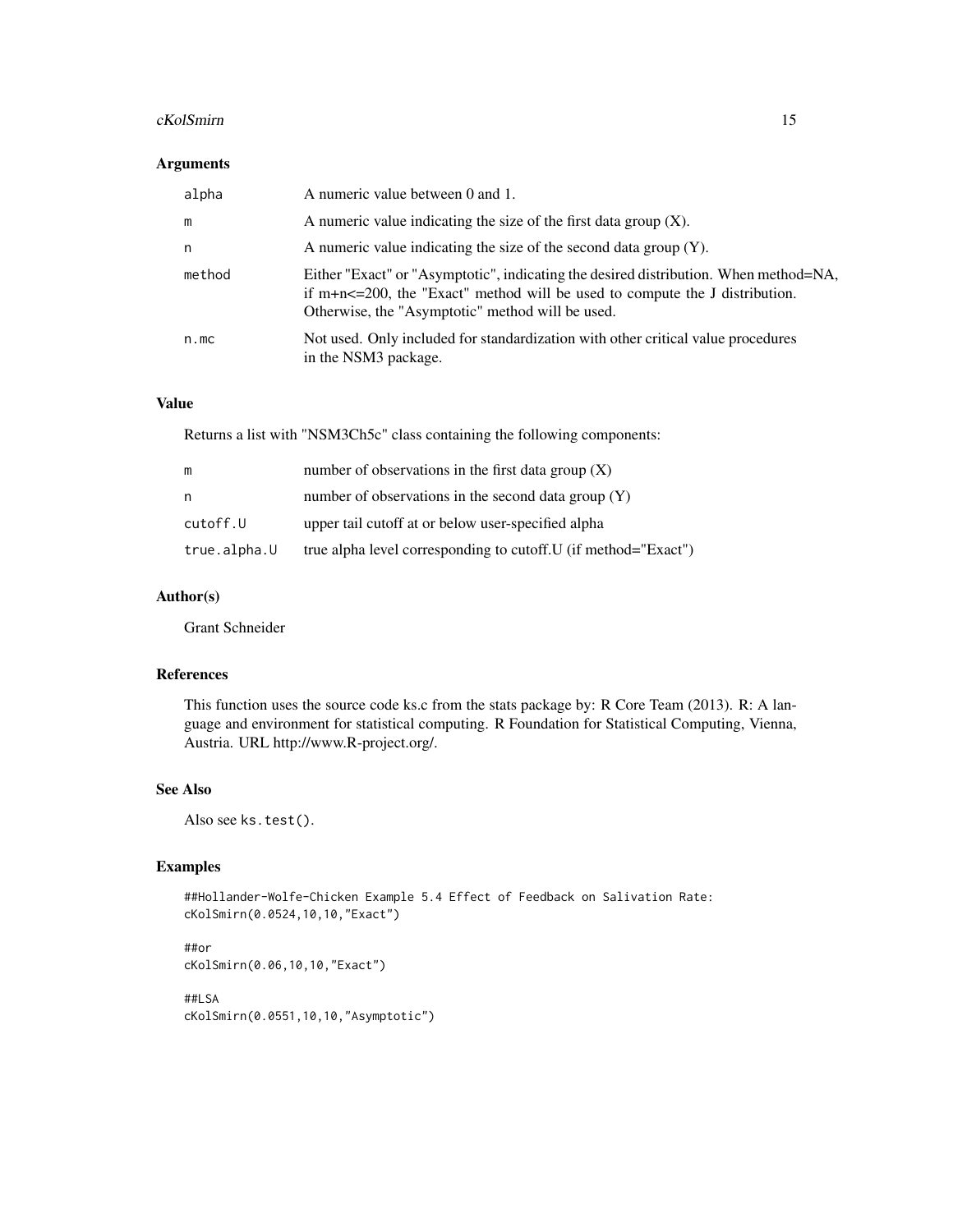### Arguments

| | |
|---|---|
| alpha | A numeric value between 0 and 1. |
| m | A numeric value indicating the size of the first data group (X). |
| n | A numeric value indicating the size of the second data group (Y). |
| method | Either "Exact" or "Asymptotic", indicating the desired distribution. When method=NA, if m+n<=200, the "Exact" method will be used to compute the J distribution. Otherwise, the "Asymptotic" method will be used. |
| n.mc | Not used. Only included for standardization with other critical value procedures in the NSM3 package. |

### Value

Returns a list with "NSM3Ch5c" class containing the following components:

| | |
|---|---|
| m | number of observations in the first data group (X) |
| n | number of observations in the second data group (Y) |
| cutoff.U | upper tail cutoff at or below user-specified alpha |
| true.alpha.U | true alpha level corresponding to cutoff.U (if method="Exact") |

### Author(s)

Grant Schneider

### References

This function uses the source code ks.c from the stats package by: R Core Team (2013). R: A language and environment for statistical computing. R Foundation for Statistical Computing, Vienna, Austria. URL http://www.R-project.org/.

### See Also

Also see ks.test().

### Examples

```
##Hollander-Wolfe-Chicken Example 5.4 Effect of Feedback on Salivation Rate:
cKolSmirn(0.0524,10,10,"Exact")

##or
cKolSmirn(0.06,10,10,"Exact")

##LSA
cKolSmirn(0.0551,10,10,"Asymptotic")
```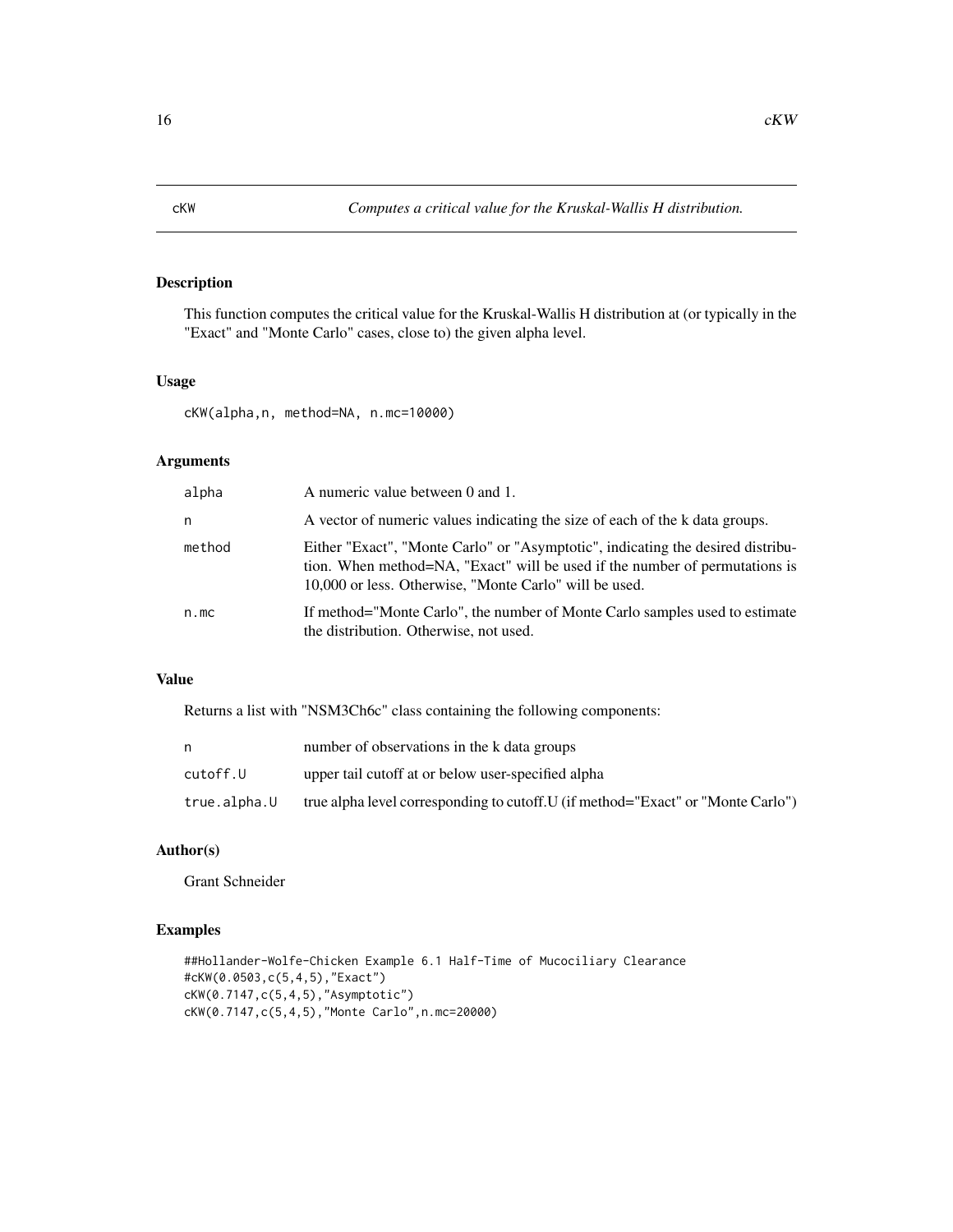# cKW — *Computes a critical value for the Kruskal-Wallis H distribution.*

## Description

This function computes the critical value for the Kruskal-Wallis H distribution at (or typically in the "Exact" and "Monte Carlo" cases, close to) the given alpha level.

## Usage

```
cKW(alpha,n, method=NA, n.mc=10000)
```

## Arguments

| | |
|---|---|
| `alpha` | A numeric value between 0 and 1. |
| `n` | A vector of numeric values indicating the size of each of the k data groups. |
| `method` | Either "Exact", "Monte Carlo" or "Asymptotic", indicating the desired distribution. When method=NA, "Exact" will be used if the number of permutations is 10,000 or less. Otherwise, "Monte Carlo" will be used. |
| `n.mc` | If method="Monte Carlo", the number of Monte Carlo samples used to estimate the distribution. Otherwise, not used. |

## Value

Returns a list with "NSM3Ch6c" class containing the following components:

| | |
|---|---|
| `n` | number of observations in the k data groups |
| `cutoff.U` | upper tail cutoff at or below user-specified alpha |
| `true.alpha.U` | true alpha level corresponding to cutoff.U (if method="Exact" or "Monte Carlo") |

## Author(s)

Grant Schneider

## Examples

```
##Hollander-Wolfe-Chicken Example 6.1 Half-Time of Mucociliary Clearance
#cKW(0.0503,c(5,4,5),"Exact")
cKW(0.7147,c(5,4,5),"Asymptotic")
cKW(0.7147,c(5,4,5),"Monte Carlo",n.mc=20000)
```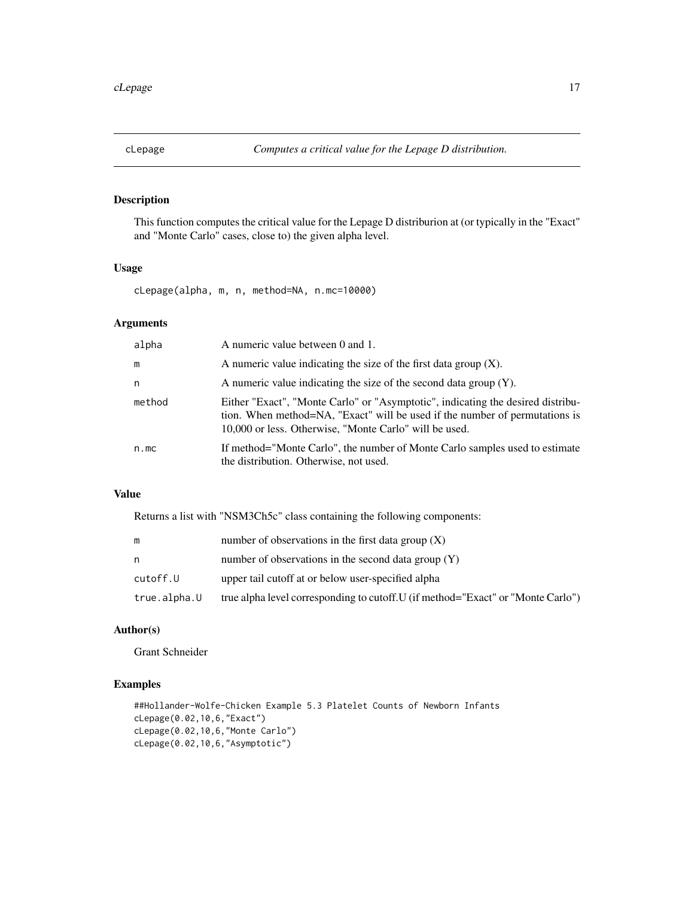## cLepage — *Computes a critical value for the Lepage D distribution.*

### Description

This function computes the critical value for the Lepage D distriburion at (or typically in the "Exact" and "Monte Carlo" cases, close to) the given alpha level.

### Usage

```
cLepage(alpha, m, n, method=NA, n.mc=10000)
```

### Arguments

| | |
|---|---|
| alpha | A numeric value between 0 and 1. |
| m | A numeric value indicating the size of the first data group (X). |
| n | A numeric value indicating the size of the second data group (Y). |
| method | Either "Exact", "Monte Carlo" or "Asymptotic", indicating the desired distribution. When method=NA, "Exact" will be used if the number of permutations is 10,000 or less. Otherwise, "Monte Carlo" will be used. |
| n.mc | If method="Monte Carlo", the number of Monte Carlo samples used to estimate the distribution. Otherwise, not used. |

### Value

Returns a list with "NSM3Ch5c" class containing the following components:

| | |
|---|---|
| m | number of observations in the first data group (X) |
| n | number of observations in the second data group (Y) |
| cutoff.U | upper tail cutoff at or below user-specified alpha |
| true.alpha.U | true alpha level corresponding to cutoff.U (if method="Exact" or "Monte Carlo") |

### Author(s)

Grant Schneider

### Examples

```
##Hollander-Wolfe-Chicken Example 5.3 Platelet Counts of Newborn Infants
cLepage(0.02,10,6,"Exact")
cLepage(0.02,10,6,"Monte Carlo")
cLepage(0.02,10,6,"Asymptotic")
```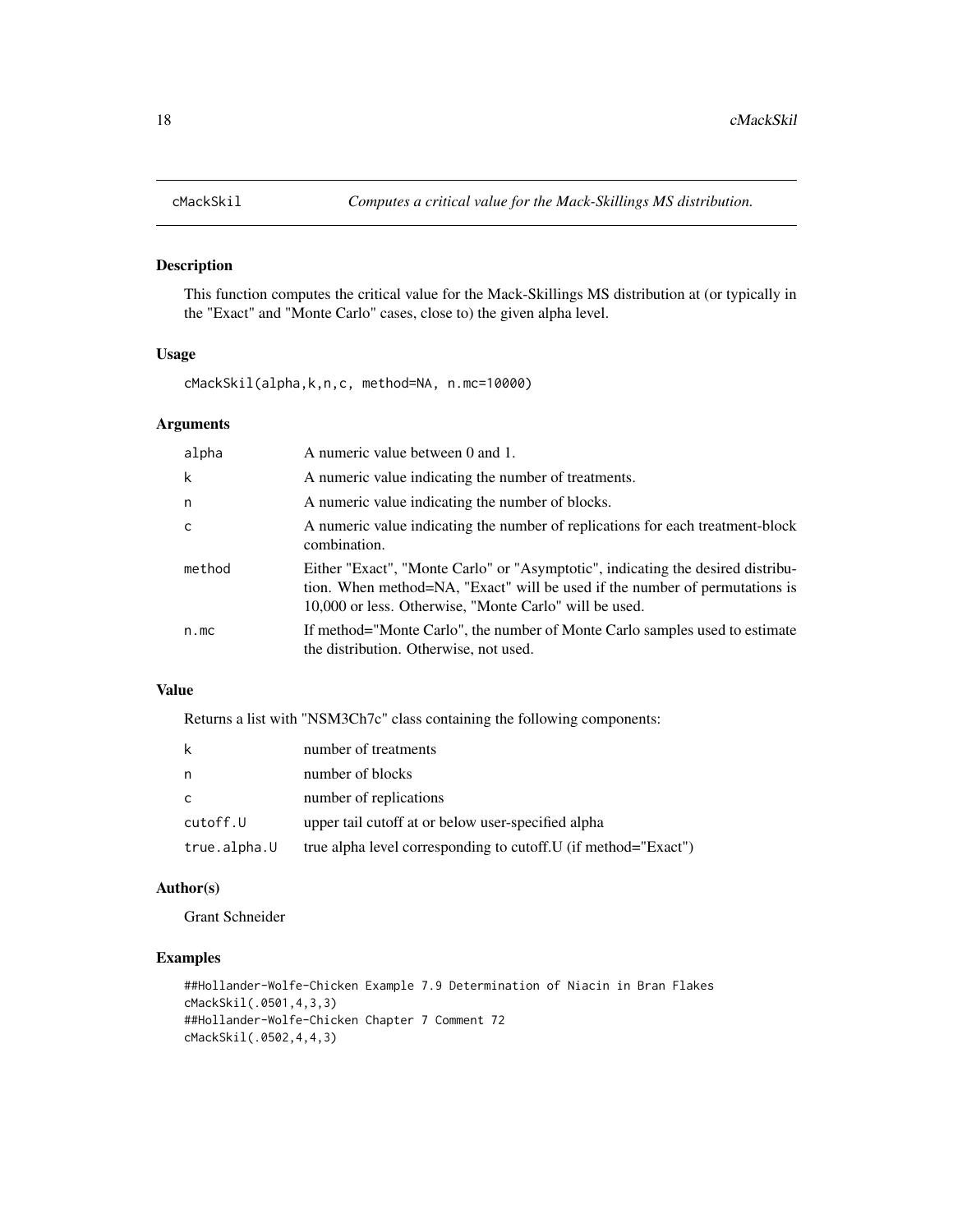# cMackSkil — *Computes a critical value for the Mack-Skillings MS distribution.*

## Description

This function computes the critical value for the Mack-Skillings MS distribution at (or typically in the "Exact" and "Monte Carlo" cases, close to) the given alpha level.

## Usage

```
cMackSkil(alpha,k,n,c, method=NA, n.mc=10000)
```

## Arguments

| | |
|---|---|
| alpha | A numeric value between 0 and 1. |
| k | A numeric value indicating the number of treatments. |
| n | A numeric value indicating the number of blocks. |
| c | A numeric value indicating the number of replications for each treatment-block combination. |
| method | Either "Exact", "Monte Carlo" or "Asymptotic", indicating the desired distribution. When method=NA, "Exact" will be used if the number of permutations is 10,000 or less. Otherwise, "Monte Carlo" will be used. |
| n.mc | If method="Monte Carlo", the number of Monte Carlo samples used to estimate the distribution. Otherwise, not used. |

## Value

Returns a list with "NSM3Ch7c" class containing the following components:

| | |
|---|---|
| k | number of treatments |
| n | number of blocks |
| c | number of replications |
| cutoff.U | upper tail cutoff at or below user-specified alpha |
| true.alpha.U | true alpha level corresponding to cutoff.U (if method="Exact") |

## Author(s)

Grant Schneider

## Examples

```
##Hollander-Wolfe-Chicken Example 7.9 Determination of Niacin in Bran Flakes
cMackSkil(.0501,4,3,3)
##Hollander-Wolfe-Chicken Chapter 7 Comment 72
cMackSkil(.0502,4,4,3)
```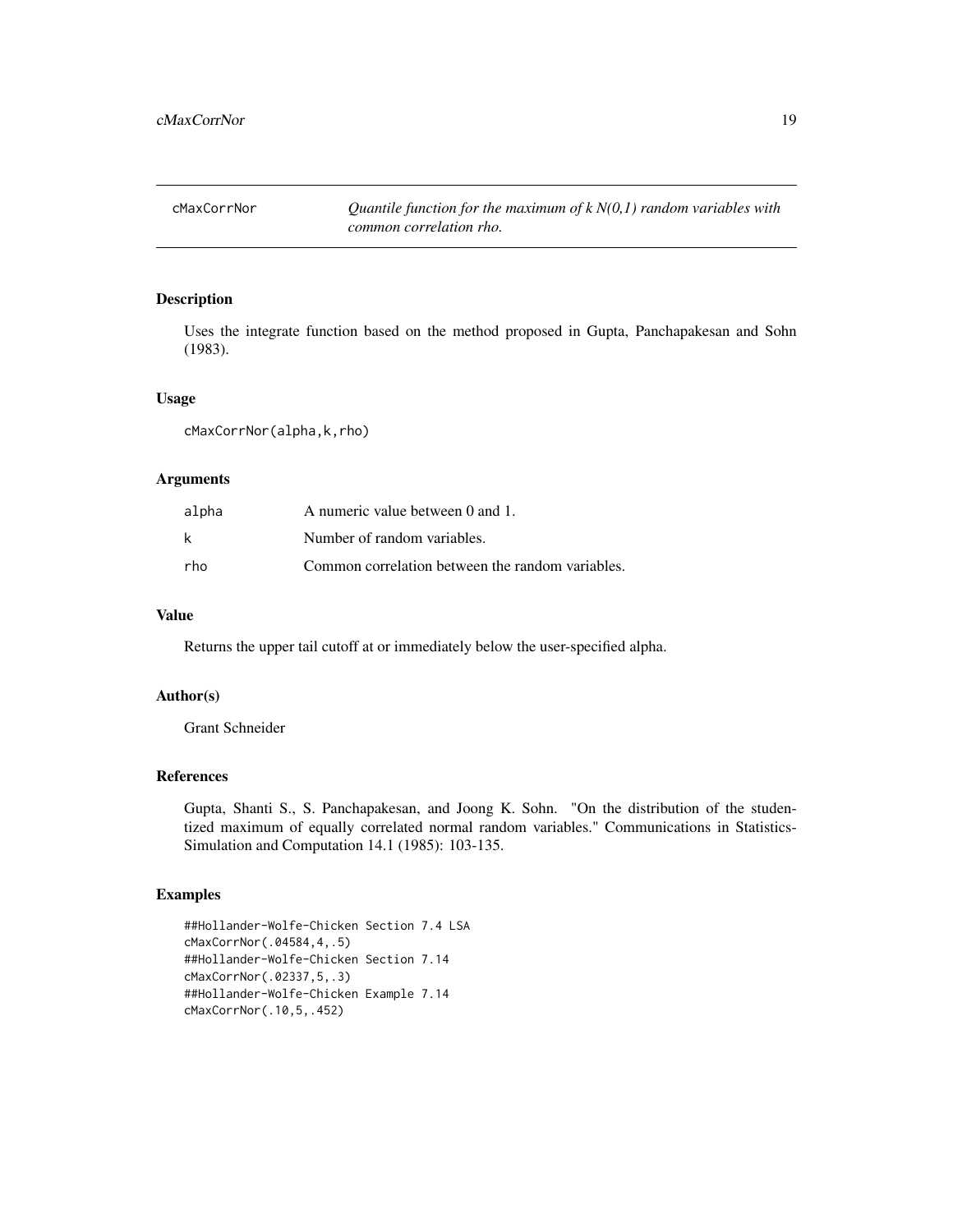# cMaxCorrNor

*Quantile function for the maximum of k N(0,1) random variables with common correlation rho.*

## Description

Uses the integrate function based on the method proposed in Gupta, Panchapakesan and Sohn (1983).

## Usage

```
cMaxCorrNor(alpha,k,rho)
```

## Arguments

| | |
|---|---|
| alpha | A numeric value between 0 and 1. |
| k | Number of random variables. |
| rho | Common correlation between the random variables. |

## Value

Returns the upper tail cutoff at or immediately below the user-specified alpha.

## Author(s)

Grant Schneider

## References

Gupta, Shanti S., S. Panchapakesan, and Joong K. Sohn. "On the distribution of the studentized maximum of equally correlated normal random variables." Communications in Statistics-Simulation and Computation 14.1 (1985): 103-135.

## Examples

```
##Hollander-Wolfe-Chicken Section 7.4 LSA
cMaxCorrNor(.04584,4,.5)
##Hollander-Wolfe-Chicken Section 7.14
cMaxCorrNor(.02337,5,.3)
##Hollander-Wolfe-Chicken Example 7.14
cMaxCorrNor(.10,5,.452)
```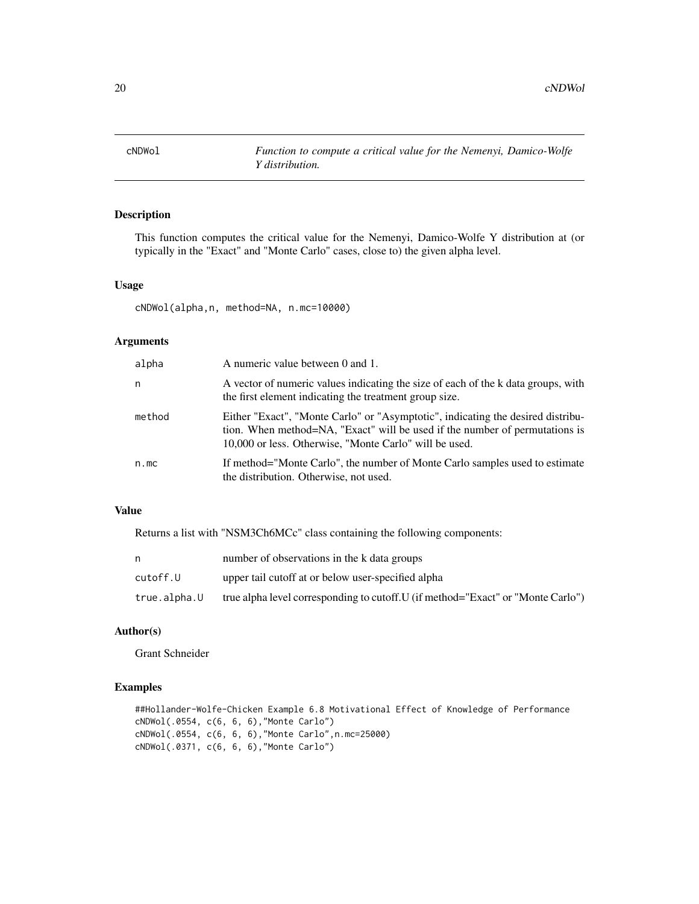# cNDWol — *Function to compute a critical value for the Nemenyi, Damico-Wolfe Y distribution.*

## Description

This function computes the critical value for the Nemenyi, Damico-Wolfe Y distribution at (or typically in the "Exact" and "Monte Carlo" cases, close to) the given alpha level.

## Usage

```
cNDWol(alpha,n, method=NA, n.mc=10000)
```

## Arguments

| | |
|---|---|
| alpha | A numeric value between 0 and 1. |
| n | A vector of numeric values indicating the size of each of the k data groups, with the first element indicating the treatment group size. |
| method | Either "Exact", "Monte Carlo" or "Asymptotic", indicating the desired distribution. When method=NA, "Exact" will be used if the number of permutations is 10,000 or less. Otherwise, "Monte Carlo" will be used. |
| n.mc | If method="Monte Carlo", the number of Monte Carlo samples used to estimate the distribution. Otherwise, not used. |

## Value

Returns a list with "NSM3Ch6MCc" class containing the following components:

| | |
|---|---|
| n | number of observations in the k data groups |
| cutoff.U | upper tail cutoff at or below user-specified alpha |
| true.alpha.U | true alpha level corresponding to cutoff.U (if method="Exact" or "Monte Carlo") |

## Author(s)

Grant Schneider

## Examples

```
##Hollander-Wolfe-Chicken Example 6.8 Motivational Effect of Knowledge of Performance
cNDWol(.0554, c(6, 6, 6),"Monte Carlo")
cNDWol(.0554, c(6, 6, 6),"Monte Carlo",n.mc=25000)
cNDWol(.0371, c(6, 6, 6),"Monte Carlo")
```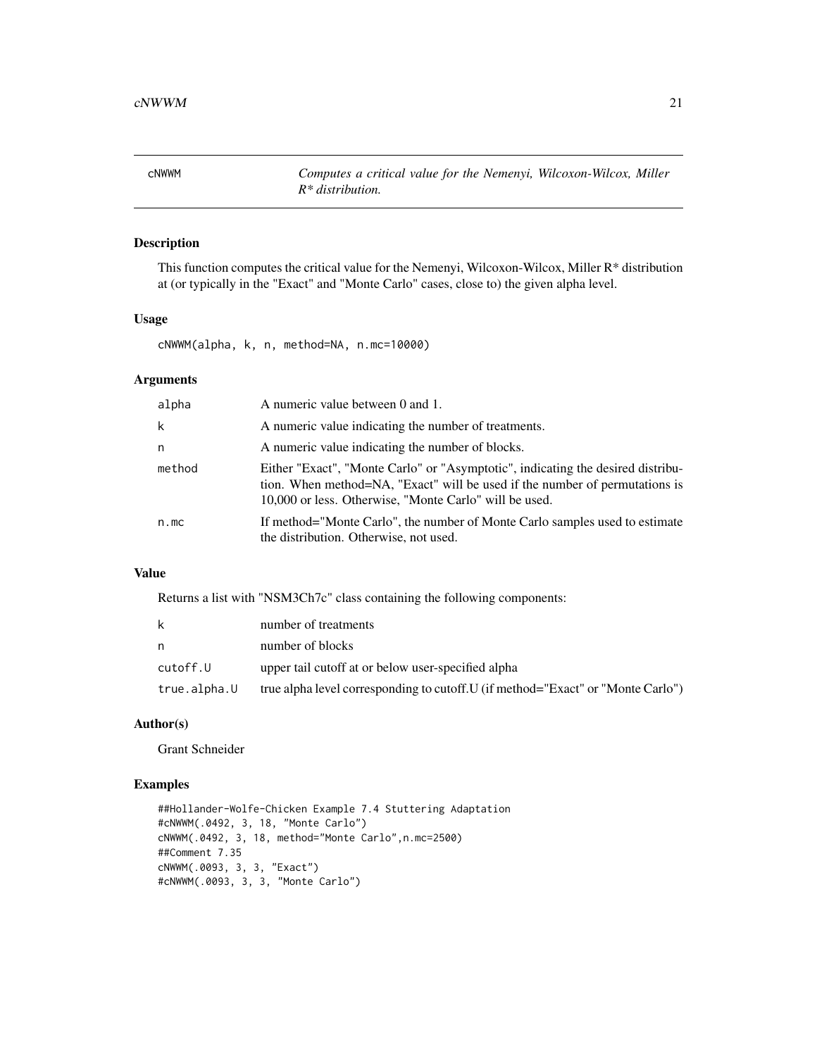# cNWWM

*Computes a critical value for the Nemenyi, Wilcoxon-Wilcox, Miller R* distribution.*

## Description

This function computes the critical value for the Nemenyi, Wilcoxon-Wilcox, Miller R* distribution at (or typically in the "Exact" and "Monte Carlo" cases, close to) the given alpha level.

## Usage

```
cNWWM(alpha, k, n, method=NA, n.mc=10000)
```

## Arguments

| | |
|---|---|
| alpha | A numeric value between 0 and 1. |
| k | A numeric value indicating the number of treatments. |
| n | A numeric value indicating the number of blocks. |
| method | Either "Exact", "Monte Carlo" or "Asymptotic", indicating the desired distribution. When method=NA, "Exact" will be used if the number of permutations is 10,000 or less. Otherwise, "Monte Carlo" will be used. |
| n.mc | If method="Monte Carlo", the number of Monte Carlo samples used to estimate the distribution. Otherwise, not used. |

## Value

Returns a list with "NSM3Ch7c" class containing the following components:

| | |
|---|---|
| k | number of treatments |
| n | number of blocks |
| cutoff.U | upper tail cutoff at or below user-specified alpha |
| true.alpha.U | true alpha level corresponding to cutoff.U (if method="Exact" or "Monte Carlo") |

## Author(s)

Grant Schneider

## Examples

```
##Hollander-Wolfe-Chicken Example 7.4 Stuttering Adaptation
#cNWWM(.0492, 3, 18, "Monte Carlo")
cNWWM(.0492, 3, 18, method="Monte Carlo",n.mc=2500)
##Comment 7.35
cNWWM(.0093, 3, 3, "Exact")
#cNWWM(.0093, 3, 3, "Monte Carlo")
```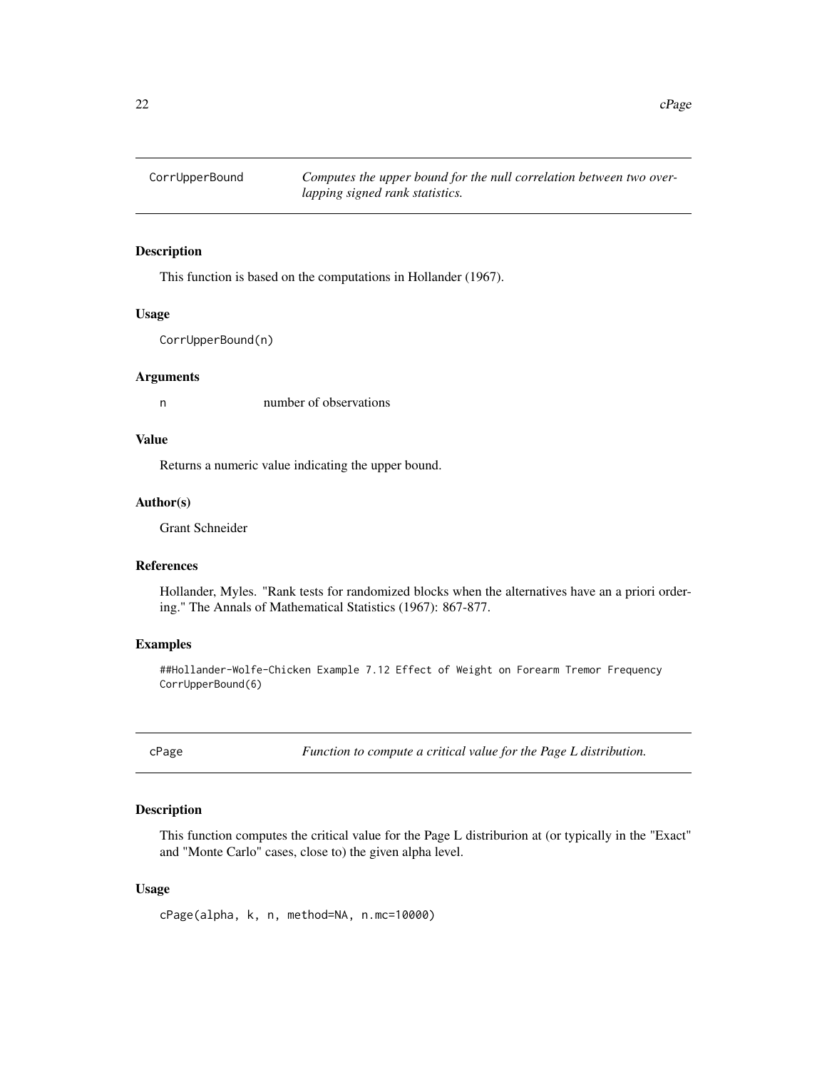## CorrUpperBound

*Computes the upper bound for the null correlation between two overlapping signed rank statistics.*

### Description

This function is based on the computations in Hollander (1967).

### Usage

```
CorrUpperBound(n)
```

### Arguments

n number of observations

### Value

Returns a numeric value indicating the upper bound.

### Author(s)

Grant Schneider

### References

Hollander, Myles. "Rank tests for randomized blocks when the alternatives have an a priori ordering." The Annals of Mathematical Statistics (1967): 867-877.

### Examples

```
##Hollander-Wolfe-Chicken Example 7.12 Effect of Weight on Forearm Tremor Frequency
CorrUpperBound(6)
```

## cPage

*Function to compute a critical value for the Page L distribution.*

### Description

This function computes the critical value for the Page L distriburion at (or typically in the "Exact" and "Monte Carlo" cases, close to) the given alpha level.

### Usage

```
cPage(alpha, k, n, method=NA, n.mc=10000)
```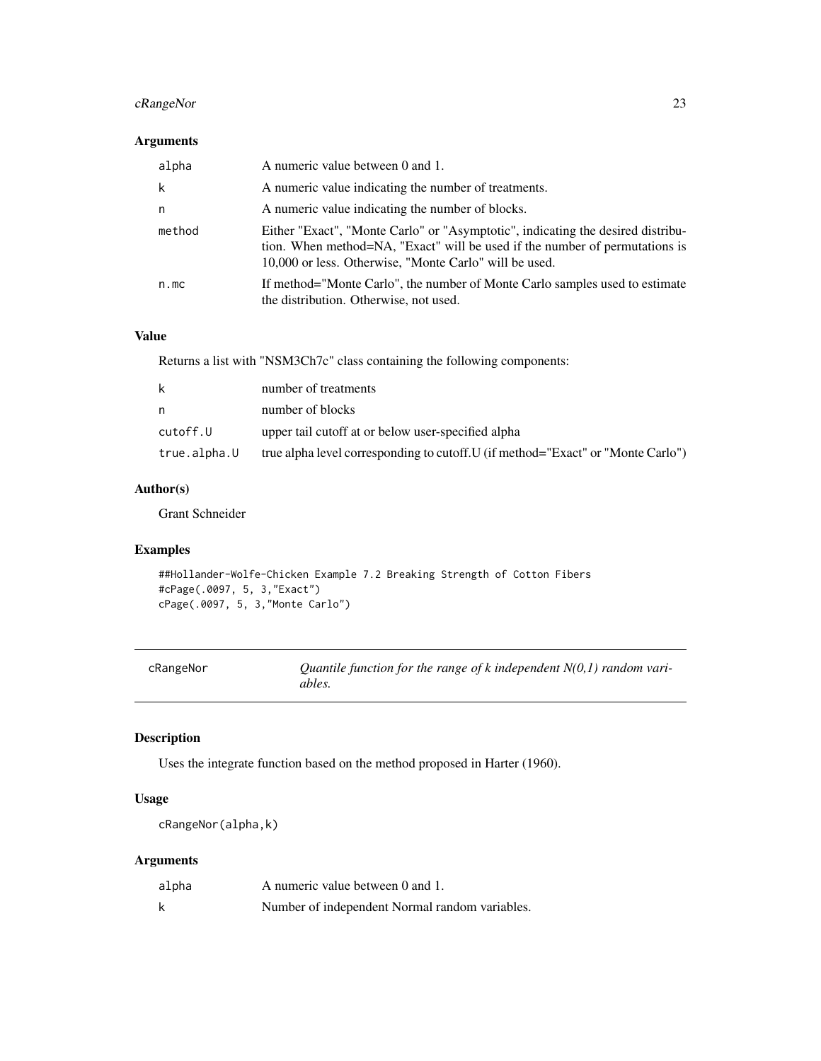### Arguments

| | |
|---|---|
| alpha | A numeric value between 0 and 1. |
| k | A numeric value indicating the number of treatments. |
| n | A numeric value indicating the number of blocks. |
| method | Either "Exact", "Monte Carlo" or "Asymptotic", indicating the desired distribution. When method=NA, "Exact" will be used if the number of permutations is 10,000 or less. Otherwise, "Monte Carlo" will be used. |
| n.mc | If method="Monte Carlo", the number of Monte Carlo samples used to estimate the distribution. Otherwise, not used. |

### Value

Returns a list with "NSM3Ch7c" class containing the following components:

| | |
|---|---|
| k | number of treatments |
| n | number of blocks |
| cutoff.U | upper tail cutoff at or below user-specified alpha |
| true.alpha.U | true alpha level corresponding to cutoff.U (if method="Exact" or "Monte Carlo") |

### Author(s)

Grant Schneider

### Examples

```
##Hollander-Wolfe-Chicken Example 7.2 Breaking Strength of Cotton Fibers
#cPage(.0097, 5, 3,"Exact")
cPage(.0097, 5, 3,"Monte Carlo")
```

---

## cRangeNor — *Quantile function for the range of k independent N(0,1) random variables.*

---

### Description

Uses the integrate function based on the method proposed in Harter (1960).

### Usage

```
cRangeNor(alpha,k)
```

### Arguments

| | |
|---|---|
| alpha | A numeric value between 0 and 1. |
| k | Number of independent Normal random variables. |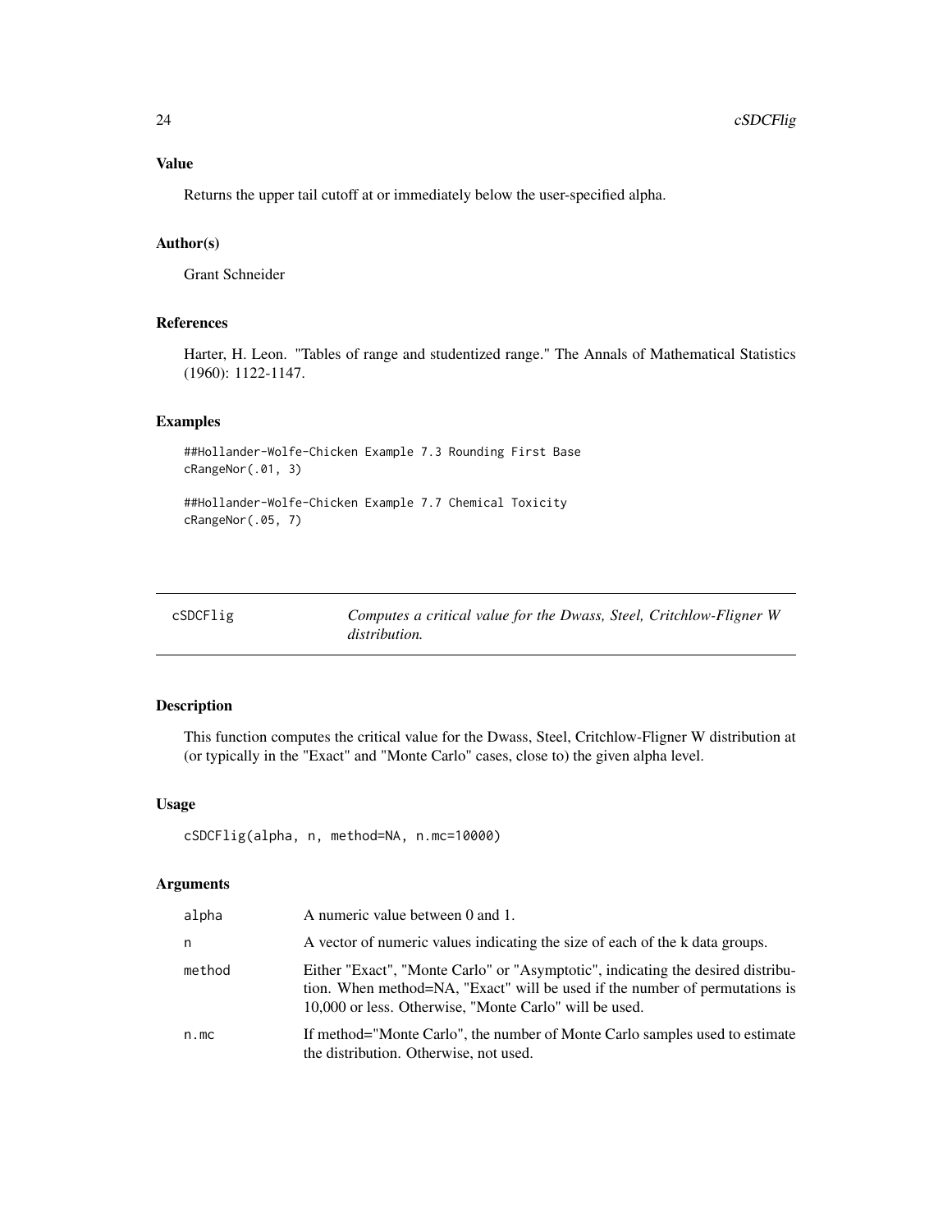### Value

Returns the upper tail cutoff at or immediately below the user-specified alpha.

### Author(s)

Grant Schneider

### References

Harter, H. Leon. "Tables of range and studentized range." The Annals of Mathematical Statistics (1960): 1122-1147.

### Examples

```
##Hollander-Wolfe-Chicken Example 7.3 Rounding First Base
cRangeNor(.01, 3)

##Hollander-Wolfe-Chicken Example 7.7 Chemical Toxicity
cRangeNor(.05, 7)
```

---

## cSDCFlig — *Computes a critical value for the Dwass, Steel, Critchlow-Fligner W distribution.*

---

### Description

This function computes the critical value for the Dwass, Steel, Critchlow-Fligner W distribution at (or typically in the "Exact" and "Monte Carlo" cases, close to) the given alpha level.

### Usage

```
cSDCFlig(alpha, n, method=NA, n.mc=10000)
```

### Arguments

| | |
|---|---|
| alpha | A numeric value between 0 and 1. |
| n | A vector of numeric values indicating the size of each of the k data groups. |
| method | Either "Exact", "Monte Carlo" or "Asymptotic", indicating the desired distribution. When method=NA, "Exact" will be used if the number of permutations is 10,000 or less. Otherwise, "Monte Carlo" will be used. |
| n.mc | If method="Monte Carlo", the number of Monte Carlo samples used to estimate the distribution. Otherwise, not used. |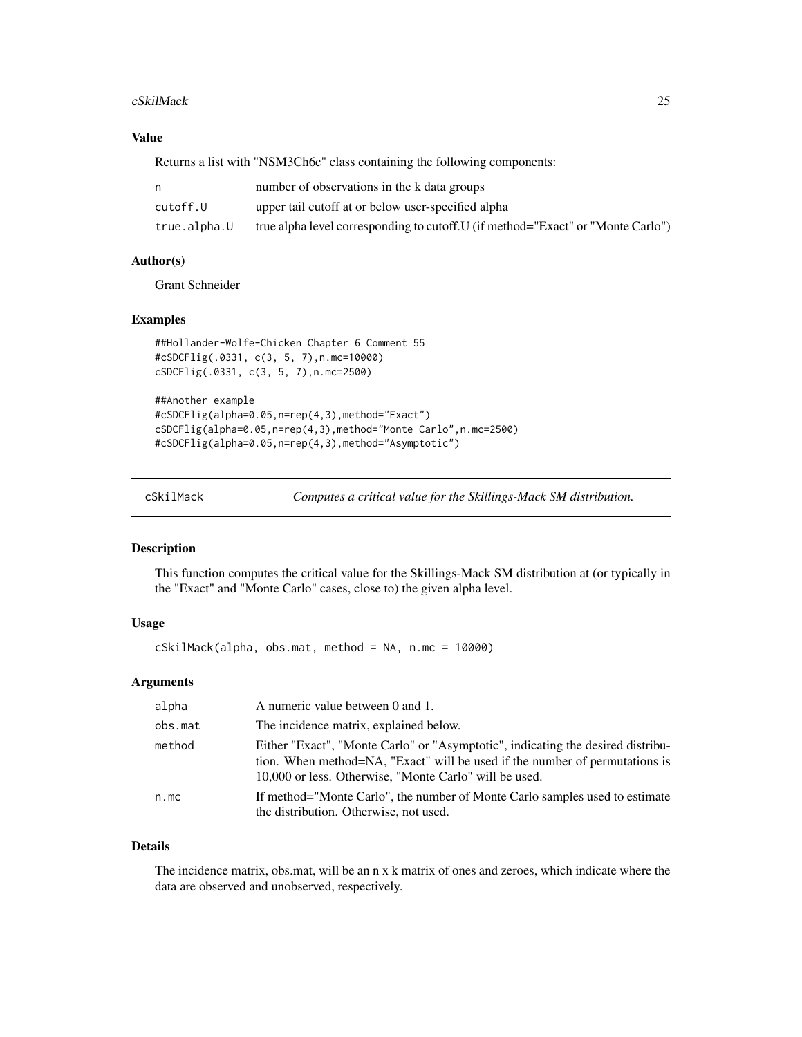## Value

Returns a list with "NSM3Ch6c" class containing the following components:

| | |
|---|---|
| n | number of observations in the k data groups |
| cutoff.U | upper tail cutoff at or below user-specified alpha |
| true.alpha.U | true alpha level corresponding to cutoff.U (if method="Exact" or "Monte Carlo") |

## Author(s)

Grant Schneider

## Examples

```
##Hollander-Wolfe-Chicken Chapter 6 Comment 55
#cSDCFlig(.0331, c(3, 5, 7),n.mc=10000)
cSDCFlig(.0331, c(3, 5, 7),n.mc=2500)

##Another example
#cSDCFlig(alpha=0.05,n=rep(4,3),method="Exact")
cSDCFlig(alpha=0.05,n=rep(4,3),method="Monte Carlo",n.mc=2500)
#cSDCFlig(alpha=0.05,n=rep(4,3),method="Asymptotic")
```

---

# cSkilMack — *Computes a critical value for the Skillings-Mack SM distribution.*

## Description

This function computes the critical value for the Skillings-Mack SM distribution at (or typically in the "Exact" and "Monte Carlo" cases, close to) the given alpha level.

## Usage

```
cSkilMack(alpha, obs.mat, method = NA, n.mc = 10000)
```

## Arguments

| | |
|---|---|
| alpha | A numeric value between 0 and 1. |
| obs.mat | The incidence matrix, explained below. |
| method | Either "Exact", "Monte Carlo" or "Asymptotic", indicating the desired distribution. When method=NA, "Exact" will be used if the number of permutations is 10,000 or less. Otherwise, "Monte Carlo" will be used. |
| n.mc | If method="Monte Carlo", the number of Monte Carlo samples used to estimate the distribution. Otherwise, not used. |

## Details

The incidence matrix, obs.mat, will be an n x k matrix of ones and zeroes, which indicate where the data are observed and unobserved, respectively.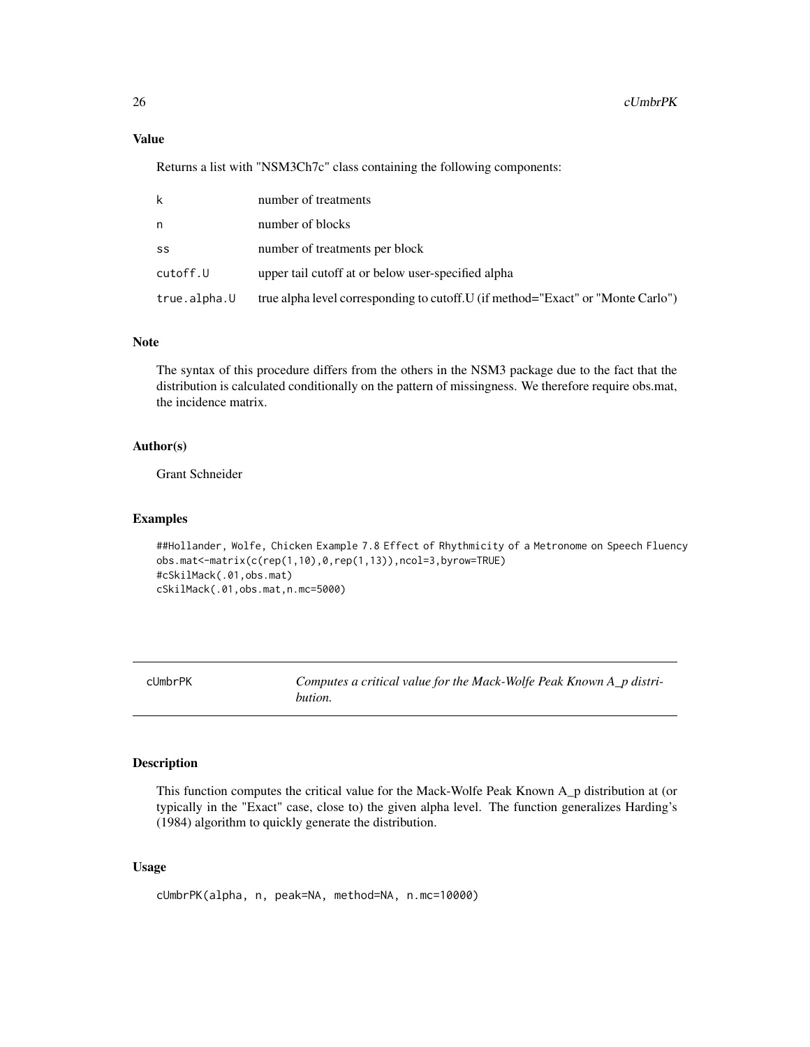### Value

Returns a list with "NSM3Ch7c" class containing the following components:

| | |
|---|---|
| k | number of treatments |
| n | number of blocks |
| ss | number of treatments per block |
| cutoff.U | upper tail cutoff at or below user-specified alpha |
| true.alpha.U | true alpha level corresponding to cutoff.U (if method="Exact" or "Monte Carlo") |

### Note

The syntax of this procedure differs from the others in the NSM3 package due to the fact that the distribution is calculated conditionally on the pattern of missingness. We therefore require obs.mat, the incidence matrix.

### Author(s)

Grant Schneider

### Examples

```
##Hollander, Wolfe, Chicken Example 7.8 Effect of Rhythmicity of a Metronome on Speech Fluency
obs.mat<-matrix(c(rep(1,10),0,rep(1,13)),ncol=3,byrow=TRUE)
#cSkilMack(.01,obs.mat)
cSkilMack(.01,obs.mat,n.mc=5000)
```

---

## cUmbrPK — *Computes a critical value for the Mack-Wolfe Peak Known A_p distribution.*

### Description

This function computes the critical value for the Mack-Wolfe Peak Known A_p distribution at (or typically in the "Exact" case, close to) the given alpha level. The function generalizes Harding's (1984) algorithm to quickly generate the distribution.

### Usage

```
cUmbrPK(alpha, n, peak=NA, method=NA, n.mc=10000)
```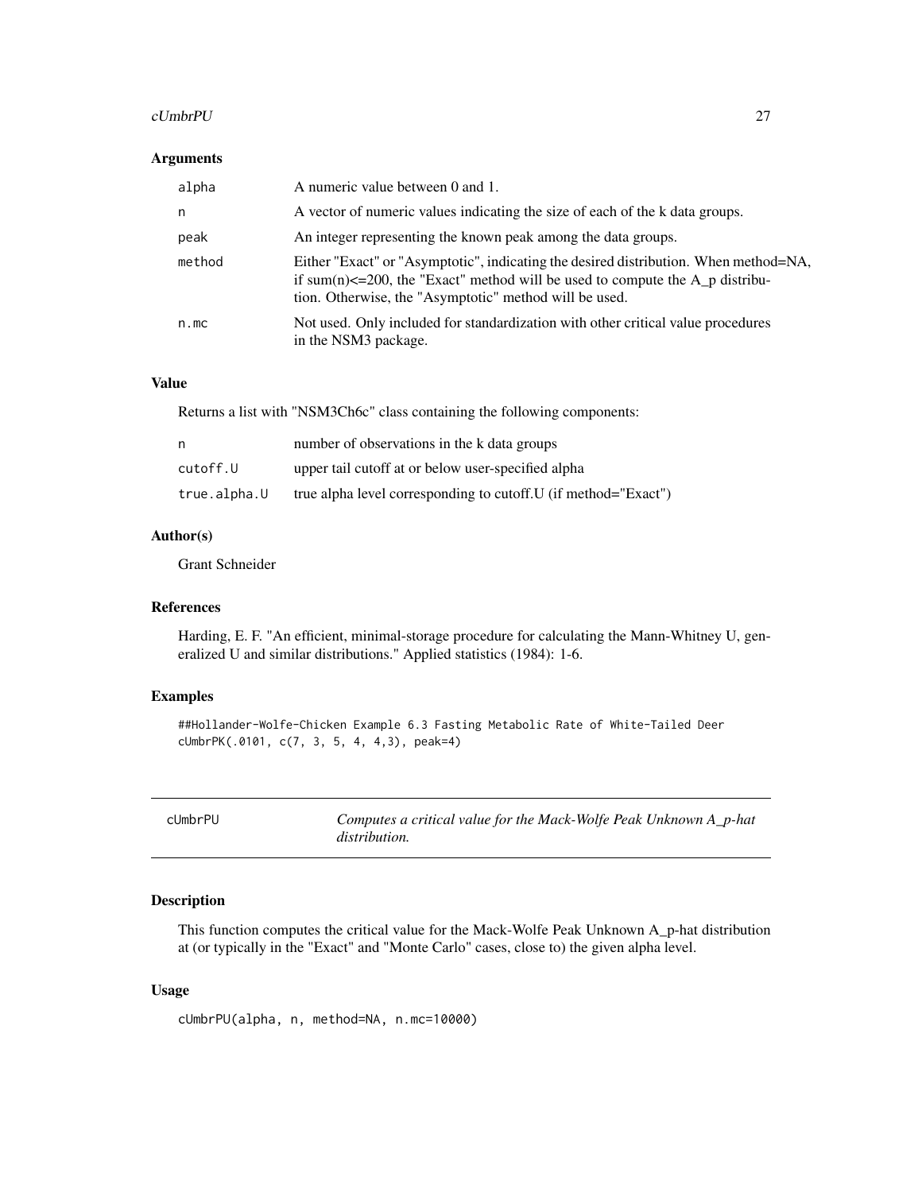### Arguments

| | |
|---|---|
| alpha | A numeric value between 0 and 1. |
| n | A vector of numeric values indicating the size of each of the k data groups. |
| peak | An integer representing the known peak among the data groups. |
| method | Either "Exact" or "Asymptotic", indicating the desired distribution. When method=NA, if sum(n)<=200, the "Exact" method will be used to compute the A_p distribution. Otherwise, the "Asymptotic" method will be used. |
| n.mc | Not used. Only included for standardization with other critical value procedures in the NSM3 package. |

### Value

Returns a list with "NSM3Ch6c" class containing the following components:

| | |
|---|---|
| n | number of observations in the k data groups |
| cutoff.U | upper tail cutoff at or below user-specified alpha |
| true.alpha.U | true alpha level corresponding to cutoff.U (if method="Exact") |

### Author(s)

Grant Schneider

### References

Harding, E. F. "An efficient, minimal-storage procedure for calculating the Mann-Whitney U, generalized U and similar distributions." Applied statistics (1984): 1-6.

### Examples

```
##Hollander-Wolfe-Chicken Example 6.3 Fasting Metabolic Rate of White-Tailed Deer
cUmbrPK(.0101, c(7, 3, 5, 4, 4,3), peak=4)
```

---

## cUmbrPU — *Computes a critical value for the Mack-Wolfe Peak Unknown A_p-hat distribution.*

---

### Description

This function computes the critical value for the Mack-Wolfe Peak Unknown A_p-hat distribution at (or typically in the "Exact" and "Monte Carlo" cases, close to) the given alpha level.

### Usage

```
cUmbrPU(alpha, n, method=NA, n.mc=10000)
```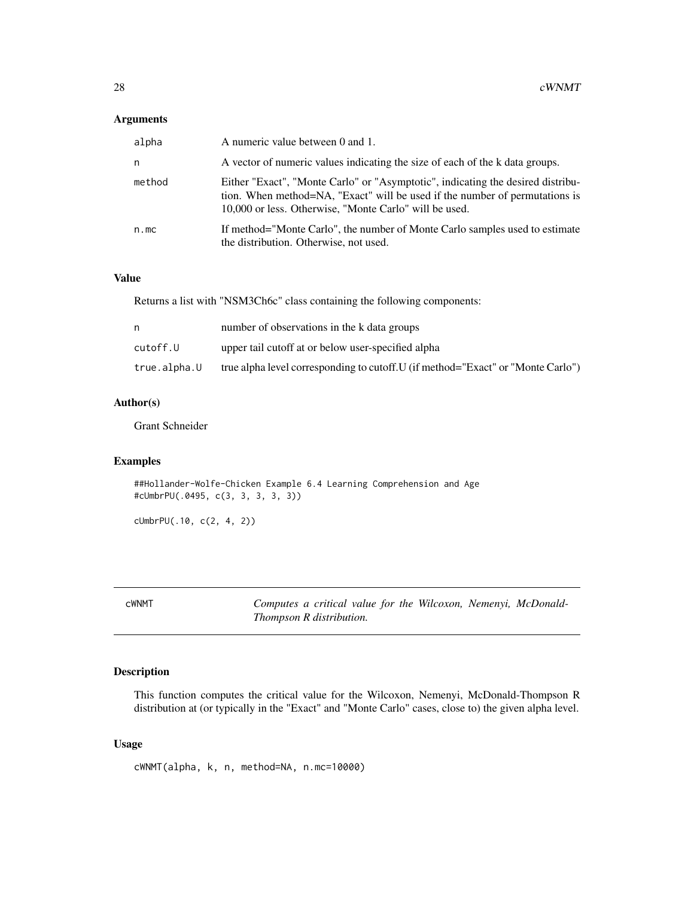### Arguments

| | |
|---|---|
| alpha | A numeric value between 0 and 1. |
| n | A vector of numeric values indicating the size of each of the k data groups. |
| method | Either "Exact", "Monte Carlo" or "Asymptotic", indicating the desired distribution. When method=NA, "Exact" will be used if the number of permutations is 10,000 or less. Otherwise, "Monte Carlo" will be used. |
| n.mc | If method="Monte Carlo", the number of Monte Carlo samples used to estimate the distribution. Otherwise, not used. |

### Value

Returns a list with "NSM3Ch6c" class containing the following components:

| | |
|---|---|
| n | number of observations in the k data groups |
| cutoff.U | upper tail cutoff at or below user-specified alpha |
| true.alpha.U | true alpha level corresponding to cutoff.U (if method="Exact" or "Monte Carlo") |

### Author(s)

Grant Schneider

### Examples

```
##Hollander-Wolfe-Chicken Example 6.4 Learning Comprehension and Age
#cUmbrPU(.0495, c(3, 3, 3, 3, 3))

cUmbrPU(.10, c(2, 4, 2))
```

---

## cWNMT — *Computes a critical value for the Wilcoxon, Nemenyi, McDonald-Thompson R distribution.*

### Description

This function computes the critical value for the Wilcoxon, Nemenyi, McDonald-Thompson R distribution at (or typically in the "Exact" and "Monte Carlo" cases, close to) the given alpha level.

### Usage

```
cWNMT(alpha, k, n, method=NA, n.mc=10000)
```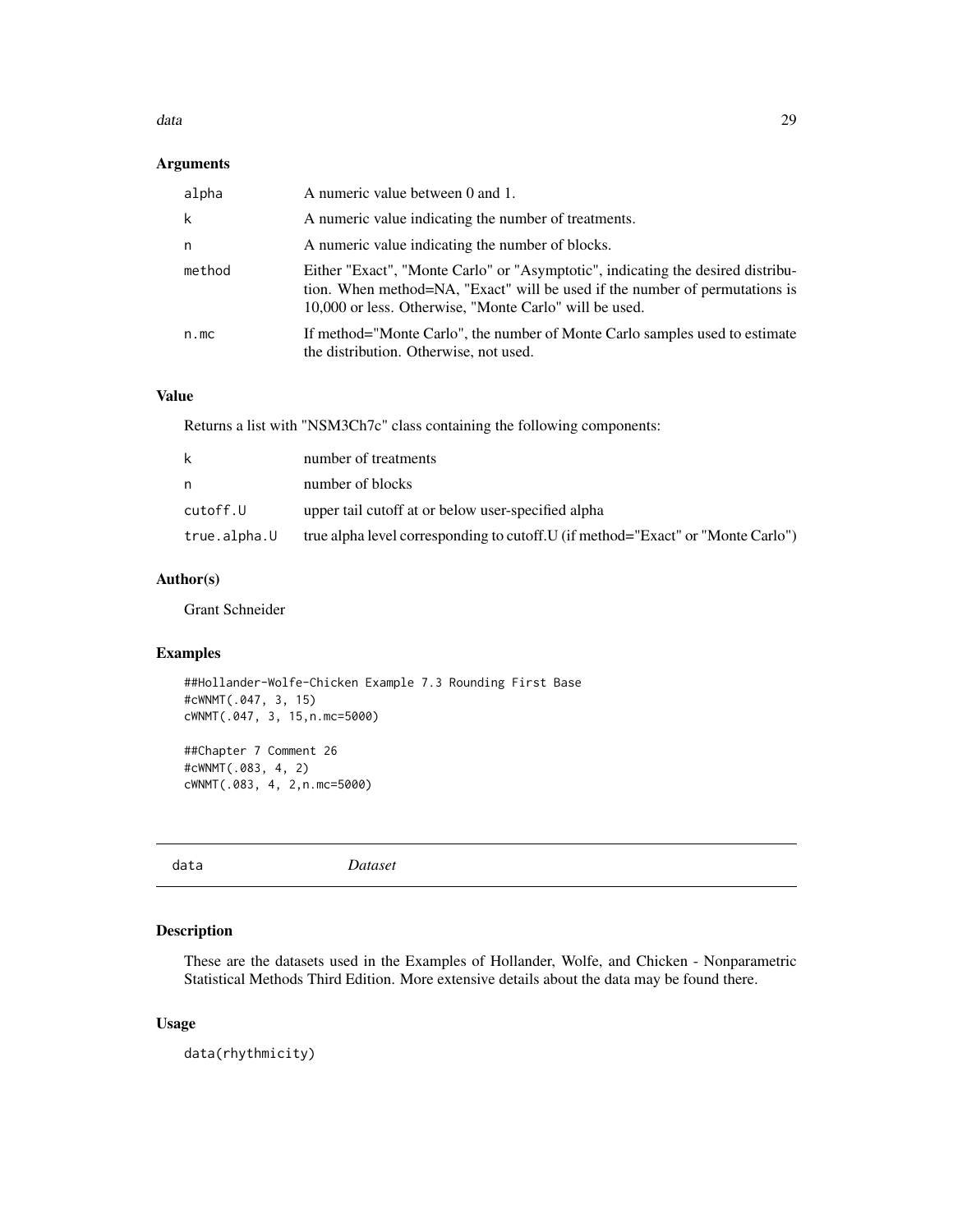### Arguments

| | |
|---|---|
| alpha | A numeric value between 0 and 1. |
| k | A numeric value indicating the number of treatments. |
| n | A numeric value indicating the number of blocks. |
| method | Either "Exact", "Monte Carlo" or "Asymptotic", indicating the desired distribution. When method=NA, "Exact" will be used if the number of permutations is 10,000 or less. Otherwise, "Monte Carlo" will be used. |
| n.mc | If method="Monte Carlo", the number of Monte Carlo samples used to estimate the distribution. Otherwise, not used. |

### Value

Returns a list with "NSM3Ch7c" class containing the following components:

| | |
|---|---|
| k | number of treatments |
| n | number of blocks |
| cutoff.U | upper tail cutoff at or below user-specified alpha |
| true.alpha.U | true alpha level corresponding to cutoff.U (if method="Exact" or "Monte Carlo") |

### Author(s)

Grant Schneider

### Examples

```
##Hollander-Wolfe-Chicken Example 7.3 Rounding First Base
#cWNMT(.047, 3, 15)
cWNMT(.047, 3, 15,n.mc=5000)

##Chapter 7 Comment 26
#cWNMT(.083, 4, 2)
cWNMT(.083, 4, 2,n.mc=5000)
```

---

## data *Dataset*

### Description

These are the datasets used in the Examples of Hollander, Wolfe, and Chicken - Nonparametric Statistical Methods Third Edition. More extensive details about the data may be found there.

### Usage

```
data(rhythmicity)
```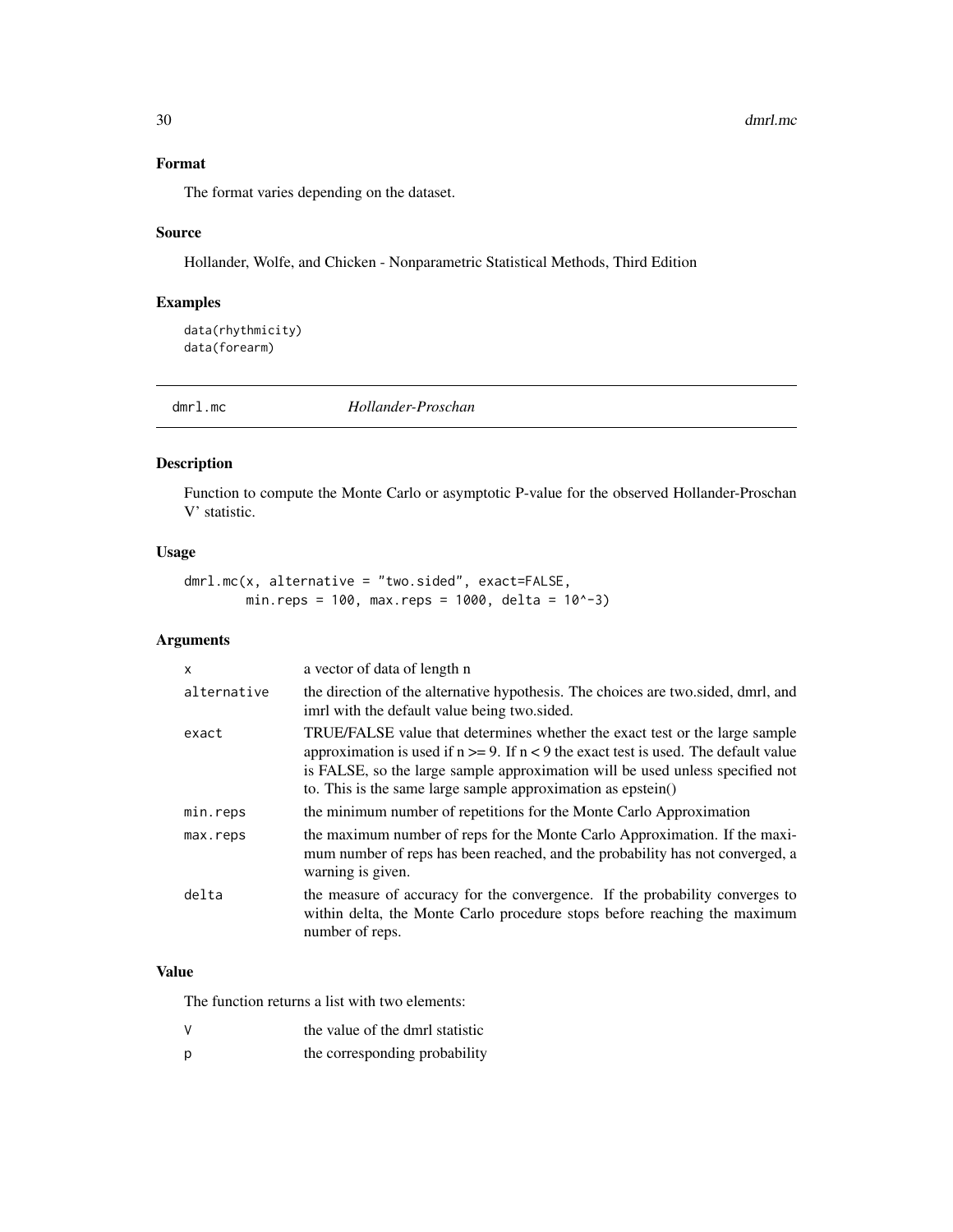### Format

The format varies depending on the dataset.

### Source

Hollander, Wolfe, and Chicken - Nonparametric Statistical Methods, Third Edition

### Examples

```
data(rhythmicity)
data(forearm)
```

---

## dmrl.mc — *Hollander-Proschan*

### Description

Function to compute the Monte Carlo or asymptotic P-value for the observed Hollander-Proschan V' statistic.

### Usage

```
dmrl.mc(x, alternative = "two.sided", exact=FALSE,
        min.reps = 100, max.reps = 1000, delta = 10^-3)
```

### Arguments

| | |
|---|---|
| x | a vector of data of length n |
| alternative | the direction of the alternative hypothesis. The choices are two.sided, dmrl, and imrl with the default value being two.sided. |
| exact | TRUE/FALSE value that determines whether the exact test or the large sample approximation is used if n >= 9. If n < 9 the exact test is used. The default value is FALSE, so the large sample approximation will be used unless specified not to. This is the same large sample approximation as epstein() |
| min.reps | the minimum number of repetitions for the Monte Carlo Approximation |
| max.reps | the maximum number of reps for the Monte Carlo Approximation. If the maximum number of reps has been reached, and the probability has not converged, a warning is given. |
| delta | the measure of accuracy for the convergence. If the probability converges to within delta, the Monte Carlo procedure stops before reaching the maximum number of reps. |

### Value

The function returns a list with two elements:

| | |
|---|---|
| V | the value of the dmrl statistic |
| p | the corresponding probability |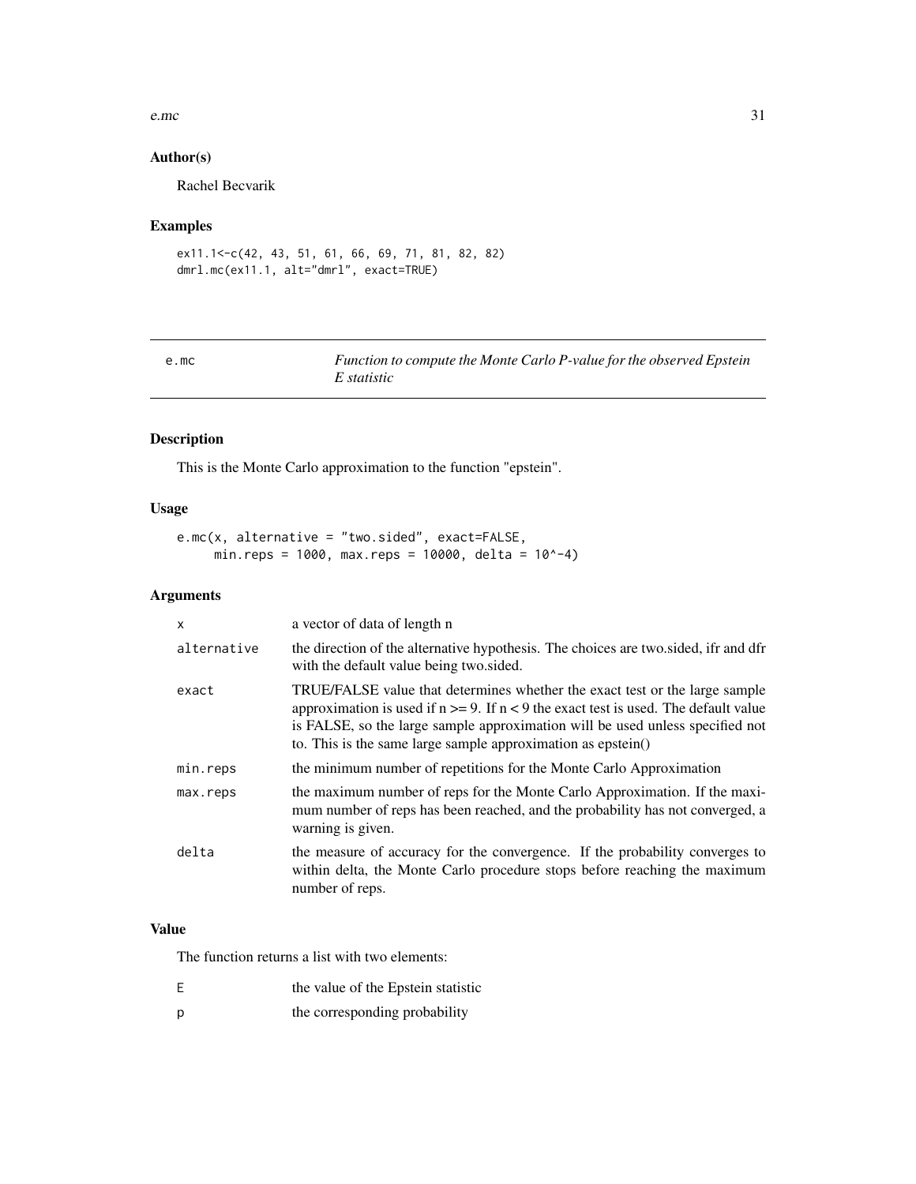## Author(s)

Rachel Becvarik

## Examples

```
ex11.1<-c(42, 43, 51, 61, 66, 69, 71, 81, 82, 82)
dmrl.mc(ex11.1, alt="dmrl", exact=TRUE)
```

---

# e.mc — *Function to compute the Monte Carlo P-value for the observed Epstein E statistic*

---

## Description

This is the Monte Carlo approximation to the function "epstein".

## Usage

```
e.mc(x, alternative = "two.sided", exact=FALSE,
     min.reps = 1000, max.reps = 10000, delta = 10^-4)
```

## Arguments

| | |
|---|---|
| `x` | a vector of data of length n |
| `alternative` | the direction of the alternative hypothesis. The choices are two.sided, ifr and dfr with the default value being two.sided. |
| `exact` | TRUE/FALSE value that determines whether the exact test or the large sample approximation is used if $n >= 9$. If $n < 9$ the exact test is used. The default value is FALSE, so the large sample approximation will be used unless specified not to. This is the same large sample approximation as epstein() |
| `min.reps` | the minimum number of repetitions for the Monte Carlo Approximation |
| `max.reps` | the maximum number of reps for the Monte Carlo Approximation. If the maximum number of reps has been reached, and the probability has not converged, a warning is given. |
| `delta` | the measure of accuracy for the convergence. If the probability converges to within delta, the Monte Carlo procedure stops before reaching the maximum number of reps. |

## Value

The function returns a list with two elements:

| | |
|---|---|
| `E` | the value of the Epstein statistic |
| `p` | the corresponding probability |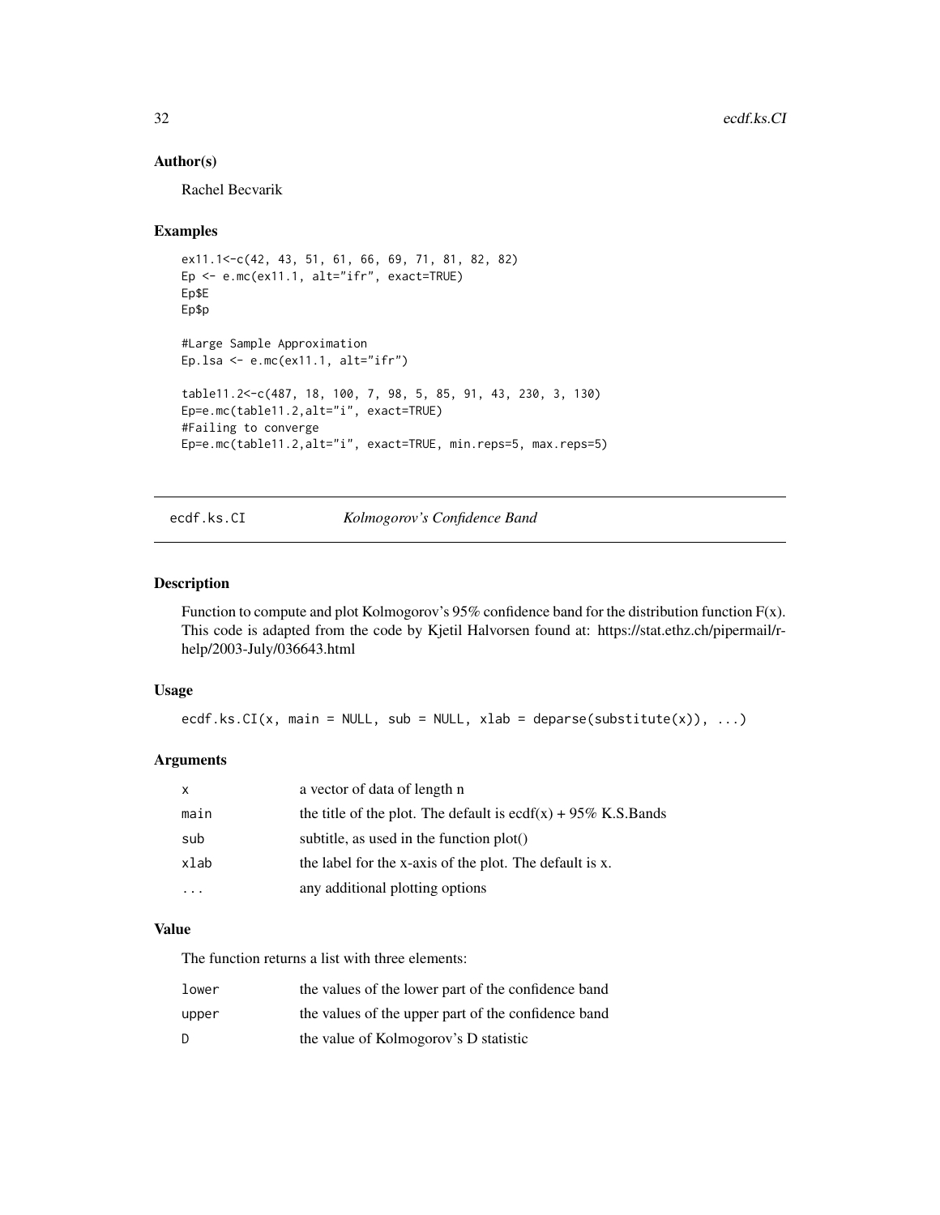### Author(s)

Rachel Becvarik

### Examples

```
ex11.1<-c(42, 43, 51, 61, 66, 69, 71, 81, 82, 82)
Ep <- e.mc(ex11.1, alt="ifr", exact=TRUE)
Ep$E
Ep$p

#Large Sample Approximation
Ep.lsa <- e.mc(ex11.1, alt="ifr")

table11.2<-c(487, 18, 100, 7, 98, 5, 85, 91, 43, 230, 3, 130)
Ep=e.mc(table11.2,alt="i", exact=TRUE)
#Failing to converge
Ep=e.mc(table11.2,alt="i", exact=TRUE, min.reps=5, max.reps=5)
```

---

## ecdf.ks.CI — *Kolmogorov's Confidence Band*

### Description

Function to compute and plot Kolmogorov's 95% confidence band for the distribution function F(x). This code is adapted from the code by Kjetil Halvorsen found at: https://stat.ethz.ch/pipermail/r-help/2003-July/036643.html

### Usage

```
ecdf.ks.CI(x, main = NULL, sub = NULL, xlab = deparse(substitute(x)), ...)
```

### Arguments

| | |
|---|---|
| x | a vector of data of length n |
| main | the title of the plot. The default is ecdf(x) + 95% K.S.Bands |
| sub | subtitle, as used in the function plot() |
| xlab | the label for the x-axis of the plot. The default is x. |
| ... | any additional plotting options |

### Value

The function returns a list with three elements:

| | |
|---|---|
| lower | the values of the lower part of the confidence band |
| upper | the values of the upper part of the confidence band |
| D | the value of Kolmogorov's D statistic |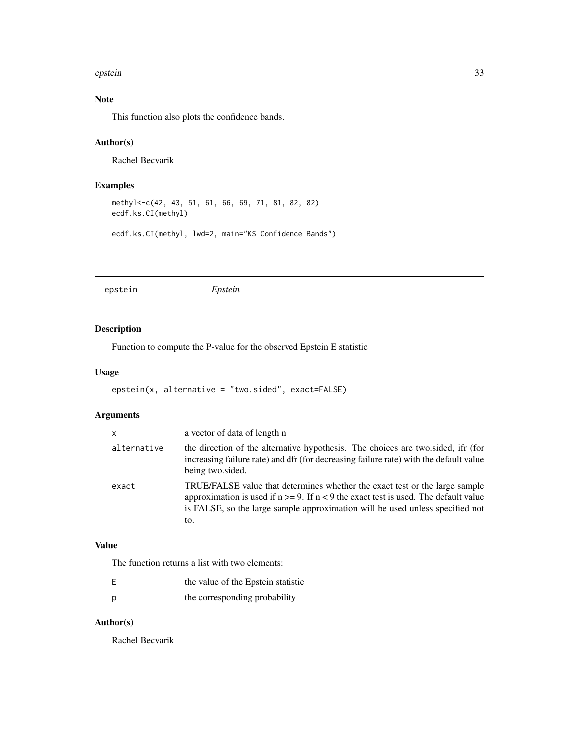### Note

This function also plots the confidence bands.

### Author(s)

Rachel Becvarik

### Examples

```
methyl<-c(42, 43, 51, 61, 66, 69, 71, 81, 82, 82)
ecdf.ks.CI(methyl)

ecdf.ks.CI(methyl, lwd=2, main="KS Confidence Bands")
```

---

## epstein *Epstein*

---

### Description

Function to compute the P-value for the observed Epstein E statistic

### Usage

```
epstein(x, alternative = "two.sided", exact=FALSE)
```

### Arguments

| | |
|---|---|
| x | a vector of data of length n |
| alternative | the direction of the alternative hypothesis. The choices are two.sided, ifr (for increasing failure rate) and dfr (for decreasing failure rate) with the default value being two.sided. |
| exact | TRUE/FALSE value that determines whether the exact test or the large sample approximation is used if n >= 9. If n < 9 the exact test is used. The default value is FALSE, so the large sample approximation will be used unless specified not to. |

### Value

The function returns a list with two elements:

| | |
|---|---|
| E | the value of the Epstein statistic |
| p | the corresponding probability |

### Author(s)

Rachel Becvarik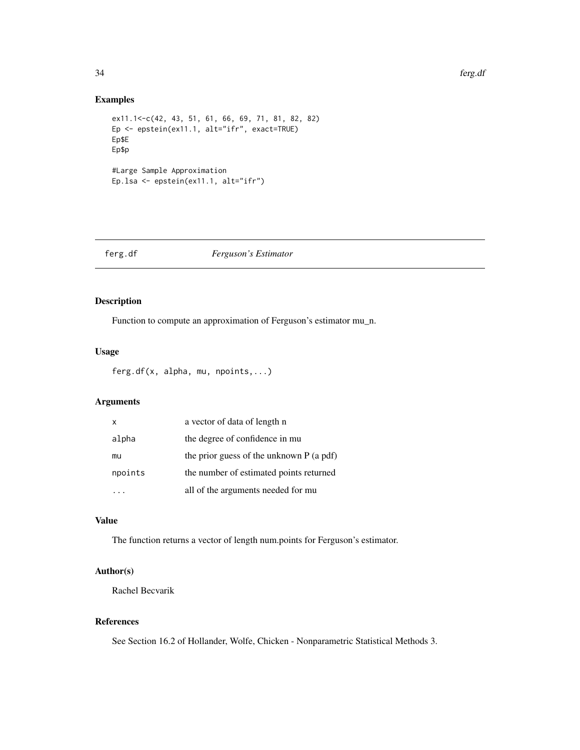## Examples

```
ex11.1<-c(42, 43, 51, 61, 66, 69, 71, 81, 82, 82)
Ep <- epstein(ex11.1, alt="ifr", exact=TRUE)
Ep$E
Ep$p

#Large Sample Approximation
Ep.lsa <- epstein(ex11.1, alt="ifr")
```

---

# ferg.df — *Ferguson's Estimator*

---

## Description

Function to compute an approximation of Ferguson's estimator mu_n.

## Usage

```
ferg.df(x, alpha, mu, npoints,...)
```

## Arguments

| | |
|---|---|
| x | a vector of data of length n |
| alpha | the degree of confidence in mu |
| mu | the prior guess of the unknown P (a pdf) |
| npoints | the number of estimated points returned |
| ... | all of the arguments needed for mu |

## Value

The function returns a vector of length num.points for Ferguson's estimator.

## Author(s)

Rachel Becvarik

## References

See Section 16.2 of Hollander, Wolfe, Chicken - Nonparametric Statistical Methods 3.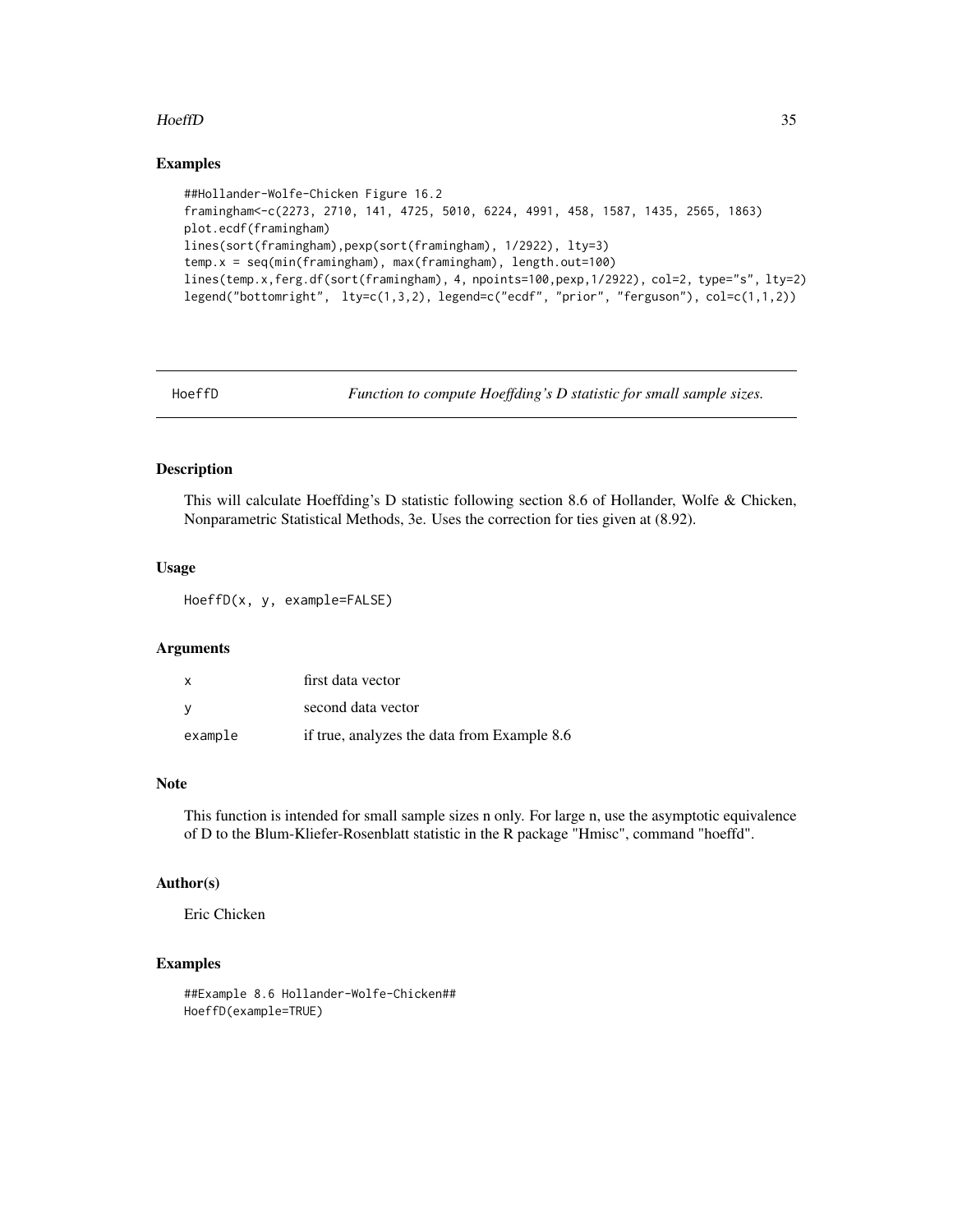## Examples

```
##Hollander-Wolfe-Chicken Figure 16.2
framingham<-c(2273, 2710, 141, 4725, 5010, 6224, 4991, 458, 1587, 1435, 2565, 1863)
plot.ecdf(framingham)
lines(sort(framingham),pexp(sort(framingham), 1/2922), lty=3)
temp.x = seq(min(framingham), max(framingham), length.out=100)
lines(temp.x,ferg.df(sort(framingham), 4, npoints=100,pexp,1/2922), col=2, type="s", lty=2)
legend("bottomright",  lty=c(1,3,2), legend=c("ecdf", "prior", "ferguson"), col=c(1,1,2))
```

---

`HoeffD` *Function to compute Hoeffding's D statistic for small sample sizes.*

---

## Description

This will calculate Hoeffding's D statistic following section 8.6 of Hollander, Wolfe & Chicken, Nonparametric Statistical Methods, 3e. Uses the correction for ties given at (8.92).

## Usage

```
HoeffD(x, y, example=FALSE)
```

## Arguments

| | |
|---|---|
| `x` | first data vector |
| `y` | second data vector |
| `example` | if true, analyzes the data from Example 8.6 |

## Note

This function is intended for small sample sizes n only. For large n, use the asymptotic equivalence of D to the Blum-Kliefer-Rosenblatt statistic in the R package "Hmisc", command "hoeffd".

## Author(s)

Eric Chicken

## Examples

```
##Example 8.6 Hollander-Wolfe-Chicken##
HoeffD(example=TRUE)
```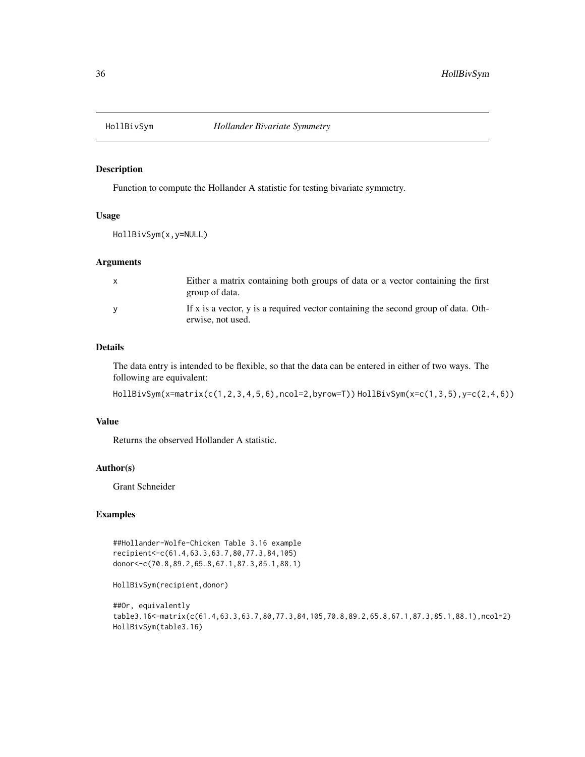# HollBivSym — *Hollander Bivariate Symmetry*

## Description

Function to compute the Hollander A statistic for testing bivariate symmetry.

## Usage

```
HollBivSym(x,y=NULL)
```

## Arguments

| | |
|---|---|
| x | Either a matrix containing both groups of data or a vector containing the first group of data. |
| y | If x is a vector, y is a required vector containing the second group of data. Otherwise, not used. |

## Details

The data entry is intended to be flexible, so that the data can be entered in either of two ways. The following are equivalent:

`HollBivSym(x=matrix(c(1,2,3,4,5,6),ncol=2,byrow=T))` `HollBivSym(x=c(1,3,5),y=c(2,4,6))`

## Value

Returns the observed Hollander A statistic.

## Author(s)

Grant Schneider

## Examples

```
##Hollander-Wolfe-Chicken Table 3.16 example
recipient<-c(61.4,63.3,63.7,80,77.3,84,105)
donor<-c(70.8,89.2,65.8,67.1,87.3,85.1,88.1)

HollBivSym(recipient,donor)

##Or, equivalently
table3.16<-matrix(c(61.4,63.3,63.7,80,77.3,84,105,70.8,89.2,65.8,67.1,87.3,85.1,88.1),ncol=2)
HollBivSym(table3.16)
```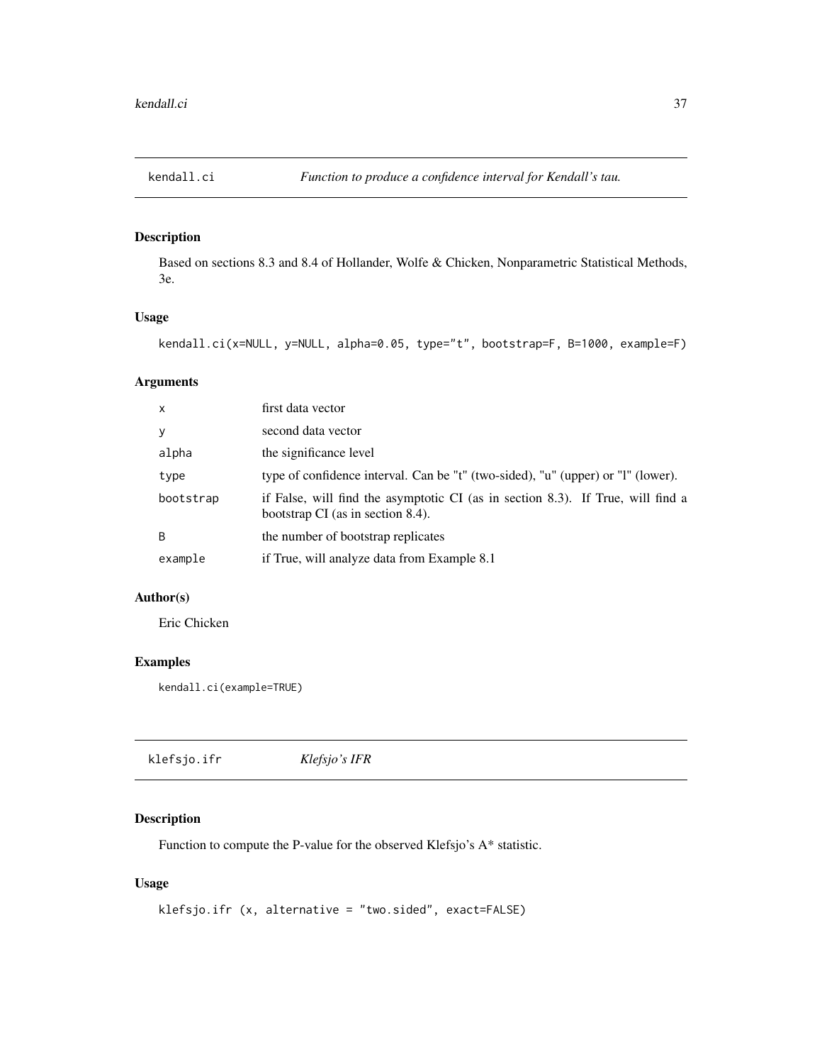## kendall.ci — *Function to produce a confidence interval for Kendall's tau.*

### Description

Based on sections 8.3 and 8.4 of Hollander, Wolfe & Chicken, Nonparametric Statistical Methods, 3e.

### Usage

```
kendall.ci(x=NULL, y=NULL, alpha=0.05, type="t", bootstrap=F, B=1000, example=F)
```

### Arguments

| | |
|---|---|
| x | first data vector |
| y | second data vector |
| alpha | the significance level |
| type | type of confidence interval. Can be "t" (two-sided), "u" (upper) or "l" (lower). |
| bootstrap | if False, will find the asymptotic CI (as in section 8.3). If True, will find a bootstrap CI (as in section 8.4). |
| B | the number of bootstrap replicates |
| example | if True, will analyze data from Example 8.1 |

### Author(s)

Eric Chicken

### Examples

```
kendall.ci(example=TRUE)
```

## klefsjo.ifr — *Klefsjo's IFR*

### Description

Function to compute the P-value for the observed Klefsjo's A* statistic.

### Usage

```
klefsjo.ifr (x, alternative = "two.sided", exact=FALSE)
```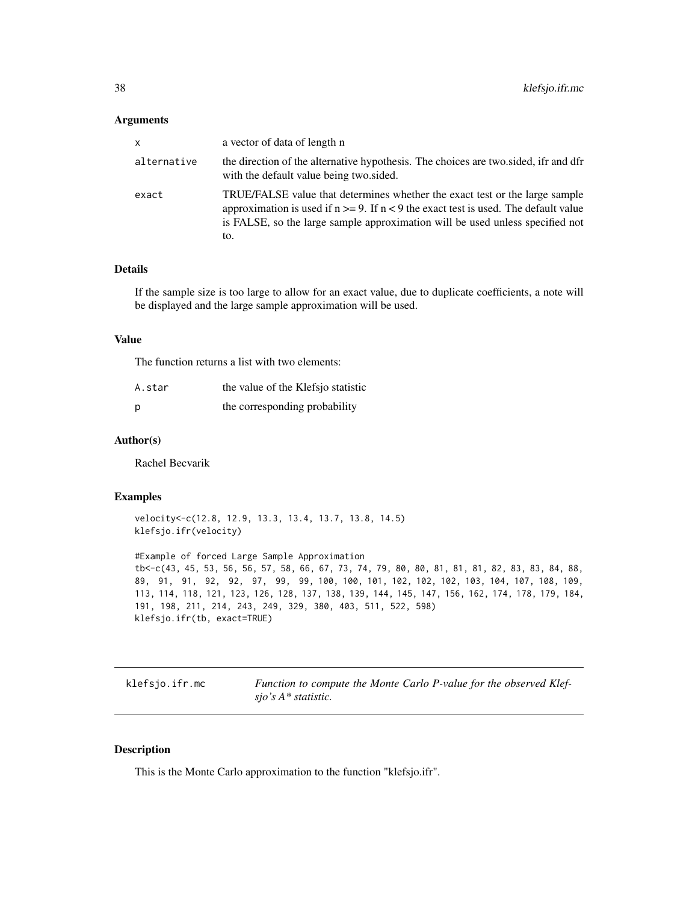### Arguments

| | |
|---|---|
| x | a vector of data of length n |
| alternative | the direction of the alternative hypothesis. The choices are two.sided, ifr and dfr with the default value being two.sided. |
| exact | TRUE/FALSE value that determines whether the exact test or the large sample approximation is used if n >= 9. If n < 9 the exact test is used. The default value is FALSE, so the large sample approximation will be used unless specified not to. |

### Details

If the sample size is too large to allow for an exact value, due to duplicate coefficients, a note will be displayed and the large sample approximation will be used.

### Value

The function returns a list with two elements:

| | |
|---|---|
| A.star | the value of the Klefsjo statistic |
| p | the corresponding probability |

### Author(s)

Rachel Becvarik

### Examples

```
velocity<-c(12.8, 12.9, 13.3, 13.4, 13.7, 13.8, 14.5)
klefsjo.ifr(velocity)

#Example of forced Large Sample Approximation
tb<-c(43, 45, 53, 56, 56, 57, 58, 66, 67, 73, 74, 79, 80, 80, 81, 81, 81, 82, 83, 83, 84, 88,
89,  91,  91,  92,  92,  97,  99,  99, 100, 100, 101, 102, 102, 102, 103, 104, 107, 108, 109,
113, 114, 118, 121, 123, 126, 128, 137, 138, 139, 144, 145, 147, 156, 162, 174, 178, 179, 184,
191, 198, 211, 214, 243, 249, 329, 380, 403, 511, 522, 598)
klefsjo.ifr(tb, exact=TRUE)
```

---

## klefsjo.ifr.mc — *Function to compute the Monte Carlo P-value for the observed Klefsjo's A* statistic.*

### Description

This is the Monte Carlo approximation to the function "klefsjo.ifr".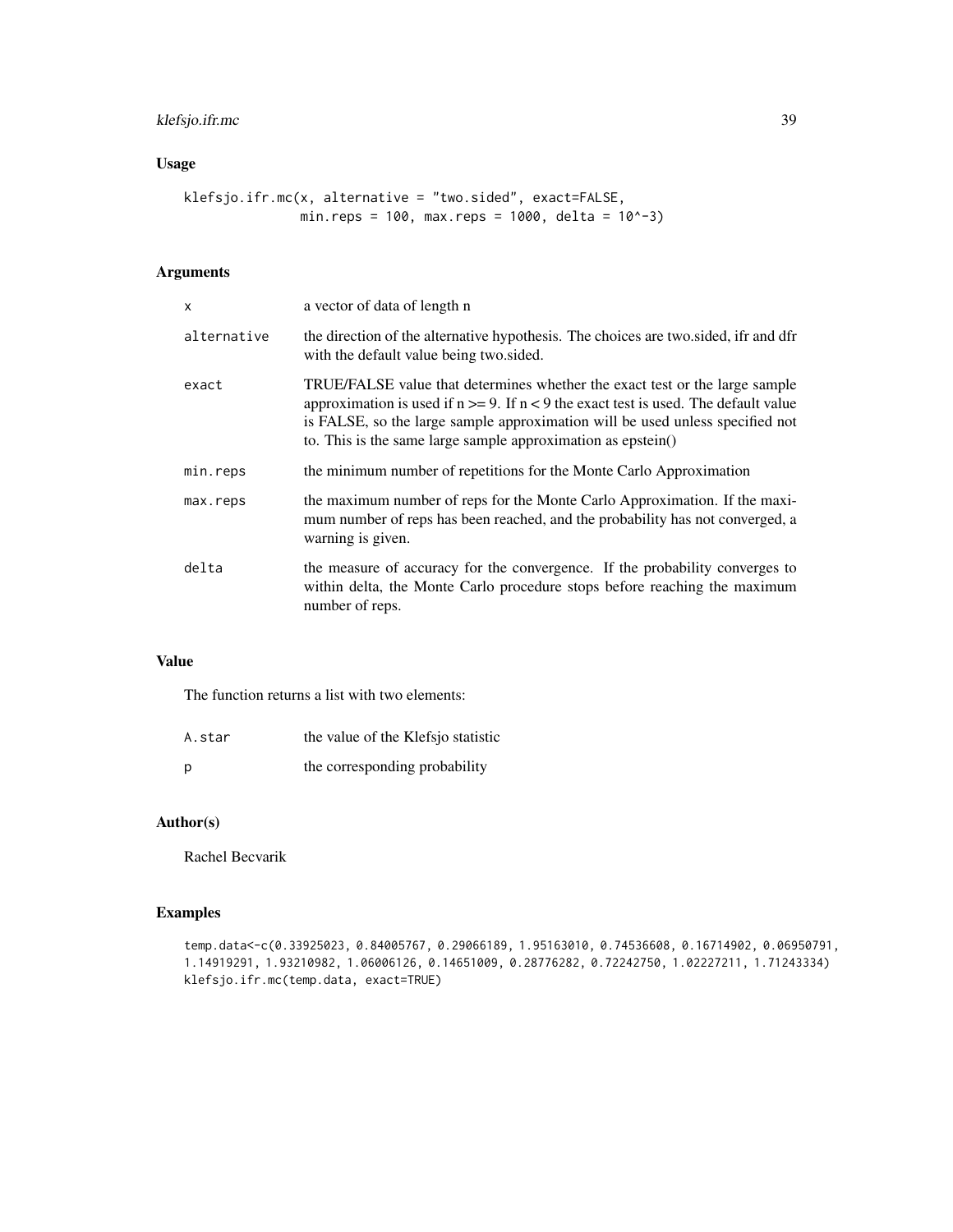## Usage

```
klefsjo.ifr.mc(x, alternative = "two.sided", exact=FALSE,
               min.reps = 100, max.reps = 1000, delta = 10^-3)
```

## Arguments

| | |
|---|---|
| x | a vector of data of length n |
| alternative | the direction of the alternative hypothesis. The choices are two.sided, ifr and dfr with the default value being two.sided. |
| exact | TRUE/FALSE value that determines whether the exact test or the large sample approximation is used if n >= 9. If n < 9 the exact test is used. The default value is FALSE, so the large sample approximation will be used unless specified not to. This is the same large sample approximation as epstein() |
| min.reps | the minimum number of repetitions for the Monte Carlo Approximation |
| max.reps | the maximum number of reps for the Monte Carlo Approximation. If the maximum number of reps has been reached, and the probability has not converged, a warning is given. |
| delta | the measure of accuracy for the convergence. If the probability converges to within delta, the Monte Carlo procedure stops before reaching the maximum number of reps. |

## Value

The function returns a list with two elements:

| | |
|---|---|
| A.star | the value of the Klefsjo statistic |
| p | the corresponding probability |

## Author(s)

Rachel Becvarik

## Examples

```
temp.data<-c(0.33925023, 0.84005767, 0.29066189, 1.95163010, 0.74536608, 0.16714902, 0.06950791,
1.14919291, 1.93210982, 1.06006126, 0.14651009, 0.28776282, 0.72242750, 1.02227211, 1.71243334)
klefsjo.ifr.mc(temp.data, exact=TRUE)
```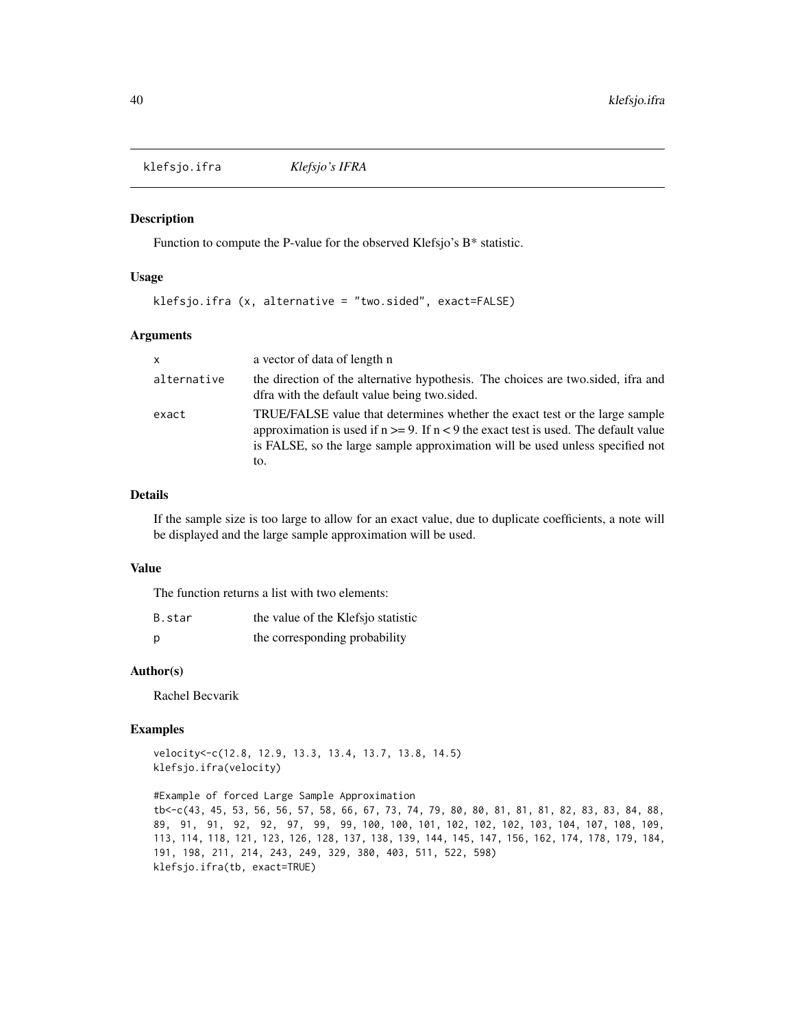klefsjo.ifra *Klefsjo's IFRA*

## Description

Function to compute the P-value for the observed Klefsjo's B* statistic.

## Usage

```
klefsjo.ifra (x, alternative = "two.sided", exact=FALSE)
```

## Arguments

| | |
|---|---|
| x | a vector of data of length n |
| alternative | the direction of the alternative hypothesis. The choices are two.sided, ifra and dfra with the default value being two.sided. |
| exact | TRUE/FALSE value that determines whether the exact test or the large sample approximation is used if n >= 9. If n < 9 the exact test is used. The default value is FALSE, so the large sample approximation will be used unless specified not to. |

## Details

If the sample size is too large to allow for an exact value, due to duplicate coefficients, a note will be displayed and the large sample approximation will be used.

## Value

The function returns a list with two elements:

| | |
|---|---|
| B.star | the value of the Klefsjo statistic |
| p | the corresponding probability |

## Author(s)

Rachel Becvarik

## Examples

```
velocity<-c(12.8, 12.9, 13.3, 13.4, 13.7, 13.8, 14.5)
klefsjo.ifra(velocity)

#Example of forced Large Sample Approximation
tb<-c(43, 45, 53, 56, 56, 57, 58, 66, 67, 73, 74, 79, 80, 80, 81, 81, 81, 82, 83, 83, 84, 88,
89,  91,  91,  92,  92,  97,  99,  99, 100, 100, 101, 102, 102, 102, 103, 104, 107, 108, 109,
113, 114, 118, 121, 123, 126, 128, 137, 138, 139, 144, 145, 147, 156, 162, 174, 178, 179, 184,
191, 198, 211, 214, 243, 249, 329, 380, 403, 511, 522, 598)
klefsjo.ifra(tb, exact=TRUE)
```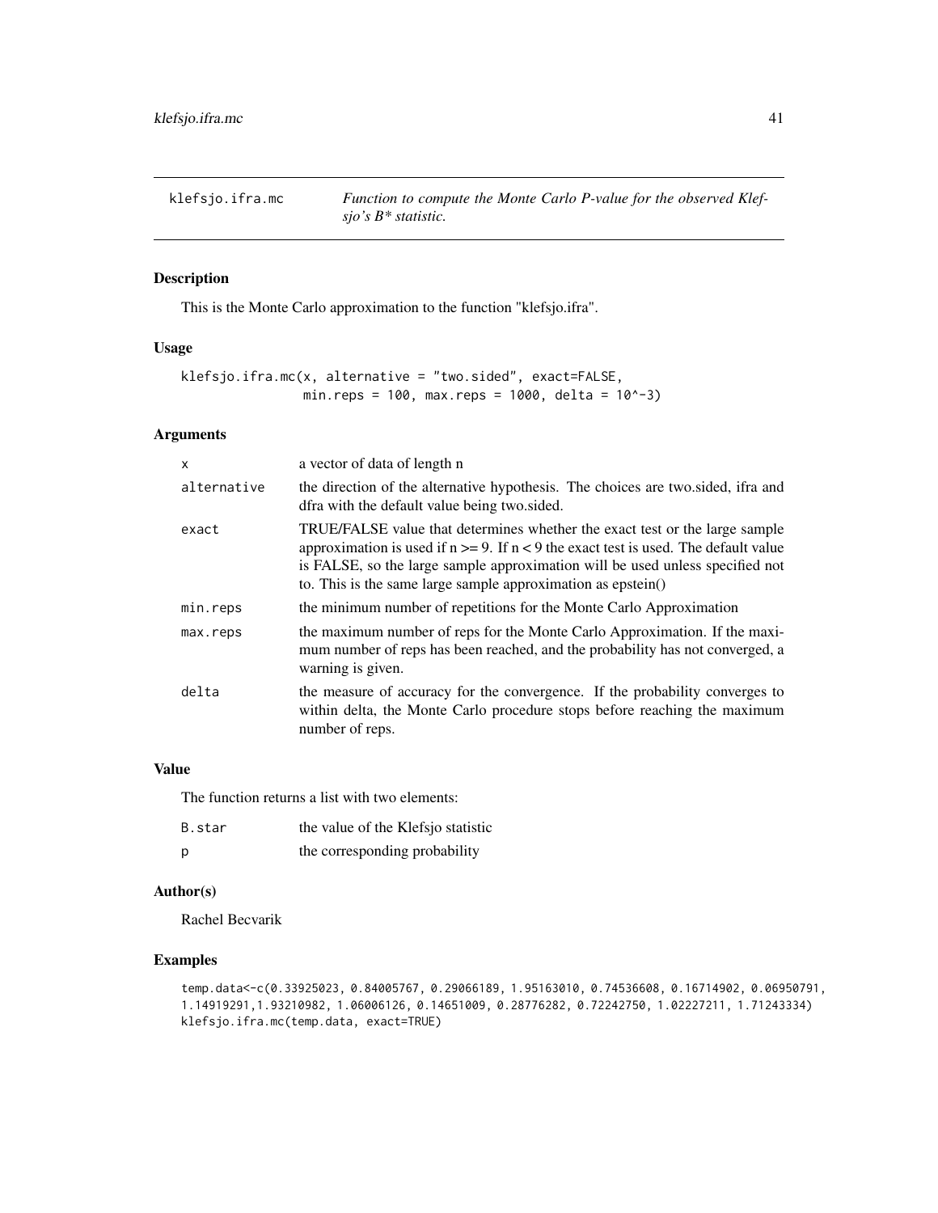# klefsjo.ifra.mc

*Function to compute the Monte Carlo P-value for the observed Klefsjo's B* statistic.*

## Description

This is the Monte Carlo approximation to the function "klefsjo.ifra".

## Usage

```
klefsjo.ifra.mc(x, alternative = "two.sided", exact=FALSE,
                min.reps = 100, max.reps = 1000, delta = 10^-3)
```

## Arguments

| | |
|---|---|
| `x` | a vector of data of length n |
| `alternative` | the direction of the alternative hypothesis. The choices are two.sided, ifra and dfra with the default value being two.sided. |
| `exact` | TRUE/FALSE value that determines whether the exact test or the large sample approximation is used if n >= 9. If n < 9 the exact test is used. The default value is FALSE, so the large sample approximation will be used unless specified not to. This is the same large sample approximation as epstein() |
| `min.reps` | the minimum number of repetitions for the Monte Carlo Approximation |
| `max.reps` | the maximum number of reps for the Monte Carlo Approximation. If the maximum number of reps has been reached, and the probability has not converged, a warning is given. |
| `delta` | the measure of accuracy for the convergence. If the probability converges to within delta, the Monte Carlo procedure stops before reaching the maximum number of reps. |

## Value

The function returns a list with two elements:

| | |
|---|---|
| `B.star` | the value of the Klefsjo statistic |
| `p` | the corresponding probability |

## Author(s)

Rachel Becvarik

## Examples

```
temp.data<-c(0.33925023, 0.84005767, 0.29066189, 1.95163010, 0.74536608, 0.16714902, 0.06950791,
1.14919291,1.93210982, 1.06006126, 0.14651009, 0.28776282, 0.72242750, 1.02227211, 1.71243334)
klefsjo.ifra.mc(temp.data, exact=TRUE)
```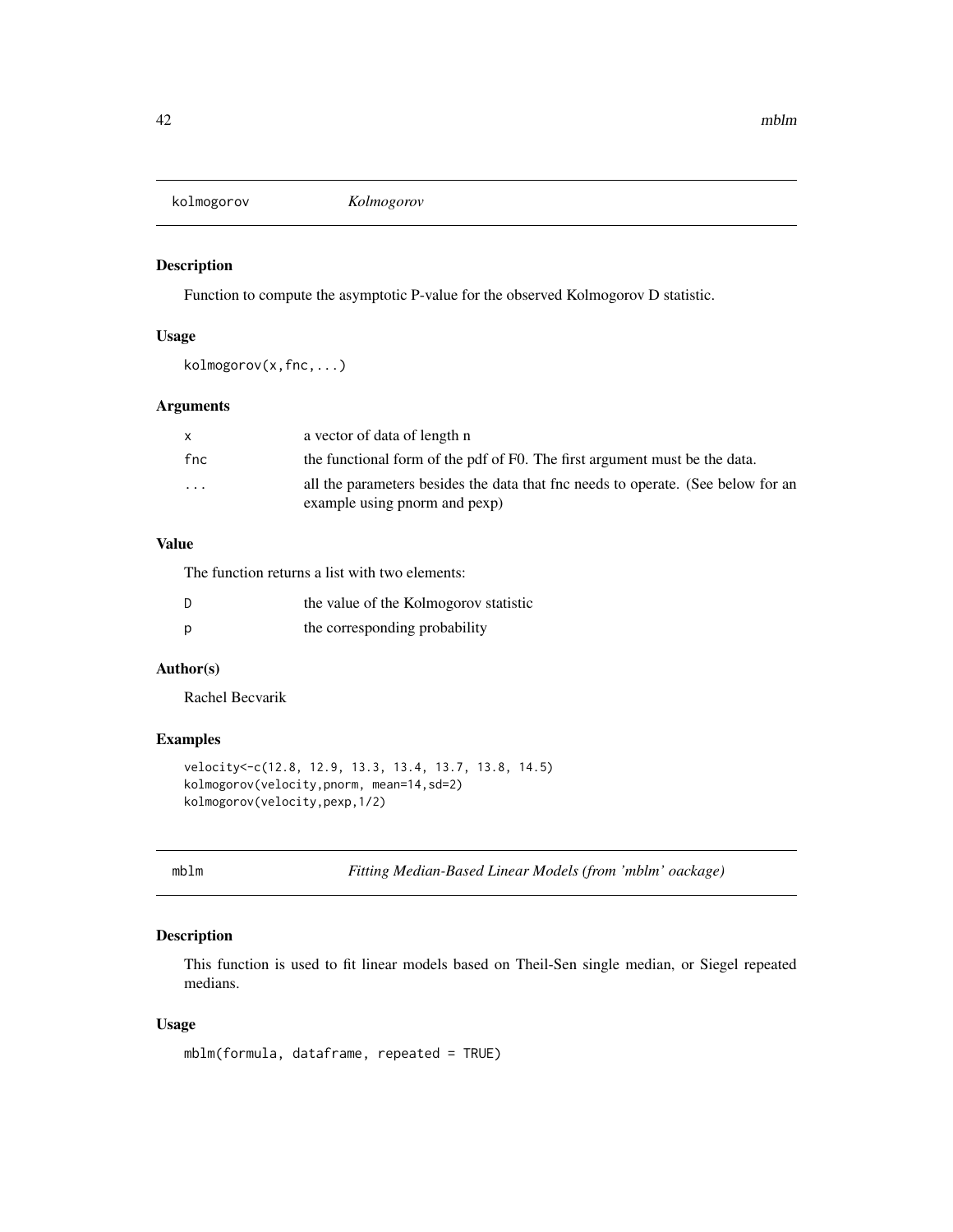## kolmogorov *Kolmogorov*

### Description

Function to compute the asymptotic P-value for the observed Kolmogorov D statistic.

### Usage

```
kolmogorov(x,fnc,...)
```

### Arguments

| | |
|---|---|
| x | a vector of data of length n |
| fnc | the functional form of the pdf of F0. The first argument must be the data. |
| ... | all the parameters besides the data that fnc needs to operate. (See below for an example using pnorm and pexp) |

### Value

The function returns a list with two elements:

| | |
|---|---|
| D | the value of the Kolmogorov statistic |
| p | the corresponding probability |

### Author(s)

Rachel Becvarik

### Examples

```
velocity<-c(12.8, 12.9, 13.3, 13.4, 13.7, 13.8, 14.5)
kolmogorov(velocity,pnorm, mean=14,sd=2)
kolmogorov(velocity,pexp,1/2)
```

## mblm *Fitting Median-Based Linear Models (from 'mblm' oackage)*

### Description

This function is used to fit linear models based on Theil-Sen single median, or Siegel repeated medians.

### Usage

```
mblm(formula, dataframe, repeated = TRUE)
```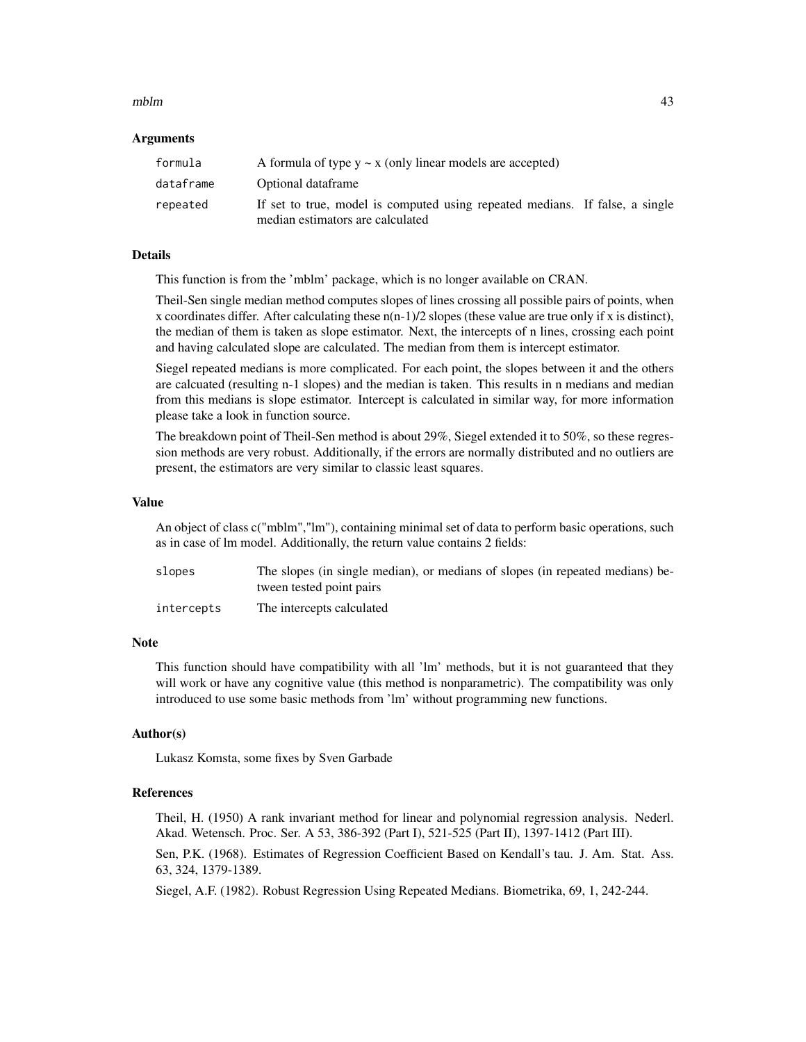## Arguments

| | |
|---|---|
| `formula` | A formula of type y ~ x (only linear models are accepted) |
| `dataframe` | Optional dataframe |
| `repeated` | If set to true, model is computed using repeated medians. If false, a single median estimators are calculated |

## Details

This function is from the 'mblm' package, which is no longer available on CRAN.

Theil-Sen single median method computes slopes of lines crossing all possible pairs of points, when x coordinates differ. After calculating these n(n-1)/2 slopes (these value are true only if x is distinct), the median of them is taken as slope estimator. Next, the intercepts of n lines, crossing each point and having calculated slope are calculated. The median from them is intercept estimator.

Siegel repeated medians is more complicated. For each point, the slopes between it and the others are calcuated (resulting n-1 slopes) and the median is taken. This results in n medians and median from this medians is slope estimator. Intercept is calculated in similar way, for more information please take a look in function source.

The breakdown point of Theil-Sen method is about 29%, Siegel extended it to 50%, so these regression methods are very robust. Additionally, if the errors are normally distributed and no outliers are present, the estimators are very similar to classic least squares.

## Value

An object of class c("mblm","lm"), containing minimal set of data to perform basic operations, such as in case of lm model. Additionally, the return value contains 2 fields:

| | |
|---|---|
| `slopes` | The slopes (in single median), or medians of slopes (in repeated medians) between tested point pairs |
| `intercepts` | The intercepts calculated |

## Note

This function should have compatibility with all 'lm' methods, but it is not guaranteed that they will work or have any cognitive value (this method is nonparametric). The compatibility was only introduced to use some basic methods from 'lm' without programming new functions.

## Author(s)

Lukasz Komsta, some fixes by Sven Garbade

## References

Theil, H. (1950) A rank invariant method for linear and polynomial regression analysis. Nederl. Akad. Wetensch. Proc. Ser. A 53, 386-392 (Part I), 521-525 (Part II), 1397-1412 (Part III).

Sen, P.K. (1968). Estimates of Regression Coefficient Based on Kendall's tau. J. Am. Stat. Ass. 63, 324, 1379-1389.

Siegel, A.F. (1982). Robust Regression Using Repeated Medians. Biometrika, 69, 1, 242-244.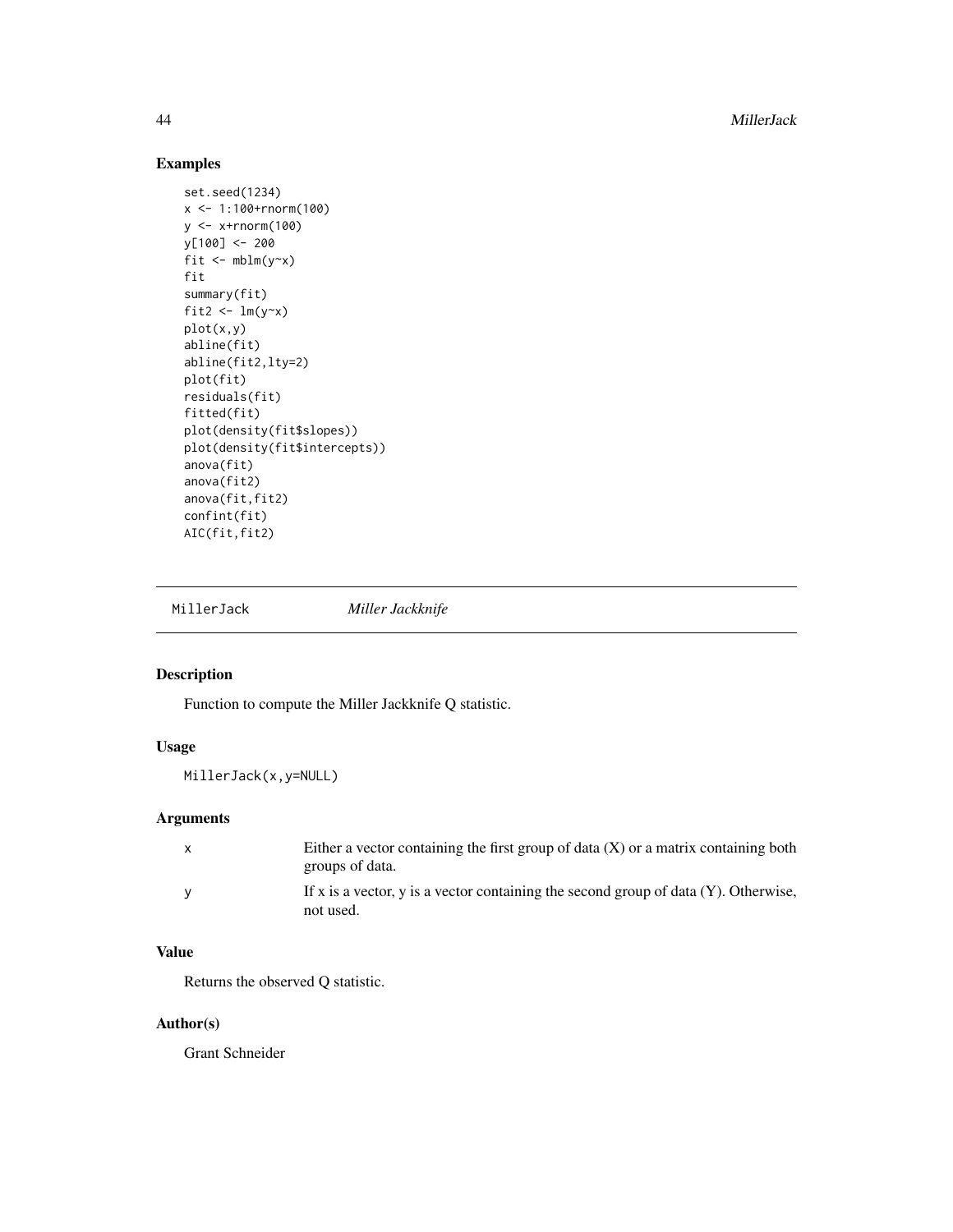## Examples

```
set.seed(1234)
x <- 1:100+rnorm(100)
y <- x+rnorm(100)
y[100] <- 200
fit <- mblm(y~x)
fit
summary(fit)
fit2 <- lm(y~x)
plot(x,y)
abline(fit)
abline(fit2,lty=2)
plot(fit)
residuals(fit)
fitted(fit)
plot(density(fit$slopes))
plot(density(fit$intercepts))
anova(fit)
anova(fit2)
anova(fit,fit2)
confint(fit)
AIC(fit,fit2)
```

---

# MillerJack *Miller Jackknife*

---

## Description

Function to compute the Miller Jackknife Q statistic.

## Usage

```
MillerJack(x,y=NULL)
```

## Arguments

| | |
|---|---|
| x | Either a vector containing the first group of data (X) or a matrix containing both groups of data. |
| y | If x is a vector, y is a vector containing the second group of data (Y). Otherwise, not used. |

## Value

Returns the observed Q statistic.

## Author(s)

Grant Schneider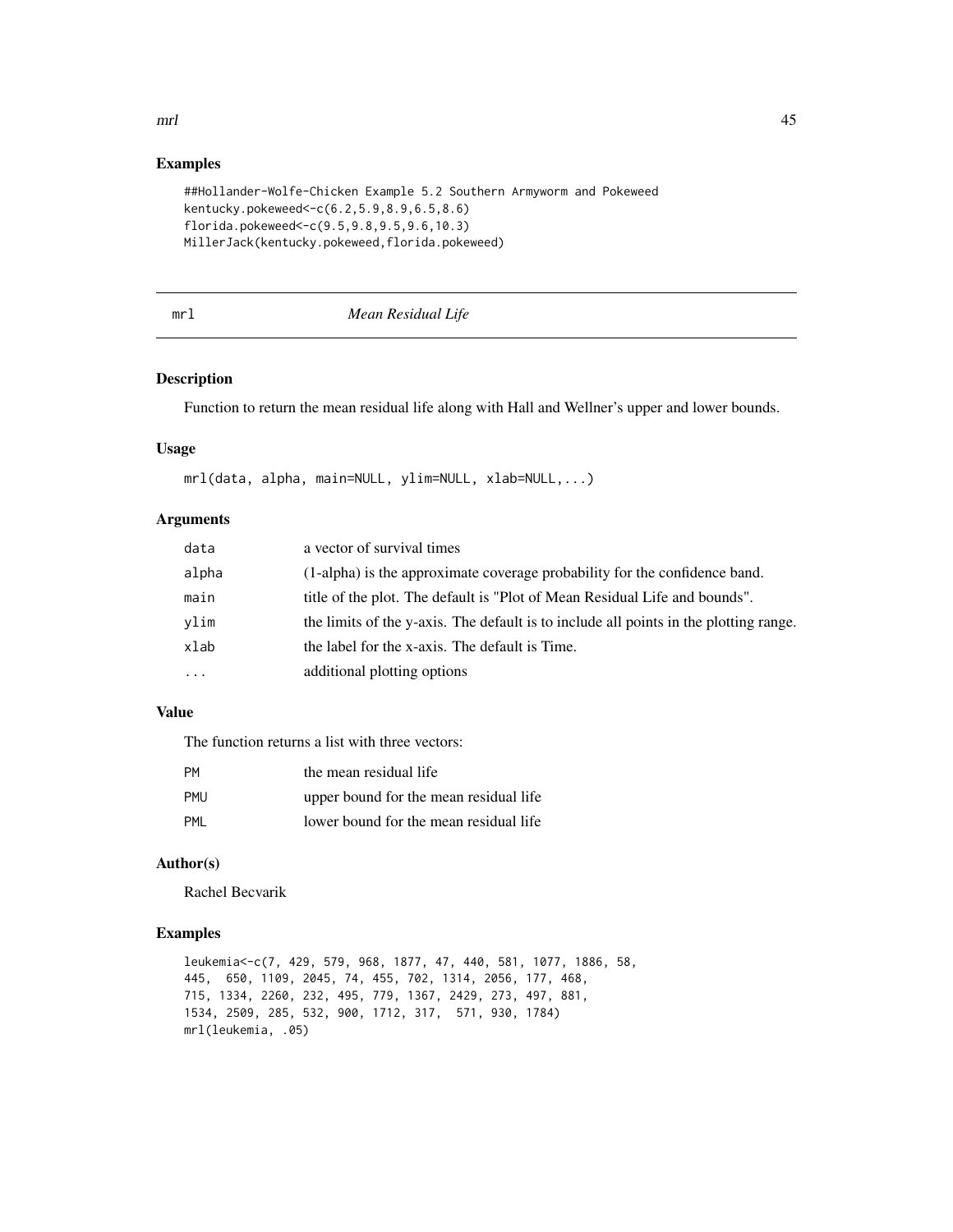## Examples

```
##Hollander-Wolfe-Chicken Example 5.2 Southern Armyworm and Pokeweed
kentucky.pokeweed<-c(6.2,5.9,8.9,6.5,8.6)
florida.pokeweed<-c(9.5,9.8,9.5,9.6,10.3)
MillerJack(kentucky.pokeweed,florida.pokeweed)
```

---

# mrl *Mean Residual Life*

---

## Description

Function to return the mean residual life along with Hall and Wellner's upper and lower bounds.

## Usage

```
mrl(data, alpha, main=NULL, ylim=NULL, xlab=NULL,...)
```

## Arguments

| | |
|---|---|
| data | a vector of survival times |
| alpha | (1-alpha) is the approximate coverage probability for the confidence band. |
| main | title of the plot. The default is "Plot of Mean Residual Life and bounds". |
| ylim | the limits of the y-axis. The default is to include all points in the plotting range. |
| xlab | the label for the x-axis. The default is Time. |
| ... | additional plotting options |

## Value

The function returns a list with three vectors:

| | |
|---|---|
| PM | the mean residual life |
| PMU | upper bound for the mean residual life |
| PML | lower bound for the mean residual life |

## Author(s)

Rachel Becvarik

## Examples

```
leukemia<-c(7, 429, 579, 968, 1877, 47, 440, 581, 1077, 1886, 58,
445,  650, 1109, 2045, 74, 455, 702, 1314, 2056, 177, 468,
715, 1334, 2260, 232, 495, 779, 1367, 2429, 273, 497, 881,
1534, 2509, 285, 532, 900, 1712, 317,  571, 930, 1784)
mrl(leukemia, .05)
```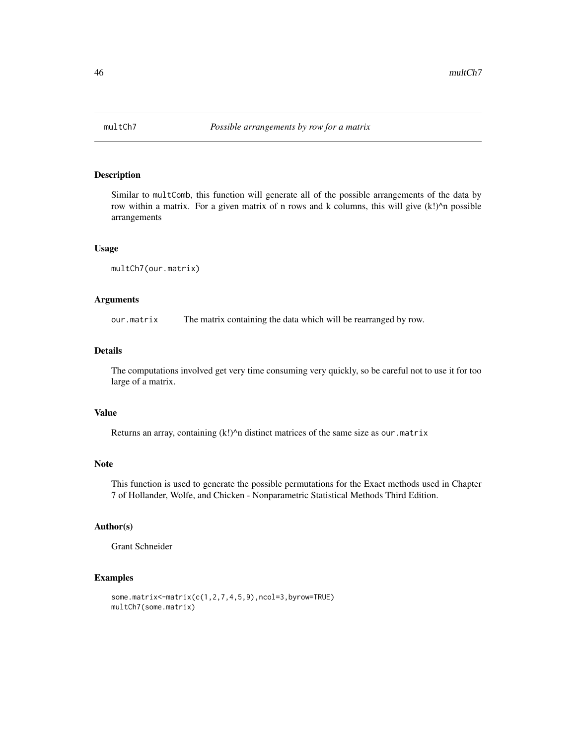# multCh7 — *Possible arrangements by row for a matrix*

## Description

Similar to `multComb`, this function will generate all of the possible arrangements of the data by row within a matrix. For a given matrix of n rows and k columns, this will give (k!)^n possible arrangements

## Usage

```
multCh7(our.matrix)
```

## Arguments

| | |
|---|---|
| `our.matrix` | The matrix containing the data which will be rearranged by row. |

## Details

The computations involved get very time consuming very quickly, so be careful not to use it for too large of a matrix.

## Value

Returns an array, containing (k!)^n distinct matrices of the same size as `our.matrix`

## Note

This function is used to generate the possible permutations for the Exact methods used in Chapter 7 of Hollander, Wolfe, and Chicken - Nonparametric Statistical Methods Third Edition.

## Author(s)

Grant Schneider

## Examples

```
some.matrix<-matrix(c(1,2,7,4,5,9),ncol=3,byrow=TRUE)
multCh7(some.matrix)
```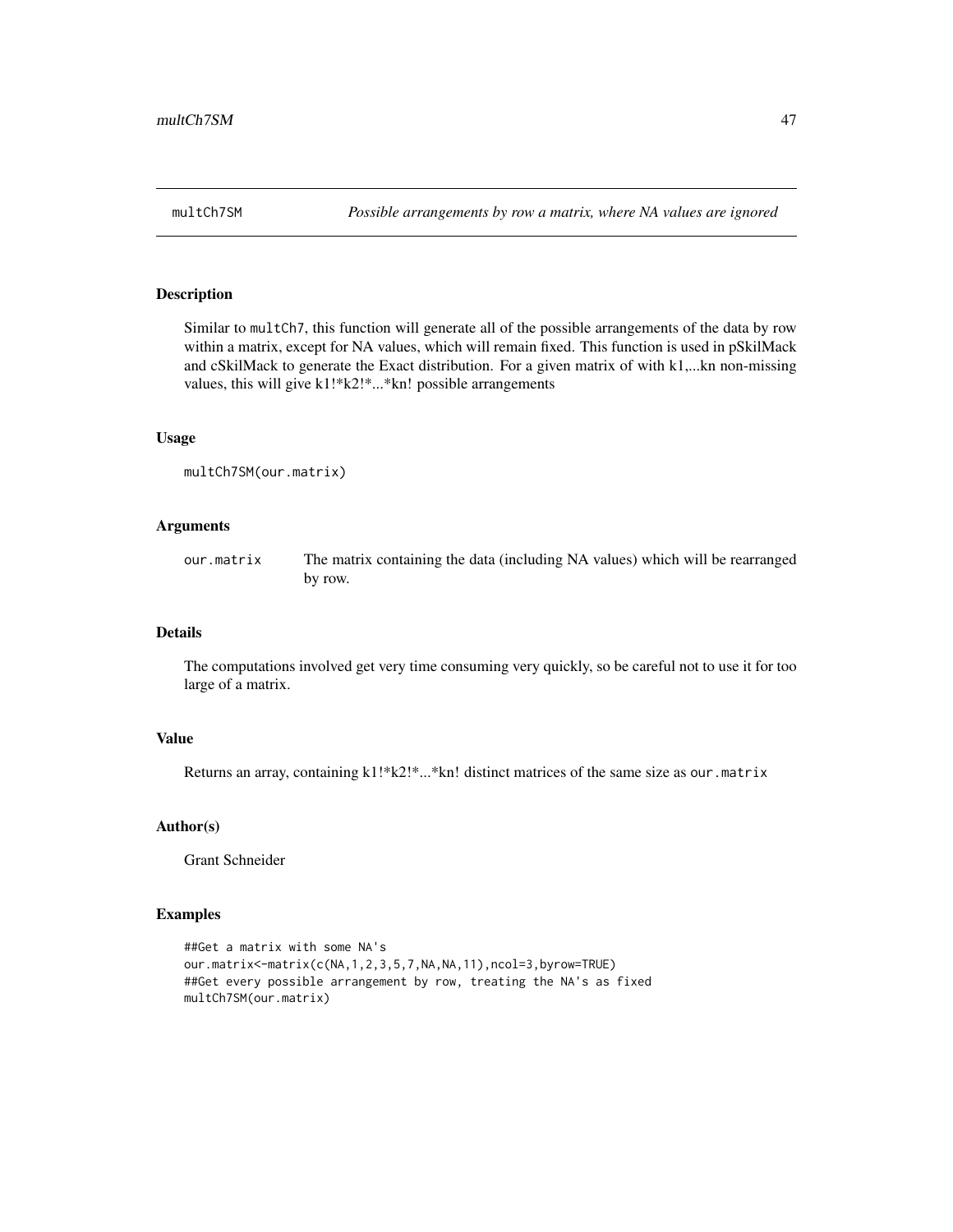`multCh7SM` *Possible arrangements by row a matrix, where NA values are ignored*

## Description

Similar to `multCh7`, this function will generate all of the possible arrangements of the data by row within a matrix, except for NA values, which will remain fixed. This function is used in pSkilMack and cSkilMack to generate the Exact distribution. For a given matrix of with k1,...kn non-missing values, this will give k1!*k2!*...*kn! possible arrangements

## Usage

```
multCh7SM(our.matrix)
```

## Arguments

| | |
|---|---|
| `our.matrix` | The matrix containing the data (including NA values) which will be rearranged by row. |

## Details

The computations involved get very time consuming very quickly, so be careful not to use it for too large of a matrix.

## Value

Returns an array, containing k1!*k2!*...*kn! distinct matrices of the same size as `our.matrix`

## Author(s)

Grant Schneider

## Examples

```
##Get a matrix with some NA's
our.matrix<-matrix(c(NA,1,2,3,5,7,NA,NA,11),ncol=3,byrow=TRUE)
##Get every possible arrangement by row, treating the NA's as fixed
multCh7SM(our.matrix)
```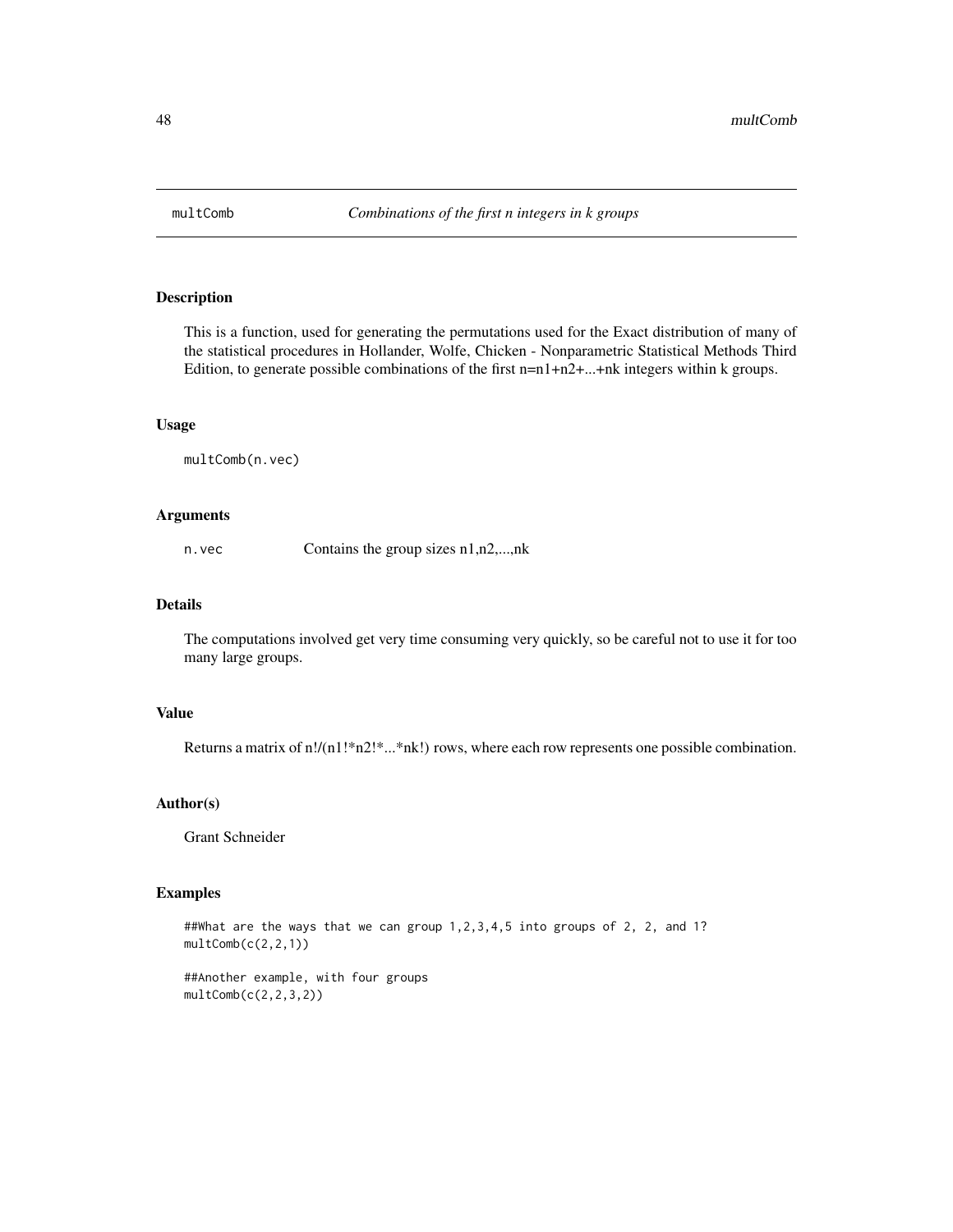# multComb — *Combinations of the first n integers in k groups*

## Description

This is a function, used for generating the permutations used for the Exact distribution of many of the statistical procedures in Hollander, Wolfe, Chicken - Nonparametric Statistical Methods Third Edition, to generate possible combinations of the first n=n1+n2+...+nk integers within k groups.

## Usage

```
multComb(n.vec)
```

## Arguments

| | |
|---|---|
| n.vec | Contains the group sizes n1,n2,...,nk |

## Details

The computations involved get very time consuming very quickly, so be careful not to use it for too many large groups.

## Value

Returns a matrix of n!/(n1!*n2!*...*nk!) rows, where each row represents one possible combination.

## Author(s)

Grant Schneider

## Examples

```
##What are the ways that we can group 1,2,3,4,5 into groups of 2, 2, and 1?
multComb(c(2,2,1))

##Another example, with four groups
multComb(c(2,2,3,2))
```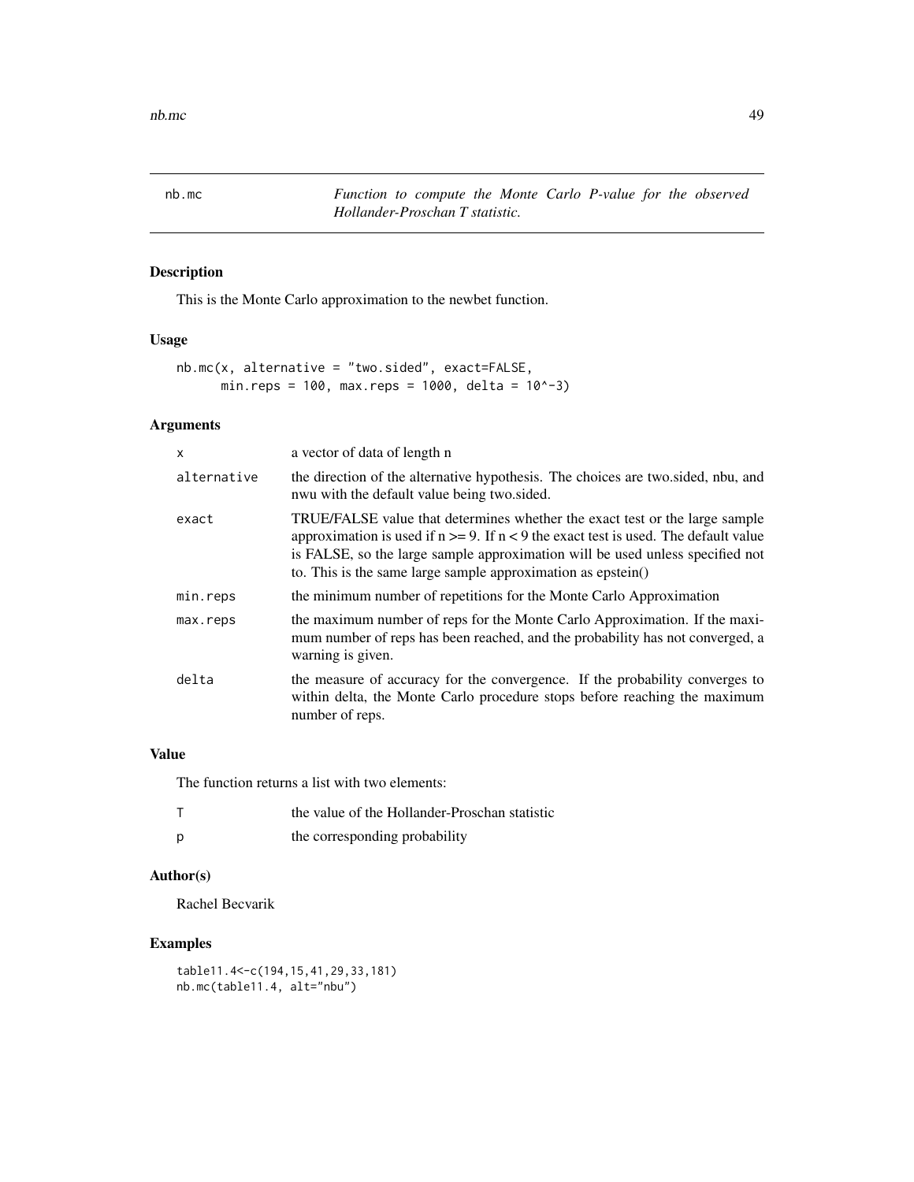# nb.mc — *Function to compute the Monte Carlo P-value for the observed Hollander-Proschan T statistic.*

## Description

This is the Monte Carlo approximation to the newbet function.

## Usage

```
nb.mc(x, alternative = "two.sided", exact=FALSE,
      min.reps = 100, max.reps = 1000, delta = 10^-3)
```

## Arguments

| | |
|---|---|
| `x` | a vector of data of length n |
| `alternative` | the direction of the alternative hypothesis. The choices are two.sided, nbu, and nwu with the default value being two.sided. |
| `exact` | TRUE/FALSE value that determines whether the exact test or the large sample approximation is used if n >= 9. If n < 9 the exact test is used. The default value is FALSE, so the large sample approximation will be used unless specified not to. This is the same large sample approximation as epstein() |
| `min.reps` | the minimum number of repetitions for the Monte Carlo Approximation |
| `max.reps` | the maximum number of reps for the Monte Carlo Approximation. If the maximum number of reps has been reached, and the probability has not converged, a warning is given. |
| `delta` | the measure of accuracy for the convergence. If the probability converges to within delta, the Monte Carlo procedure stops before reaching the maximum number of reps. |

## Value

The function returns a list with two elements:

| | |
|---|---|
| `T` | the value of the Hollander-Proschan statistic |
| `p` | the corresponding probability |

## Author(s)

Rachel Becvarik

## Examples

```
table11.4<-c(194,15,41,29,33,181)
nb.mc(table11.4, alt="nbu")
```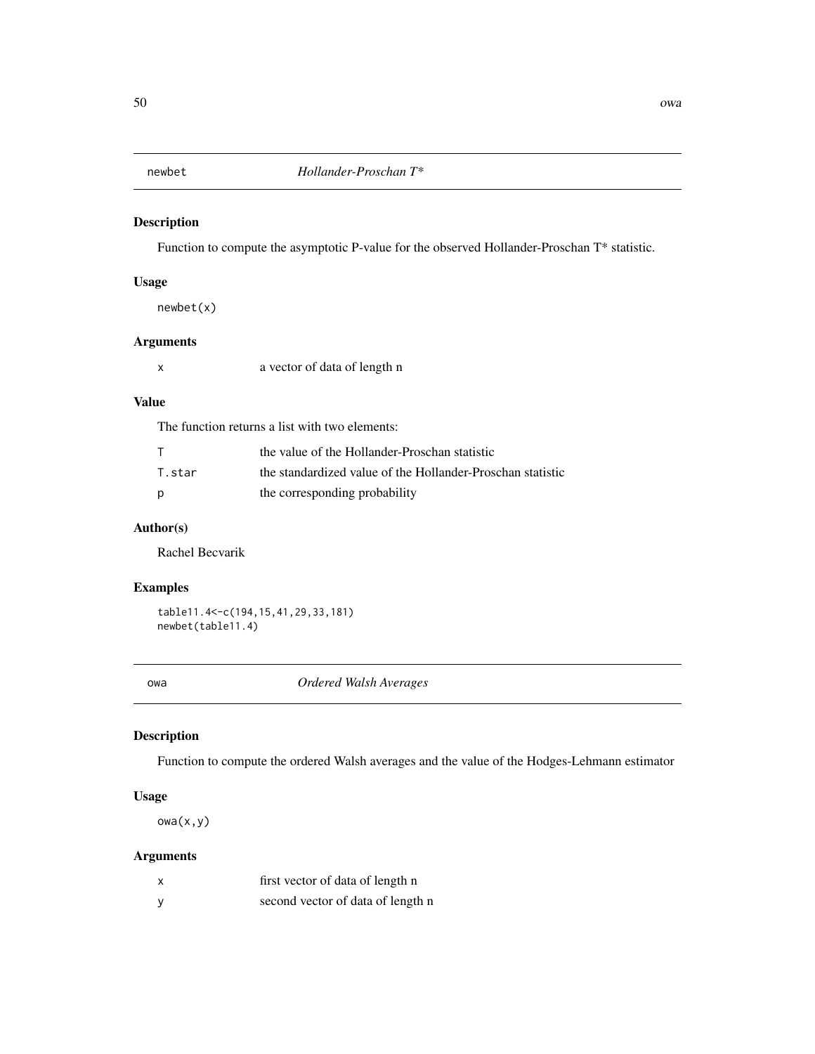## newbet *Hollander-Proschan T**

### Description

Function to compute the asymptotic P-value for the observed Hollander-Proschan T* statistic.

### Usage

```
newbet(x)
```

### Arguments

| | |
|---|---|
| x | a vector of data of length n |

### Value

The function returns a list with two elements:

| | |
|---|---|
| T | the value of the Hollander-Proschan statistic |
| T.star | the standardized value of the Hollander-Proschan statistic |
| p | the corresponding probability |

### Author(s)

Rachel Becvarik

### Examples

```
table11.4<-c(194,15,41,29,33,181)
newbet(table11.4)
```

## owa *Ordered Walsh Averages*

### Description

Function to compute the ordered Walsh averages and the value of the Hodges-Lehmann estimator

### Usage

```
owa(x,y)
```

### Arguments

| | |
|---|---|
| x | first vector of data of length n |
| y | second vector of data of length n |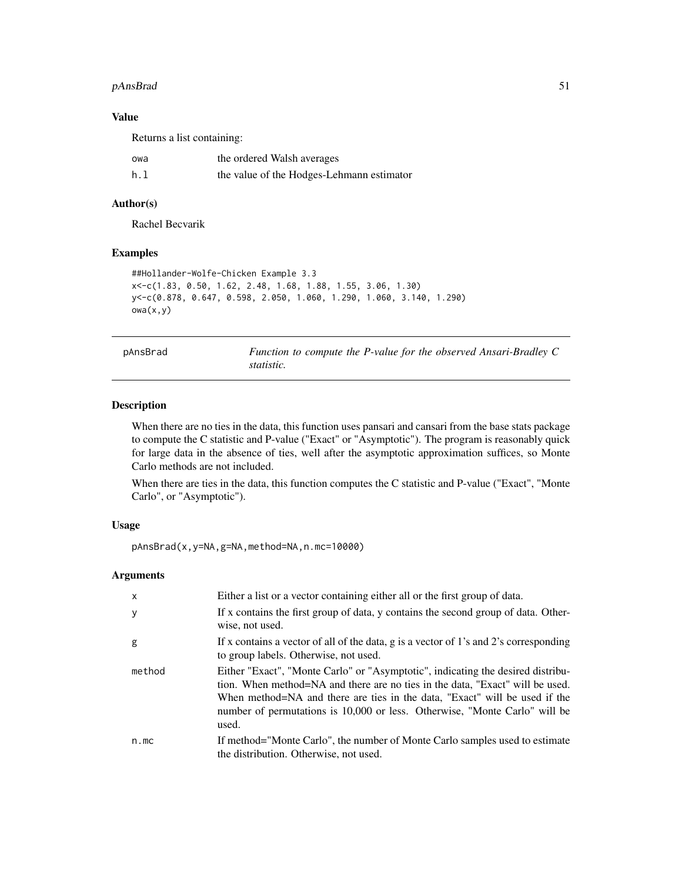### Value

Returns a list containing:

| | |
|---|---|
| owa | the ordered Walsh averages |
| h.l | the value of the Hodges-Lehmann estimator |

### Author(s)

Rachel Becvarik

### Examples

```
##Hollander-Wolfe-Chicken Example 3.3
x<-c(1.83, 0.50, 1.62, 2.48, 1.68, 1.88, 1.55, 3.06, 1.30)
y<-c(0.878, 0.647, 0.598, 2.050, 1.060, 1.290, 1.060, 3.140, 1.290)
owa(x,y)
```

---

## pAnsBrad — *Function to compute the P-value for the observed Ansari-Bradley C statistic.*

### Description

When there are no ties in the data, this function uses pansari and cansari from the base stats package to compute the C statistic and P-value ("Exact" or "Asymptotic"). The program is reasonably quick for large data in the absence of ties, well after the asymptotic approximation suffices, so Monte Carlo methods are not included.

When there are ties in the data, this function computes the C statistic and P-value ("Exact", "Monte Carlo", or "Asymptotic").

### Usage

```
pAnsBrad(x,y=NA,g=NA,method=NA,n.mc=10000)
```

### Arguments

| | |
|---|---|
| x | Either a list or a vector containing either all or the first group of data. |
| y | If x contains the first group of data, y contains the second group of data. Otherwise, not used. |
| g | If x contains a vector of all of the data, g is a vector of 1's and 2's corresponding to group labels. Otherwise, not used. |
| method | Either "Exact", "Monte Carlo" or "Asymptotic", indicating the desired distribution. When method=NA and there are no ties in the data, "Exact" will be used. When method=NA and there are ties in the data, "Exact" will be used if the number of permutations is 10,000 or less. Otherwise, "Monte Carlo" will be used. |
| n.mc | If method="Monte Carlo", the number of Monte Carlo samples used to estimate the distribution. Otherwise, not used. |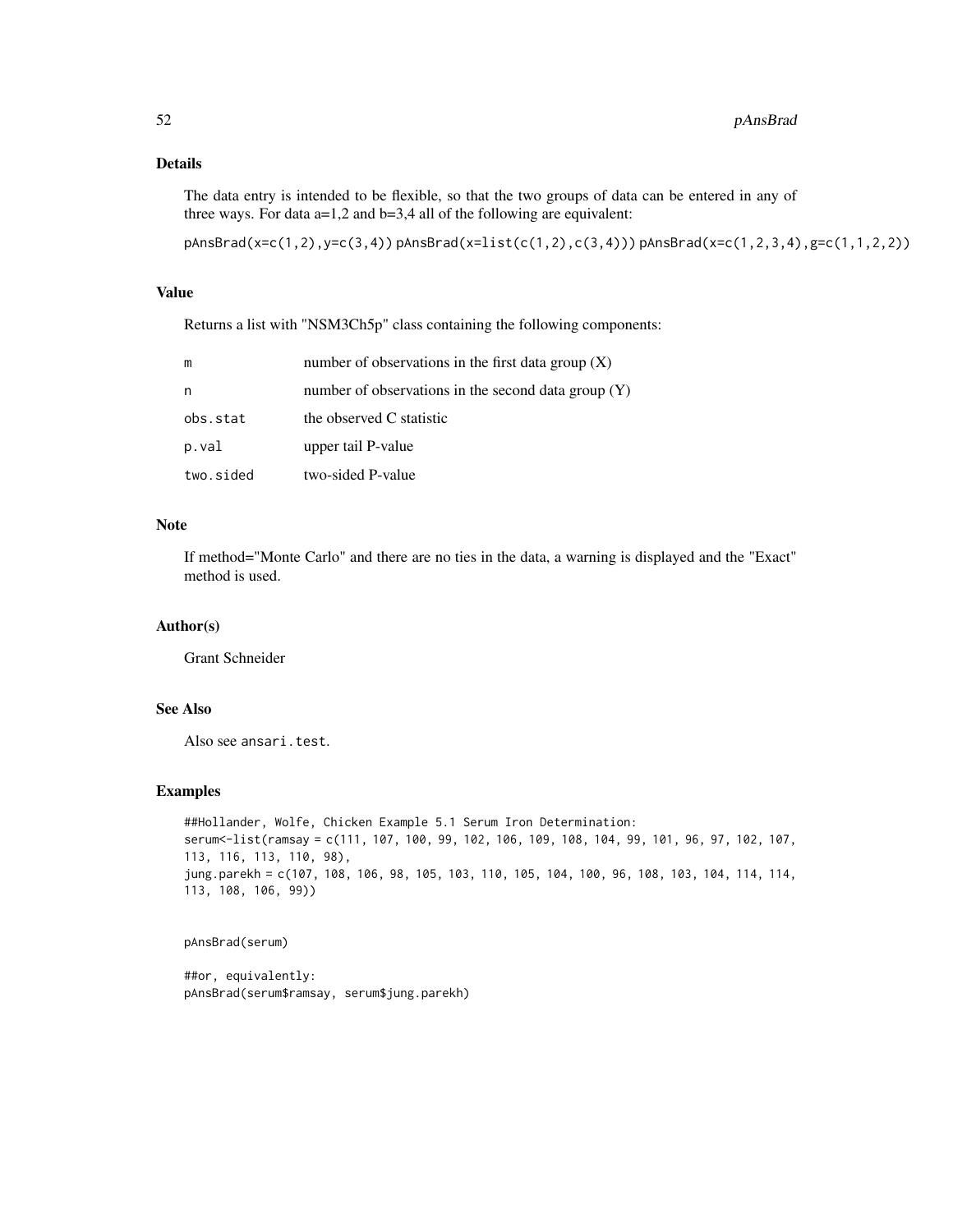### Details

The data entry is intended to be flexible, so that the two groups of data can be entered in any of three ways. For data a=1,2 and b=3,4 all of the following are equivalent:

`pAnsBrad(x=c(1,2),y=c(3,4))` `pAnsBrad(x=list(c(1,2),c(3,4)))` `pAnsBrad(x=c(1,2,3,4),g=c(1,1,2,2))`

### Value

Returns a list with "NSM3Ch5p" class containing the following components:

| | |
|---|---|
| `m` | number of observations in the first data group (X) |
| `n` | number of observations in the second data group (Y) |
| `obs.stat` | the observed C statistic |
| `p.val` | upper tail P-value |
| `two.sided` | two-sided P-value |

### Note

If method="Monte Carlo" and there are no ties in the data, a warning is displayed and the "Exact" method is used.

### Author(s)

Grant Schneider

### See Also

Also see `ansari.test`.

### Examples

```
##Hollander, Wolfe, Chicken Example 5.1 Serum Iron Determination:
serum<-list(ramsay = c(111, 107, 100, 99, 102, 106, 109, 108, 104, 99, 101, 96, 97, 102, 107,
113, 116, 113, 110, 98),
jung.parekh = c(107, 108, 106, 98, 105, 103, 110, 105, 104, 100, 96, 108, 103, 104, 114, 114,
113, 108, 106, 99))


pAnsBrad(serum)

##or, equivalently:
pAnsBrad(serum$ramsay, serum$jung.parekh)
```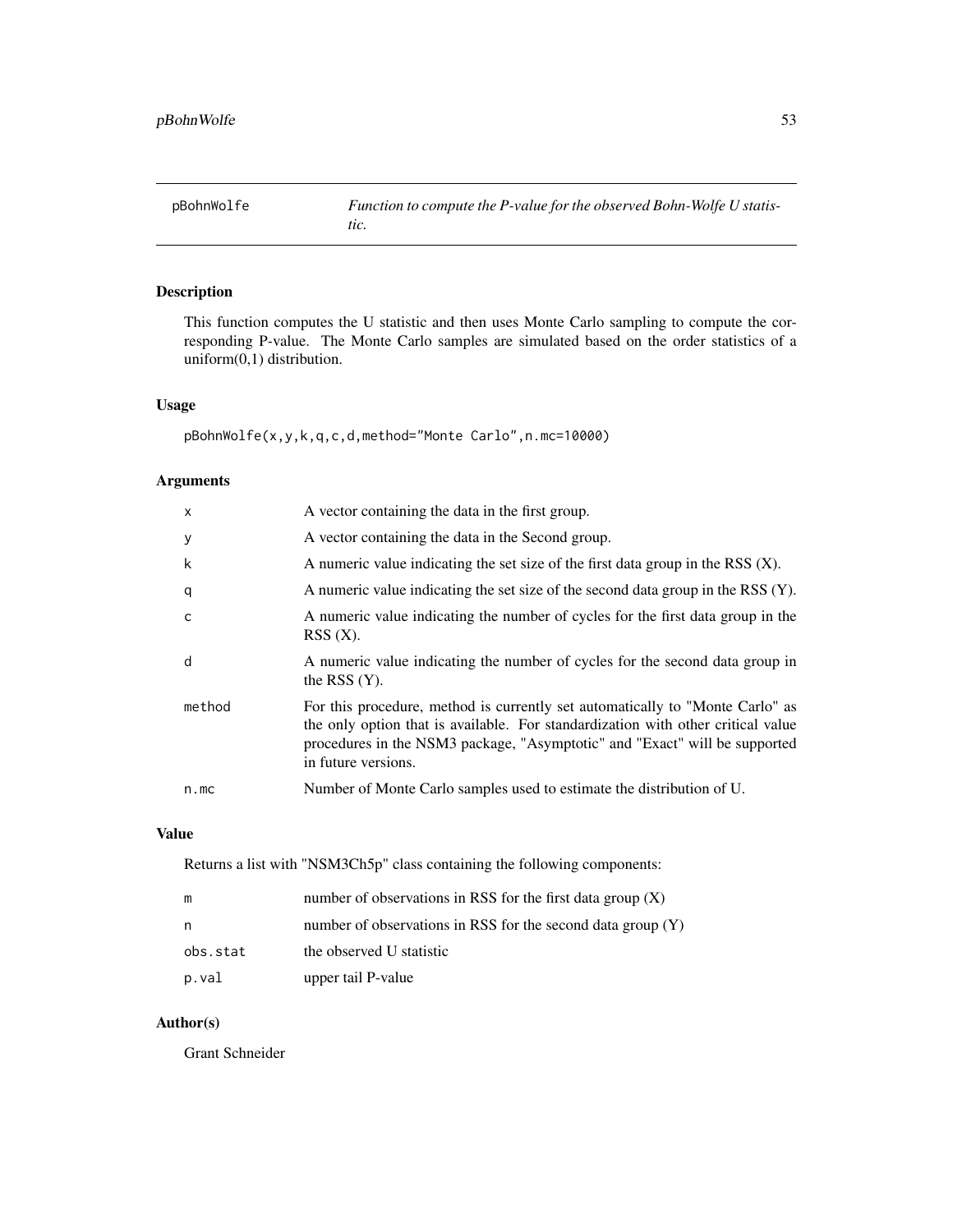pBohnWolfe — *Function to compute the P-value for the observed Bohn-Wolfe U statistic.*

## Description

This function computes the U statistic and then uses Monte Carlo sampling to compute the corresponding P-value. The Monte Carlo samples are simulated based on the order statistics of a uniform(0,1) distribution.

## Usage

```
pBohnWolfe(x,y,k,q,c,d,method="Monte Carlo",n.mc=10000)
```

## Arguments

| | |
|---|---|
| `x` | A vector containing the data in the first group. |
| `y` | A vector containing the data in the Second group. |
| `k` | A numeric value indicating the set size of the first data group in the RSS (X). |
| `q` | A numeric value indicating the set size of the second data group in the RSS (Y). |
| `c` | A numeric value indicating the number of cycles for the first data group in the RSS (X). |
| `d` | A numeric value indicating the number of cycles for the second data group in the RSS (Y). |
| `method` | For this procedure, method is currently set automatically to "Monte Carlo" as the only option that is available. For standardization with other critical value procedures in the NSM3 package, "Asymptotic" and "Exact" will be supported in future versions. |
| `n.mc` | Number of Monte Carlo samples used to estimate the distribution of U. |

## Value

Returns a list with "NSM3Ch5p" class containing the following components:

| | |
|---|---|
| `m` | number of observations in RSS for the first data group (X) |
| `n` | number of observations in RSS for the second data group (Y) |
| `obs.stat` | the observed U statistic |
| `p.val` | upper tail P-value |

## Author(s)

Grant Schneider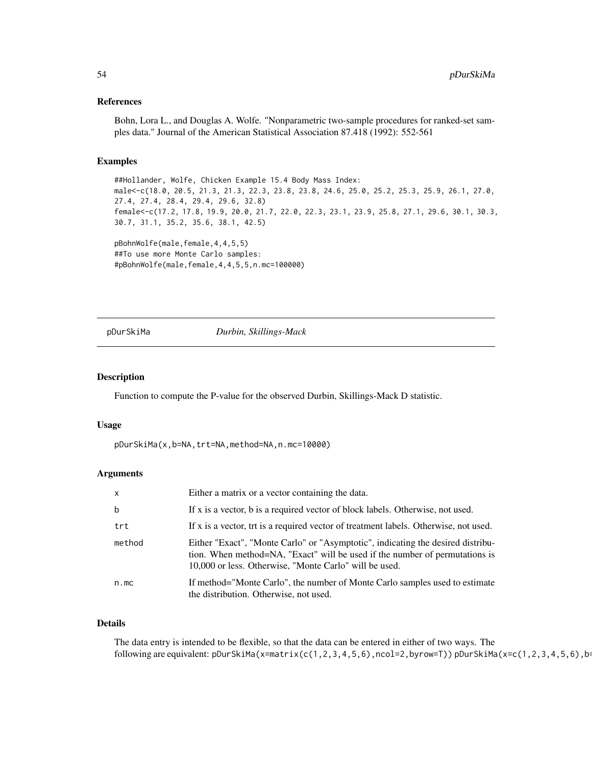### References

Bohn, Lora L., and Douglas A. Wolfe. "Nonparametric two-sample procedures for ranked-set samples data." Journal of the American Statistical Association 87.418 (1992): 552-561

### Examples

```
##Hollander, Wolfe, Chicken Example 15.4 Body Mass Index:
male<-c(18.0, 20.5, 21.3, 21.3, 22.3, 23.8, 23.8, 24.6, 25.0, 25.2, 25.3, 25.9, 26.1, 27.0,
27.4, 27.4, 28.4, 29.4, 29.6, 32.8)
female<-c(17.2, 17.8, 19.9, 20.0, 21.7, 22.0, 22.3, 23.1, 23.9, 25.8, 27.1, 29.6, 30.1, 30.3,
30.7, 31.1, 35.2, 35.6, 38.1, 42.5)

pBohnWolfe(male,female,4,4,5,5)
##To use more Monte Carlo samples:
#pBohnWolfe(male,female,4,4,5,5,n.mc=100000)
```

---

## pDurSkiMa — *Durbin, Skillings-Mack*

### Description

Function to compute the P-value for the observed Durbin, Skillings-Mack D statistic.

### Usage

```
pDurSkiMa(x,b=NA,trt=NA,method=NA,n.mc=10000)
```

### Arguments

| | |
|---|---|
| x | Either a matrix or a vector containing the data. |
| b | If x is a vector, b is a required vector of block labels. Otherwise, not used. |
| trt | If x is a vector, trt is a required vector of treatment labels. Otherwise, not used. |
| method | Either "Exact", "Monte Carlo" or "Asymptotic", indicating the desired distribution. When method=NA, "Exact" will be used if the number of permutations is 10,000 or less. Otherwise, "Monte Carlo" will be used. |
| n.mc | If method="Monte Carlo", the number of Monte Carlo samples used to estimate the distribution. Otherwise, not used. |

### Details

The data entry is intended to be flexible, so that the data can be entered in either of two ways. The following are equivalent: `pDurSkiMa(x=matrix(c(1,2,3,4,5,6),ncol=2,byrow=T))` `pDurSkiMa(x=c(1,2,3,4,5,6),b=`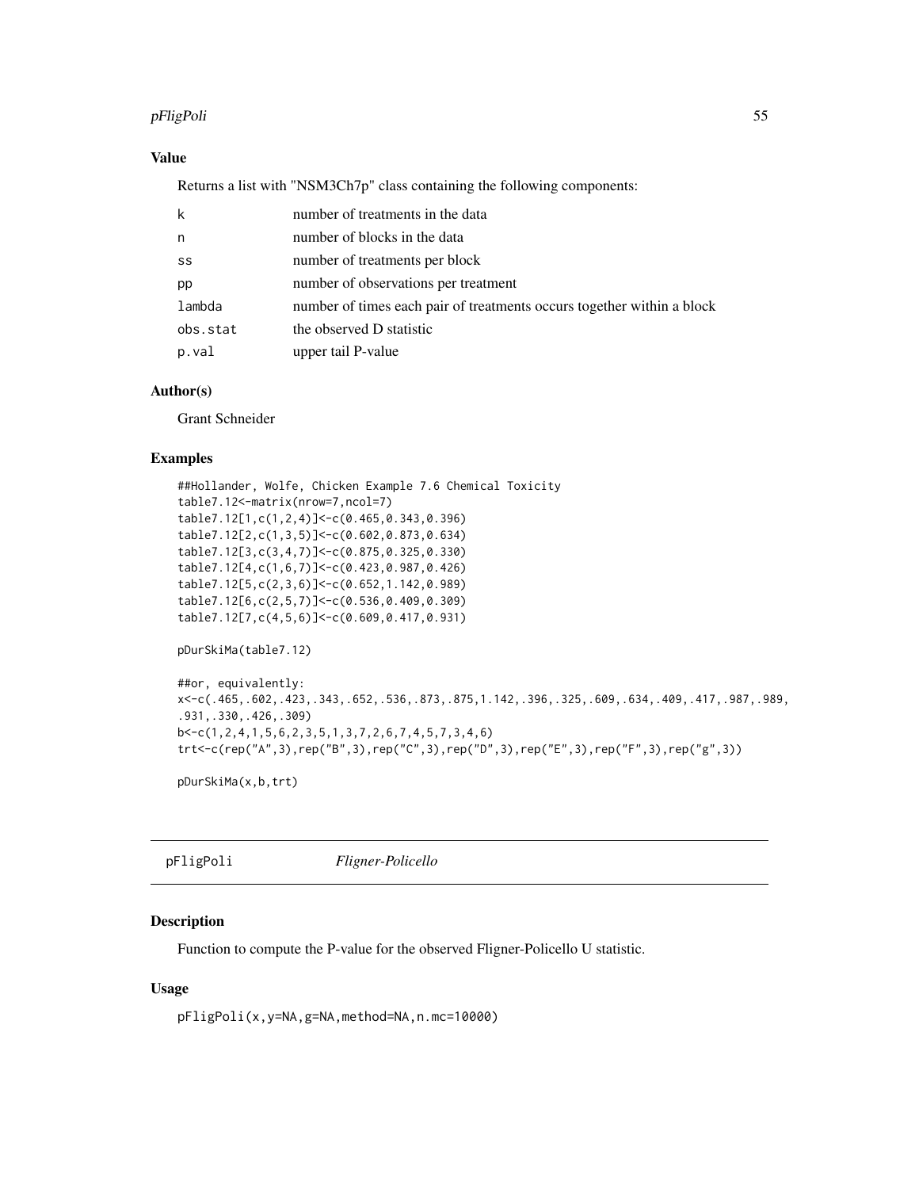### Value

Returns a list with "NSM3Ch7p" class containing the following components:

| | |
|---|---|
| k | number of treatments in the data |
| n | number of blocks in the data |
| ss | number of treatments per block |
| pp | number of observations per treatment |
| lambda | number of times each pair of treatments occurs together within a block |
| obs.stat | the observed D statistic |
| p.val | upper tail P-value |

### Author(s)

Grant Schneider

### Examples

```
##Hollander, Wolfe, Chicken Example 7.6 Chemical Toxicity
table7.12<-matrix(nrow=7,ncol=7)
table7.12[1,c(1,2,4)]<-c(0.465,0.343,0.396)
table7.12[2,c(1,3,5)]<-c(0.602,0.873,0.634)
table7.12[3,c(3,4,7)]<-c(0.875,0.325,0.330)
table7.12[4,c(1,6,7)]<-c(0.423,0.987,0.426)
table7.12[5,c(2,3,6)]<-c(0.652,1.142,0.989)
table7.12[6,c(2,5,7)]<-c(0.536,0.409,0.309)
table7.12[7,c(4,5,6)]<-c(0.609,0.417,0.931)

pDurSkiMa(table7.12)

##or, equivalently:
x<-c(.465,.602,.423,.343,.652,.536,.873,.875,1.142,.396,.325,.609,.634,.409,.417,.987,.989,
.931,.330,.426,.309)
b<-c(1,2,4,1,5,6,2,3,5,1,3,7,2,6,7,4,5,7,3,4,6)
trt<-c(rep("A",3),rep("B",3),rep("C",3),rep("D",3),rep("E",3),rep("F",3),rep("g",3))

pDurSkiMa(x,b,trt)
```

## pFligPoli *Fligner-Policello*

### Description

Function to compute the P-value for the observed Fligner-Policello U statistic.

### Usage

```
pFligPoli(x,y=NA,g=NA,method=NA,n.mc=10000)
```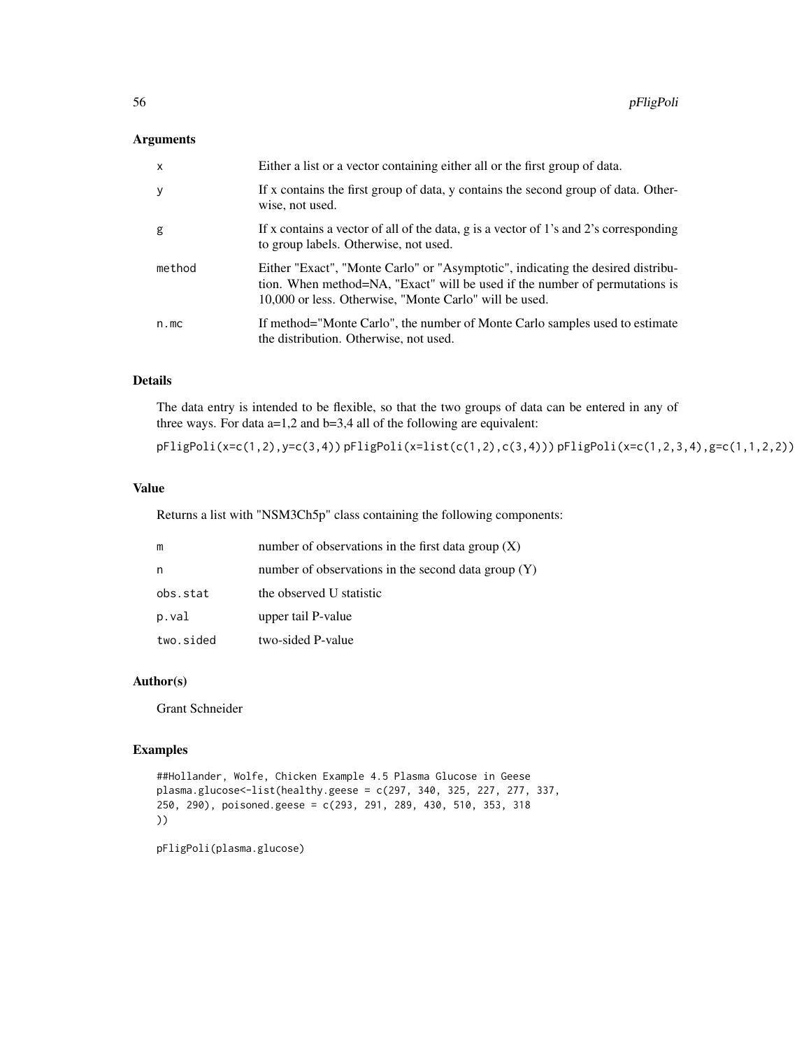## Arguments

| | |
|---|---|
| x | Either a list or a vector containing either all or the first group of data. |
| y | If x contains the first group of data, y contains the second group of data. Otherwise, not used. |
| g | If x contains a vector of all of the data, g is a vector of 1's and 2's corresponding to group labels. Otherwise, not used. |
| method | Either "Exact", "Monte Carlo" or "Asymptotic", indicating the desired distribution. When method=NA, "Exact" will be used if the number of permutations is 10,000 or less. Otherwise, "Monte Carlo" will be used. |
| n.mc | If method="Monte Carlo", the number of Monte Carlo samples used to estimate the distribution. Otherwise, not used. |

## Details

The data entry is intended to be flexible, so that the two groups of data can be entered in any of three ways. For data a=1,2 and b=3,4 all of the following are equivalent:

`pFligPoli(x=c(1,2),y=c(3,4))` `pFligPoli(x=list(c(1,2),c(3,4)))` `pFligPoli(x=c(1,2,3,4),g=c(1,1,2,2))`

## Value

Returns a list with "NSM3Ch5p" class containing the following components:

| | |
|---|---|
| m | number of observations in the first data group (X) |
| n | number of observations in the second data group (Y) |
| obs.stat | the observed U statistic |
| p.val | upper tail P-value |
| two.sided | two-sided P-value |

## Author(s)

Grant Schneider

## Examples

```
##Hollander, Wolfe, Chicken Example 4.5 Plasma Glucose in Geese
plasma.glucose<-list(healthy.geese = c(297, 340, 325, 227, 277, 337,
250, 290), poisoned.geese = c(293, 291, 289, 430, 510, 353, 318
))

pFligPoli(plasma.glucose)
```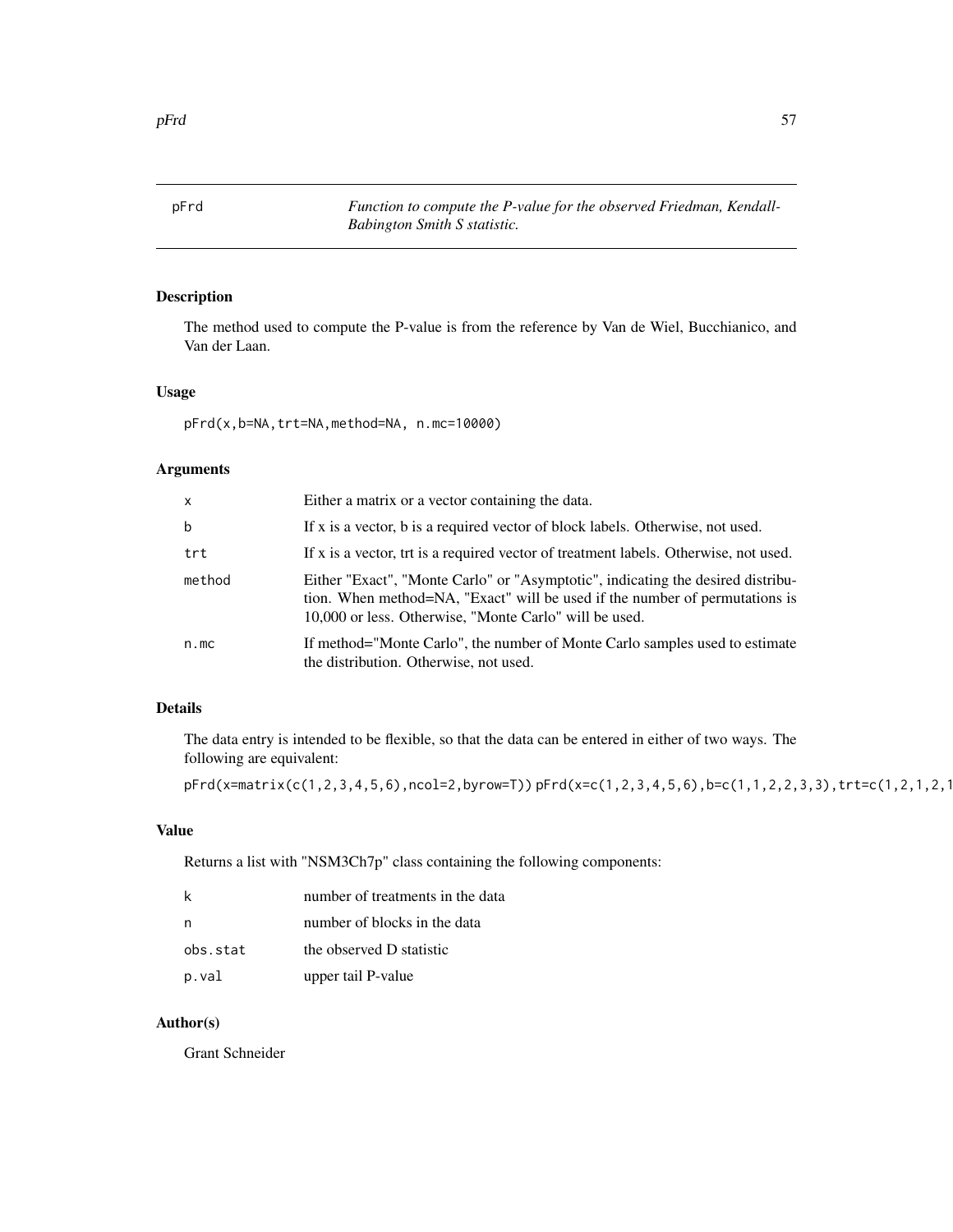pFrd — *Function to compute the P-value for the observed Friedman, Kendall-Babington Smith S statistic.*

## Description

The method used to compute the P-value is from the reference by Van de Wiel, Bucchianico, and Van der Laan.

## Usage

```
pFrd(x,b=NA,trt=NA,method=NA, n.mc=10000)
```

## Arguments

| | |
|---|---|
| x | Either a matrix or a vector containing the data. |
| b | If x is a vector, b is a required vector of block labels. Otherwise, not used. |
| trt | If x is a vector, trt is a required vector of treatment labels. Otherwise, not used. |
| method | Either "Exact", "Monte Carlo" or "Asymptotic", indicating the desired distribution. When method=NA, "Exact" will be used if the number of permutations is 10,000 or less. Otherwise, "Monte Carlo" will be used. |
| n.mc | If method="Monte Carlo", the number of Monte Carlo samples used to estimate the distribution. Otherwise, not used. |

## Details

The data entry is intended to be flexible, so that the data can be entered in either of two ways. The following are equivalent:

```
pFrd(x=matrix(c(1,2,3,4,5,6),ncol=2,byrow=T)) pFrd(x=c(1,2,3,4,5,6),b=c(1,1,2,2,3,3),trt=c(1,2,1,2,1
```

## Value

Returns a list with "NSM3Ch7p" class containing the following components:

| | |
|---|---|
| k | number of treatments in the data |
| n | number of blocks in the data |
| obs.stat | the observed D statistic |
| p.val | upper tail P-value |

## Author(s)

Grant Schneider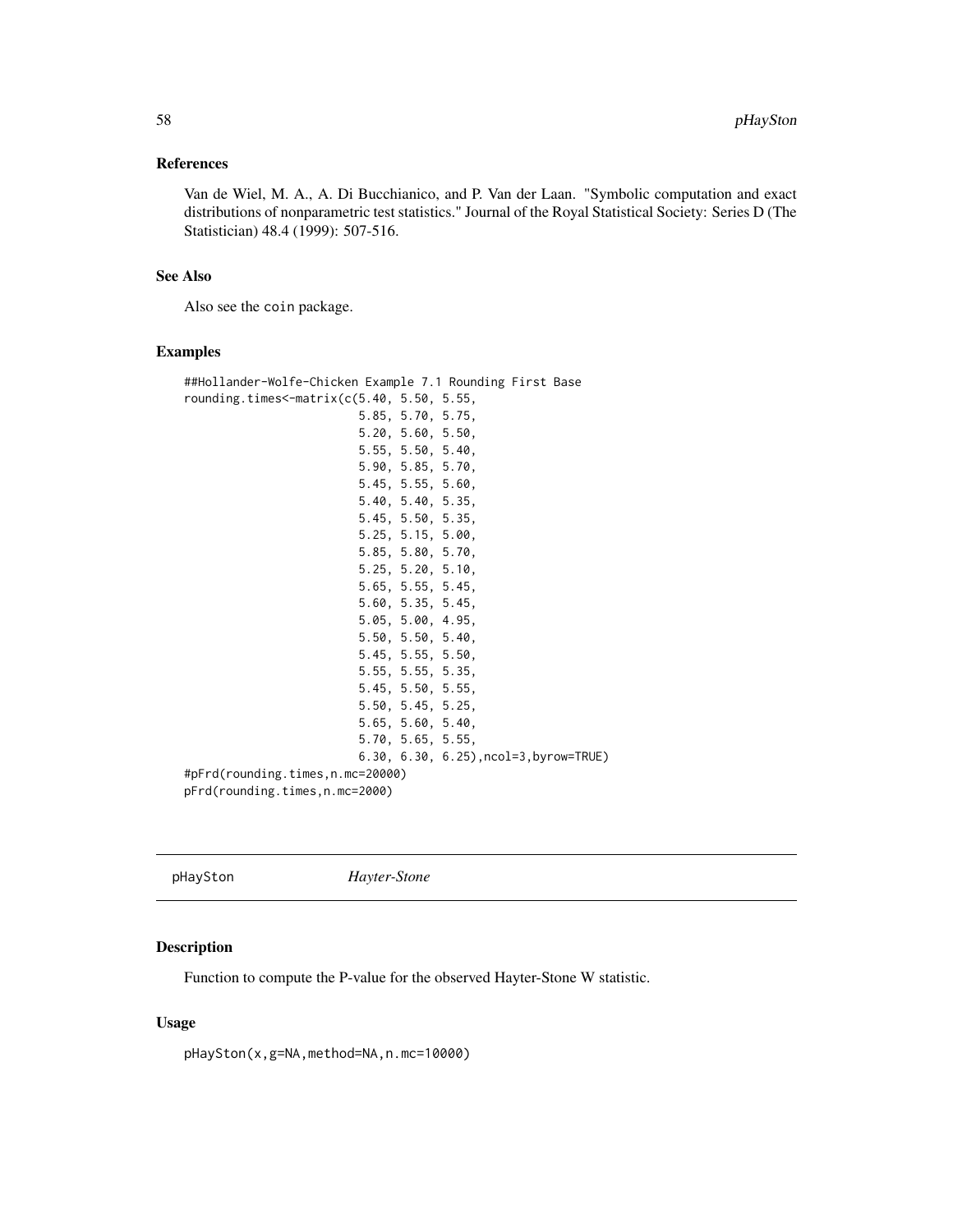### References

Van de Wiel, M. A., A. Di Bucchianico, and P. Van der Laan. "Symbolic computation and exact distributions of nonparametric test statistics." Journal of the Royal Statistical Society: Series D (The Statistician) 48.4 (1999): 507-516.

### See Also

Also see the coin package.

### Examples

```
##Hollander-Wolfe-Chicken Example 7.1 Rounding First Base
rounding.times<-matrix(c(5.40, 5.50, 5.55,
                         5.85, 5.70, 5.75,
                         5.20, 5.60, 5.50,
                         5.55, 5.50, 5.40,
                         5.90, 5.85, 5.70,
                         5.45, 5.55, 5.60,
                         5.40, 5.40, 5.35,
                         5.45, 5.50, 5.35,
                         5.25, 5.15, 5.00,
                         5.85, 5.80, 5.70,
                         5.25, 5.20, 5.10,
                         5.65, 5.55, 5.45,
                         5.60, 5.35, 5.45,
                         5.05, 5.00, 4.95,
                         5.50, 5.50, 5.40,
                         5.45, 5.55, 5.50,
                         5.55, 5.55, 5.35,
                         5.45, 5.50, 5.55,
                         5.50, 5.45, 5.25,
                         5.65, 5.60, 5.40,
                         5.70, 5.65, 5.55,
                         6.30, 6.30, 6.25),ncol=3,byrow=TRUE)
#pFrd(rounding.times,n.mc=20000)
pFrd(rounding.times,n.mc=2000)
```

---

## pHaySton — *Hayter-Stone*

### Description

Function to compute the P-value for the observed Hayter-Stone W statistic.

### Usage

```
pHaySton(x,g=NA,method=NA,n.mc=10000)
```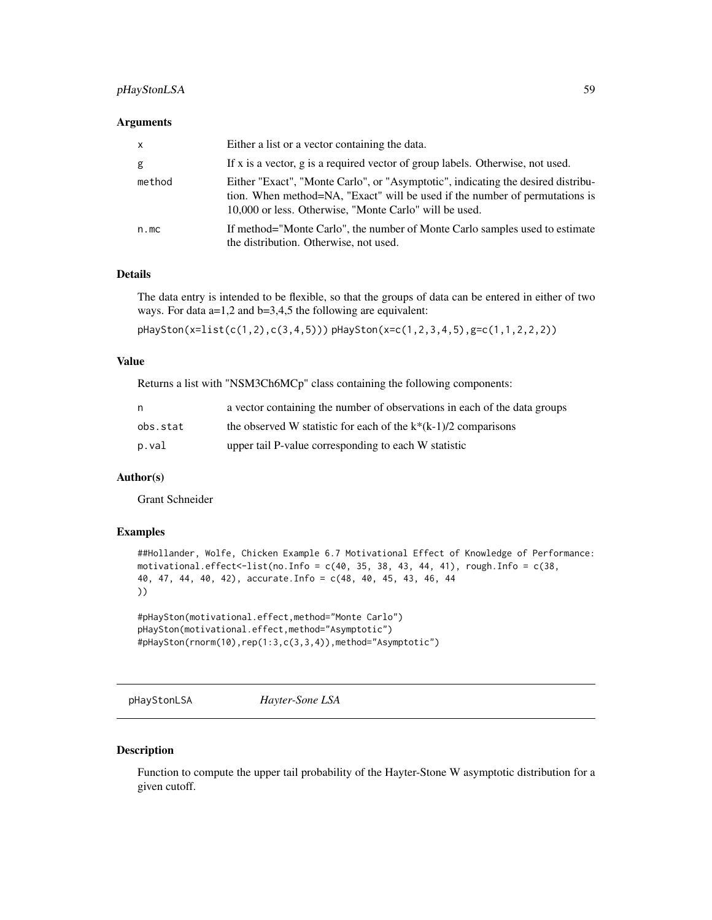### Arguments

| | |
|---|---|
| x | Either a list or a vector containing the data. |
| g | If x is a vector, g is a required vector of group labels. Otherwise, not used. |
| method | Either "Exact", "Monte Carlo", or "Asymptotic", indicating the desired distribution. When method=NA, "Exact" will be used if the number of permutations is 10,000 or less. Otherwise, "Monte Carlo" will be used. |
| n.mc | If method="Monte Carlo", the number of Monte Carlo samples used to estimate the distribution. Otherwise, not used. |

### Details

The data entry is intended to be flexible, so that the groups of data can be entered in either of two ways. For data a=1,2 and b=3,4,5 the following are equivalent:

`pHaySton(x=list(c(1,2),c(3,4,5)))` `pHaySton(x=c(1,2,3,4,5),g=c(1,1,2,2,2))`

### Value

Returns a list with "NSM3Ch6MCp" class containing the following components:

| | |
|---|---|
| n | a vector containing the number of observations in each of the data groups |
| obs.stat | the observed W statistic for each of the k*(k-1)/2 comparisons |
| p.val | upper tail P-value corresponding to each W statistic |

### Author(s)

Grant Schneider

### Examples

```
##Hollander, Wolfe, Chicken Example 6.7 Motivational Effect of Knowledge of Performance:
motivational.effect<-list(no.Info = c(40, 35, 38, 43, 44, 41), rough.Info = c(38,
40, 47, 44, 40, 42), accurate.Info = c(48, 40, 45, 43, 46, 44
))

#pHaySton(motivational.effect,method="Monte Carlo")
pHaySton(motivational.effect,method="Asymptotic")
#pHaySton(rnorm(10),rep(1:3,c(3,3,4)),method="Asymptotic")
```

---

## pHayStonLSA *Hayter-Sone LSA*

### Description

Function to compute the upper tail probability of the Hayter-Stone W asymptotic distribution for a given cutoff.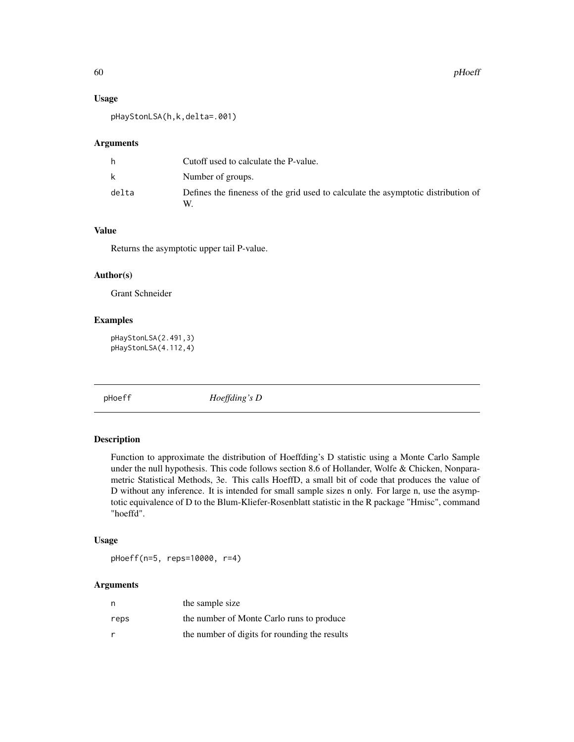### Usage

```
pHayStonLSA(h,k,delta=.001)
```

### Arguments

| | |
|---|---|
| h | Cutoff used to calculate the P-value. |
| k | Number of groups. |
| delta | Defines the fineness of the grid used to calculate the asymptotic distribution of W. |

### Value

Returns the asymptotic upper tail P-value.

### Author(s)

Grant Schneider

### Examples

```
pHayStonLSA(2.491,3)
pHayStonLSA(4.112,4)
```

---

## pHoeff *Hoeffding's D*

### Description

Function to approximate the distribution of Hoeffding's D statistic using a Monte Carlo Sample under the null hypothesis. This code follows section 8.6 of Hollander, Wolfe & Chicken, Nonparametric Statistical Methods, 3e. This calls HoeffD, a small bit of code that produces the value of D without any inference. It is intended for small sample sizes n only. For large n, use the asymptotic equivalence of D to the Blum-Kliefer-Rosenblatt statistic in the R package "Hmisc", command "hoeffd".

### Usage

```
pHoeff(n=5, reps=10000, r=4)
```

### Arguments

| | |
|---|---|
| n | the sample size |
| reps | the number of Monte Carlo runs to produce |
| r | the number of digits for rounding the results |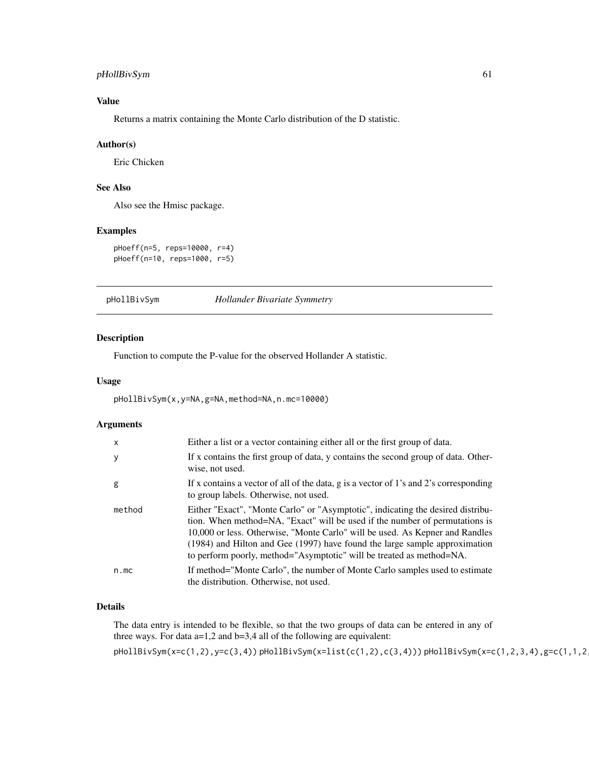### Value

Returns a matrix containing the Monte Carlo distribution of the D statistic.

### Author(s)

Eric Chicken

### See Also

Also see the Hmisc package.

### Examples

```
pHoeff(n=5, reps=10000, r=4)
pHoeff(n=10, reps=1000, r=5)
```

---

## pHollBivSym *Hollander Bivariate Symmetry*

---

### Description

Function to compute the P-value for the observed Hollander A statistic.

### Usage

```
pHollBivSym(x,y=NA,g=NA,method=NA,n.mc=10000)
```

### Arguments

| | |
|---|---|
| x | Either a list or a vector containing either all or the first group of data. |
| y | If x contains the first group of data, y contains the second group of data. Otherwise, not used. |
| g | If x contains a vector of all of the data, g is a vector of 1's and 2's corresponding to group labels. Otherwise, not used. |
| method | Either "Exact", "Monte Carlo" or "Asymptotic", indicating the desired distribution. When method=NA, "Exact" will be used if the number of permutations is 10,000 or less. Otherwise, "Monte Carlo" will be used. As Kepner and Randles (1984) and Hilton and Gee (1997) have found the large sample approximation to perform poorly, method="Asymptotic" will be treated as method=NA. |
| n.mc | If method="Monte Carlo", the number of Monte Carlo samples used to estimate the distribution. Otherwise, not used. |

### Details

The data entry is intended to be flexible, so that the two groups of data can be entered in any of three ways. For data a=1,2 and b=3,4 all of the following are equivalent:

`pHollBivSym(x=c(1,2),y=c(3,4))` `pHollBivSym(x=list(c(1,2),c(3,4)))` `pHollBivSym(x=c(1,2,3,4),g=c(1,1,2,`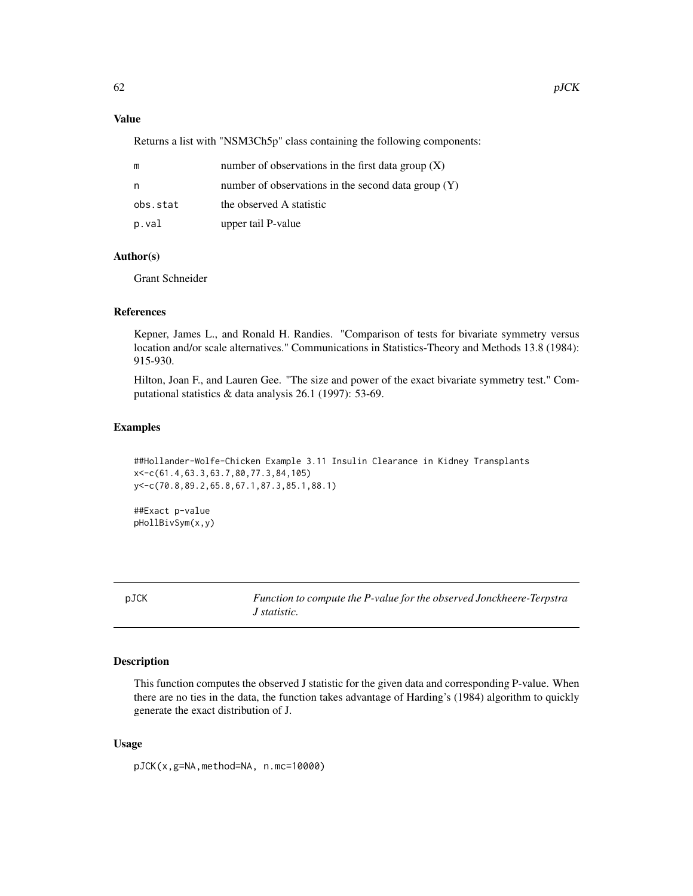## Value

Returns a list with "NSM3Ch5p" class containing the following components:

| | |
|---|---|
| m | number of observations in the first data group (X) |
| n | number of observations in the second data group (Y) |
| obs.stat | the observed A statistic |
| p.val | upper tail P-value |

## Author(s)

Grant Schneider

## References

Kepner, James L., and Ronald H. Randies. "Comparison of tests for bivariate symmetry versus location and/or scale alternatives." Communications in Statistics-Theory and Methods 13.8 (1984): 915-930.

Hilton, Joan F., and Lauren Gee. "The size and power of the exact bivariate symmetry test." Computational statistics & data analysis 26.1 (1997): 53-69.

## Examples

```
##Hollander-Wolfe-Chicken Example 3.11 Insulin Clearance in Kidney Transplants
x<-c(61.4,63.3,63.7,80,77.3,84,105)
y<-c(70.8,89.2,65.8,67.1,87.3,85.1,88.1)

##Exact p-value
pHollBivSym(x,y)
```

---

# pJCK — *Function to compute the P-value for the observed Jonckheere-Terpstra J statistic.*

## Description

This function computes the observed J statistic for the given data and corresponding P-value. When there are no ties in the data, the function takes advantage of Harding's (1984) algorithm to quickly generate the exact distribution of J.

## Usage

```
pJCK(x,g=NA,method=NA, n.mc=10000)
```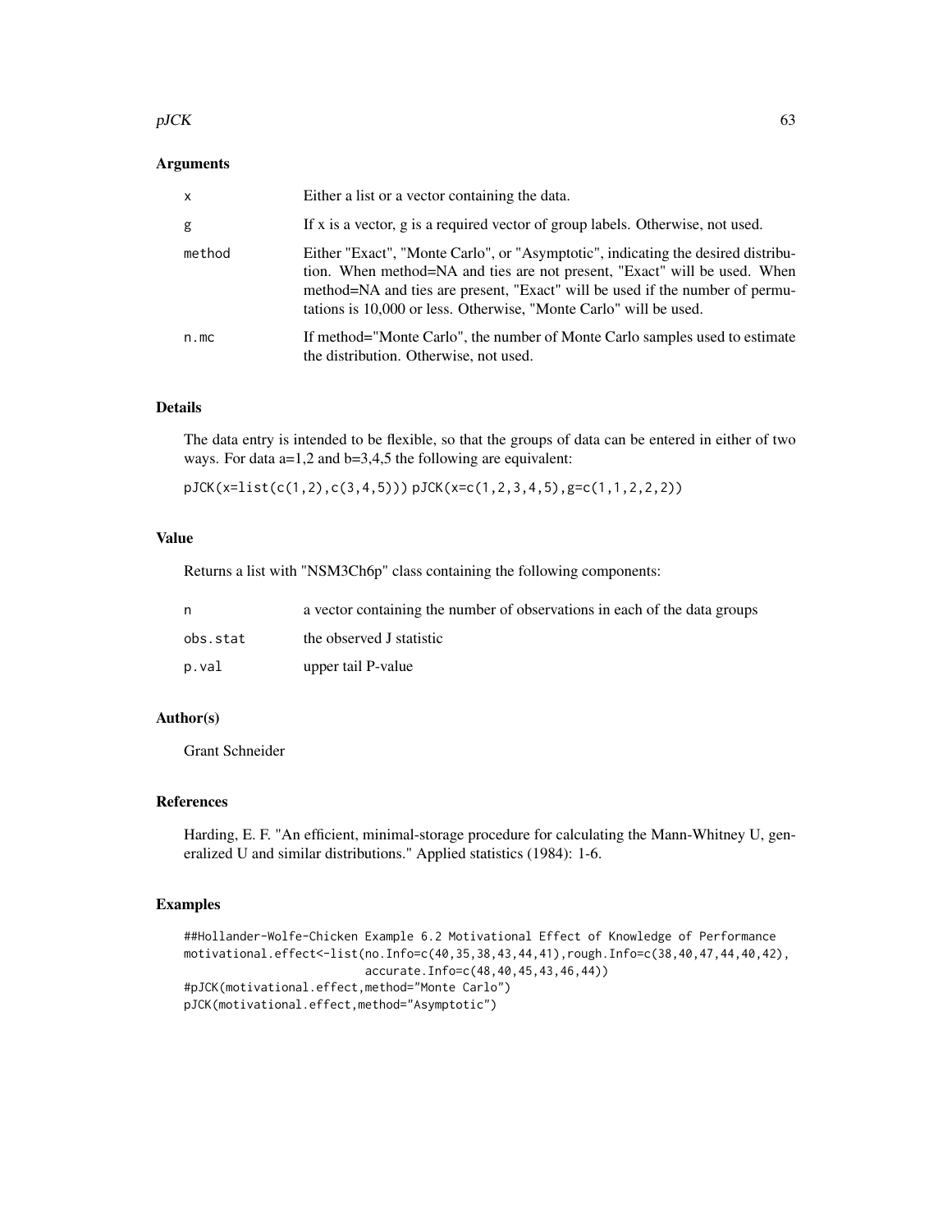### Arguments

| | |
|---|---|
| x | Either a list or a vector containing the data. |
| g | If x is a vector, g is a required vector of group labels. Otherwise, not used. |
| method | Either "Exact", "Monte Carlo", or "Asymptotic", indicating the desired distribution. When method=NA and ties are not present, "Exact" will be used. When method=NA and ties are present, "Exact" will be used if the number of permutations is 10,000 or less. Otherwise, "Monte Carlo" will be used. |
| n.mc | If method="Monte Carlo", the number of Monte Carlo samples used to estimate the distribution. Otherwise, not used. |

### Details

The data entry is intended to be flexible, so that the groups of data can be entered in either of two ways. For data a=1,2 and b=3,4,5 the following are equivalent:

`pJCK(x=list(c(1,2),c(3,4,5)))` `pJCK(x=c(1,2,3,4,5),g=c(1,1,2,2,2))`

### Value

Returns a list with "NSM3Ch6p" class containing the following components:

| | |
|---|---|
| n | a vector containing the number of observations in each of the data groups |
| obs.stat | the observed J statistic |
| p.val | upper tail P-value |

### Author(s)

Grant Schneider

### References

Harding, E. F. "An efficient, minimal-storage procedure for calculating the Mann-Whitney U, generalized U and similar distributions." Applied statistics (1984): 1-6.

### Examples

```
##Hollander-Wolfe-Chicken Example 6.2 Motivational Effect of Knowledge of Performance
motivational.effect<-list(no.Info=c(40,35,38,43,44,41),rough.Info=c(38,40,47,44,40,42),
                          accurate.Info=c(48,40,45,43,46,44))
#pJCK(motivational.effect,method="Monte Carlo")
pJCK(motivational.effect,method="Asymptotic")
```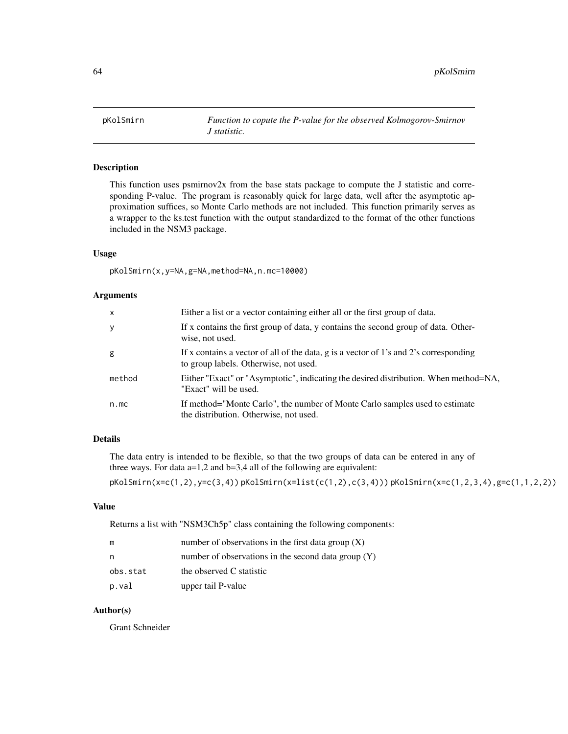| pKolSmirn | *Function to copute the P-value for the observed Kolmogorov-Smirnov J statistic.* |
|---|---|

## Description

This function uses psmirnov2x from the base stats package to compute the J statistic and corresponding P-value. The program is reasonably quick for large data, well after the asymptotic approximation suffices, so Monte Carlo methods are not included. This function primarily serves as a wrapper to the ks.test function with the output standardized to the format of the other functions included in the NSM3 package.

## Usage

```
pKolSmirn(x,y=NA,g=NA,method=NA,n.mc=10000)
```

## Arguments

| | |
|---|---|
| x | Either a list or a vector containing either all or the first group of data. |
| y | If x contains the first group of data, y contains the second group of data. Otherwise, not used. |
| g | If x contains a vector of all of the data, g is a vector of 1's and 2's corresponding to group labels. Otherwise, not used. |
| method | Either "Exact" or "Asymptotic", indicating the desired distribution. When method=NA, "Exact" will be used. |
| n.mc | If method="Monte Carlo", the number of Monte Carlo samples used to estimate the distribution. Otherwise, not used. |

## Details

The data entry is intended to be flexible, so that the two groups of data can be entered in any of three ways. For data a=1,2 and b=3,4 all of the following are equivalent:

`pKolSmirn(x=c(1,2),y=c(3,4))` `pKolSmirn(x=list(c(1,2),c(3,4)))` `pKolSmirn(x=c(1,2,3,4),g=c(1,1,2,2))`

## Value

Returns a list with "NSM3Ch5p" class containing the following components:

| | |
|---|---|
| m | number of observations in the first data group (X) |
| n | number of observations in the second data group (Y) |
| obs.stat | the observed C statistic |
| p.val | upper tail P-value |

## Author(s)

Grant Schneider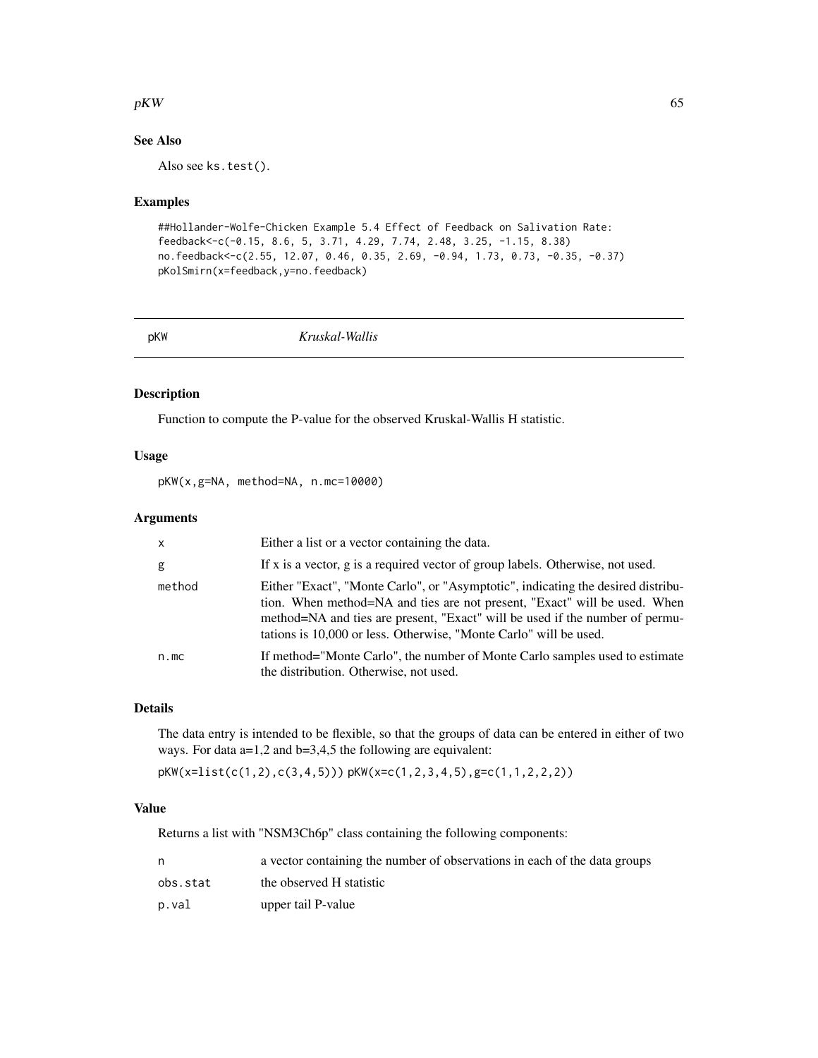## See Also

Also see ks.test().

## Examples

```
##Hollander-Wolfe-Chicken Example 5.4 Effect of Feedback on Salivation Rate:
feedback<-c(-0.15, 8.6, 5, 3.71, 4.29, 7.74, 2.48, 3.25, -1.15, 8.38)
no.feedback<-c(2.55, 12.07, 0.46, 0.35, 2.69, -0.94, 1.73, 0.73, -0.35, -0.37)
pKolSmirn(x=feedback,y=no.feedback)
```

---

# pKW *Kruskal-Wallis*

---

## Description

Function to compute the P-value for the observed Kruskal-Wallis H statistic.

## Usage

```
pKW(x,g=NA, method=NA, n.mc=10000)
```

## Arguments

| | |
|---|---|
| x | Either a list or a vector containing the data. |
| g | If x is a vector, g is a required vector of group labels. Otherwise, not used. |
| method | Either "Exact", "Monte Carlo", or "Asymptotic", indicating the desired distribution. When method=NA and ties are not present, "Exact" will be used. When method=NA and ties are present, "Exact" will be used if the number of permutations is 10,000 or less. Otherwise, "Monte Carlo" will be used. |
| n.mc | If method="Monte Carlo", the number of Monte Carlo samples used to estimate the distribution. Otherwise, not used. |

## Details

The data entry is intended to be flexible, so that the groups of data can be entered in either of two ways. For data a=1,2 and b=3,4,5 the following are equivalent:

pKW(x=list(c(1,2),c(3,4,5))) pKW(x=c(1,2,3,4,5),g=c(1,1,2,2,2))

## Value

Returns a list with "NSM3Ch6p" class containing the following components:

| | |
|---|---|
| n | a vector containing the number of observations in each of the data groups |
| obs.stat | the observed H statistic |
| p.val | upper tail P-value |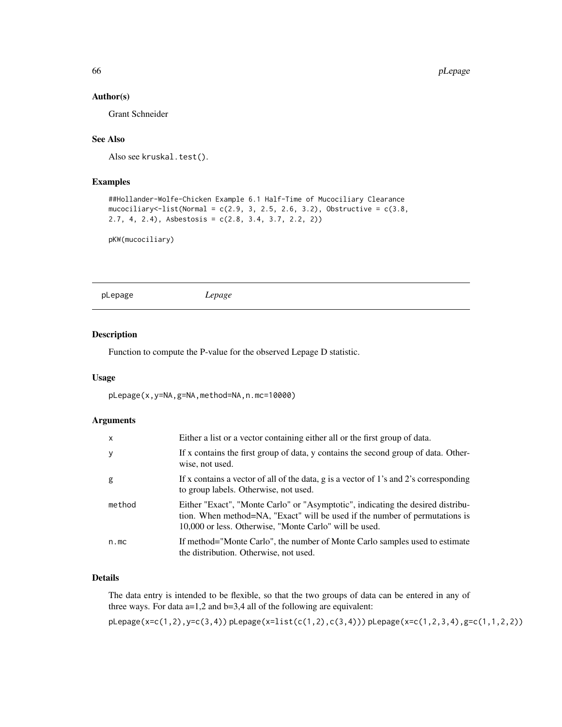### Author(s)

Grant Schneider

### See Also

Also see `kruskal.test()`.

### Examples

```
##Hollander-Wolfe-Chicken Example 6.1 Half-Time of Mucociliary Clearance
mucociliary<-list(Normal = c(2.9, 3, 2.5, 2.6, 3.2), Obstructive = c(3.8,
2.7, 4, 2.4), Asbestosis = c(2.8, 3.4, 3.7, 2.2, 2))

pKW(mucociliary)
```

---

## pLepage — *Lepage*

### Description

Function to compute the P-value for the observed Lepage D statistic.

### Usage

```
pLepage(x,y=NA,g=NA,method=NA,n.mc=10000)
```

### Arguments

| | |
|---|---|
| x | Either a list or a vector containing either all or the first group of data. |
| y | If x contains the first group of data, y contains the second group of data. Otherwise, not used. |
| g | If x contains a vector of all of the data, g is a vector of 1's and 2's corresponding to group labels. Otherwise, not used. |
| method | Either "Exact", "Monte Carlo" or "Asymptotic", indicating the desired distribution. When method=NA, "Exact" will be used if the number of permutations is 10,000 or less. Otherwise, "Monte Carlo" will be used. |
| n.mc | If method="Monte Carlo", the number of Monte Carlo samples used to estimate the distribution. Otherwise, not used. |

### Details

The data entry is intended to be flexible, so that the two groups of data can be entered in any of three ways. For data a=1,2 and b=3,4 all of the following are equivalent:

`pLepage(x=c(1,2),y=c(3,4))` `pLepage(x=list(c(1,2),c(3,4)))` `pLepage(x=c(1,2,3,4),g=c(1,1,2,2))`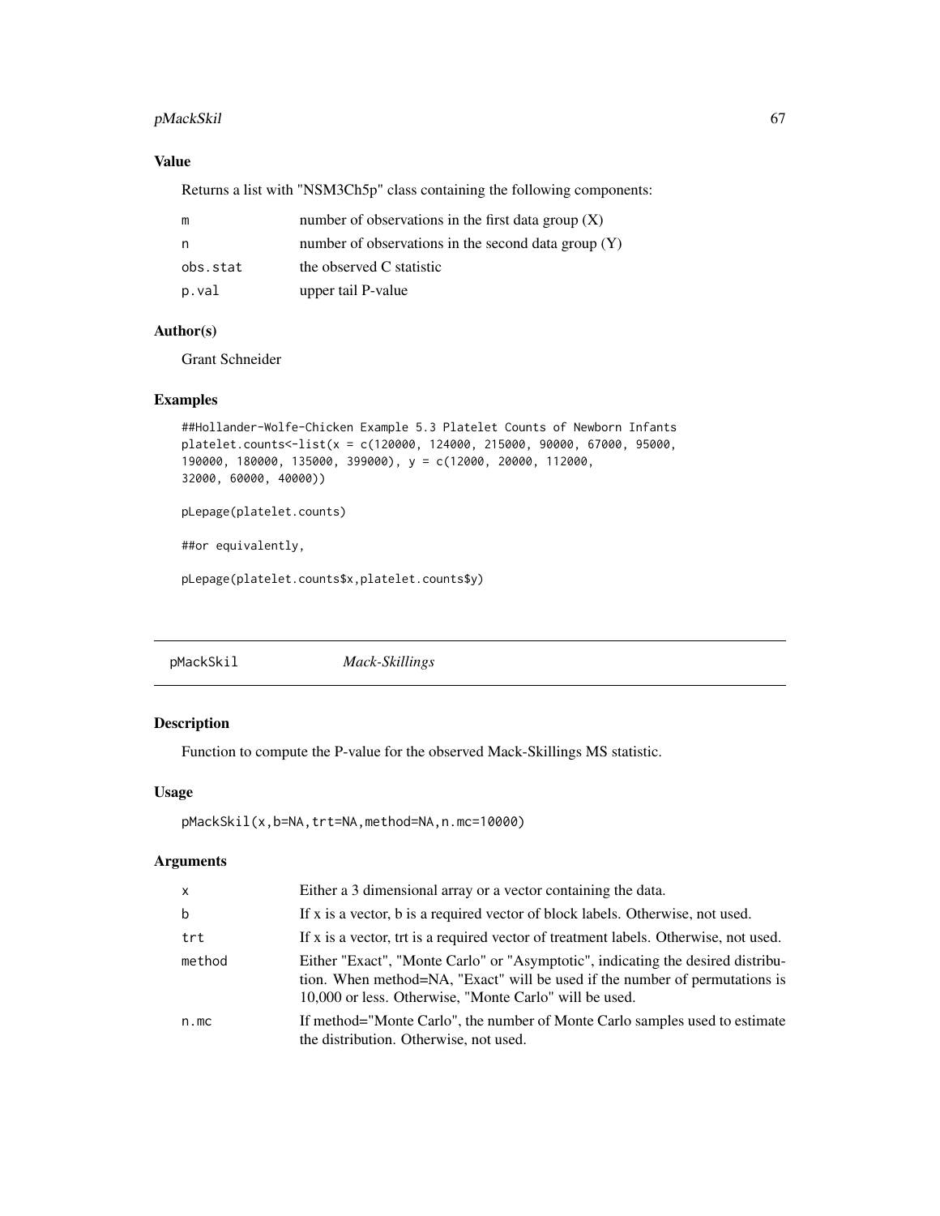## Value

Returns a list with "NSM3Ch5p" class containing the following components:

| | |
|---|---|
| m | number of observations in the first data group (X) |
| n | number of observations in the second data group (Y) |
| obs.stat | the observed C statistic |
| p.val | upper tail P-value |

## Author(s)

Grant Schneider

## Examples

```
##Hollander-Wolfe-Chicken Example 5.3 Platelet Counts of Newborn Infants
platelet.counts<-list(x = c(120000, 124000, 215000, 90000, 67000, 95000,
190000, 180000, 135000, 399000), y = c(12000, 20000, 112000,
32000, 60000, 40000))

pLepage(platelet.counts)

##or equivalently,

pLepage(platelet.counts$x,platelet.counts$y)
```

---

# pMackSkil *Mack-Skillings*

## Description

Function to compute the P-value for the observed Mack-Skillings MS statistic.

## Usage

```
pMackSkil(x,b=NA,trt=NA,method=NA,n.mc=10000)
```

## Arguments

| | |
|---|---|
| x | Either a 3 dimensional array or a vector containing the data. |
| b | If x is a vector, b is a required vector of block labels. Otherwise, not used. |
| trt | If x is a vector, trt is a required vector of treatment labels. Otherwise, not used. |
| method | Either "Exact", "Monte Carlo" or "Asymptotic", indicating the desired distribution. When method=NA, "Exact" will be used if the number of permutations is 10,000 or less. Otherwise, "Monte Carlo" will be used. |
| n.mc | If method="Monte Carlo", the number of Monte Carlo samples used to estimate the distribution. Otherwise, not used. |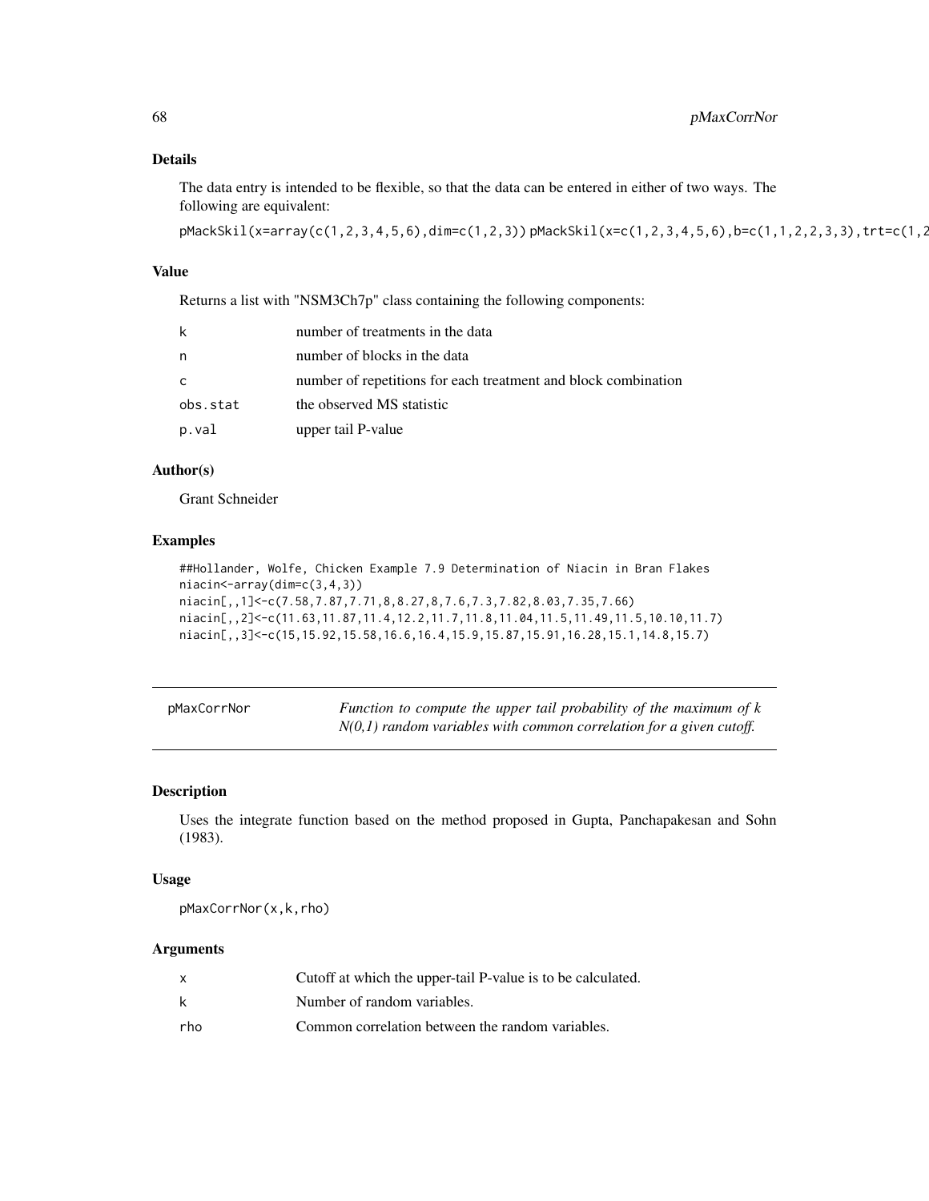## Details

The data entry is intended to be flexible, so that the data can be entered in either of two ways. The following are equivalent:

```
pMackSkil(x=array(c(1,2,3,4,5,6),dim=c(1,2,3))) pMackSkil(x=c(1,2,3,4,5,6),b=c(1,1,2,2,3,3),trt=c(1,2
```

## Value

Returns a list with "NSM3Ch7p" class containing the following components:

| | |
|---|---|
| k | number of treatments in the data |
| n | number of blocks in the data |
| c | number of repetitions for each treatment and block combination |
| obs.stat | the observed MS statistic |
| p.val | upper tail P-value |

## Author(s)

Grant Schneider

## Examples

```
##Hollander, Wolfe, Chicken Example 7.9 Determination of Niacin in Bran Flakes
niacin<-array(dim=c(3,4,3))
niacin[,,1]<-c(7.58,7.87,7.71,8,8.27,8,7.6,7.3,7.82,8.03,7.35,7.66)
niacin[,,2]<-c(11.63,11.87,11.4,12.2,11.7,11.8,11.04,11.5,11.49,11.5,10.10,11.7)
niacin[,,3]<-c(15,15.92,15.58,16.6,16.4,15.9,15.87,15.91,16.28,15.1,14.8,15.7)
```

---

# pMaxCorrNor

*Function to compute the upper tail probability of the maximum of k N(0,1) random variables with common correlation for a given cutoff.*

---

## Description

Uses the integrate function based on the method proposed in Gupta, Panchapakesan and Sohn (1983).

## Usage

```
pMaxCorrNor(x,k,rho)
```

## Arguments

| | |
|---|---|
| x | Cutoff at which the upper-tail P-value is to be calculated. |
| k | Number of random variables. |
| rho | Common correlation between the random variables. |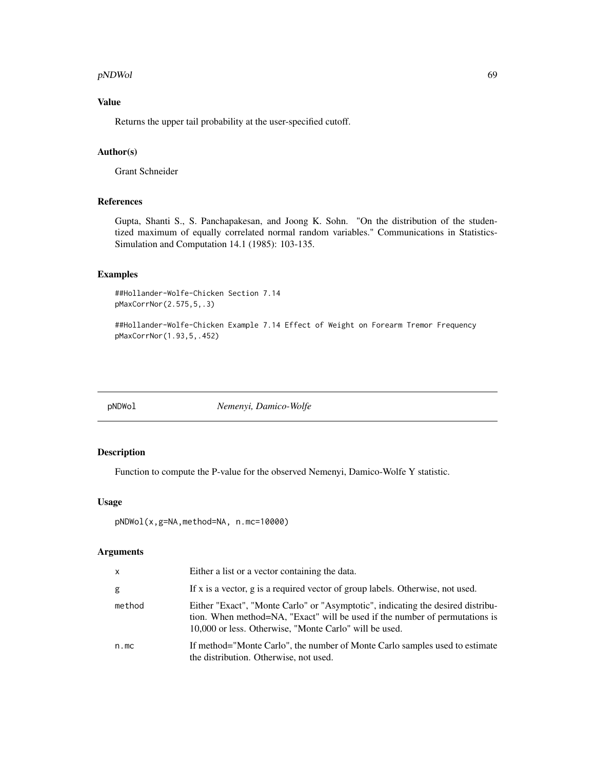## Value

Returns the upper tail probability at the user-specified cutoff.

## Author(s)

Grant Schneider

## References

Gupta, Shanti S., S. Panchapakesan, and Joong K. Sohn. "On the distribution of the studentized maximum of equally correlated normal random variables." Communications in Statistics-Simulation and Computation 14.1 (1985): 103-135.

## Examples

```
##Hollander-Wolfe-Chicken Section 7.14
pMaxCorrNor(2.575,5,.3)

##Hollander-Wolfe-Chicken Example 7.14 Effect of Weight on Forearm Tremor Frequency
pMaxCorrNor(1.93,5,.452)
```

---

# pNDWol *Nemenyi, Damico-Wolfe*

## Description

Function to compute the P-value for the observed Nemenyi, Damico-Wolfe Y statistic.

## Usage

```
pNDWol(x,g=NA,method=NA, n.mc=10000)
```

## Arguments

| | |
|---|---|
| x | Either a list or a vector containing the data. |
| g | If x is a vector, g is a required vector of group labels. Otherwise, not used. |
| method | Either "Exact", "Monte Carlo" or "Asymptotic", indicating the desired distribution. When method=NA, "Exact" will be used if the number of permutations is 10,000 or less. Otherwise, "Monte Carlo" will be used. |
| n.mc | If method="Monte Carlo", the number of Monte Carlo samples used to estimate the distribution. Otherwise, not used. |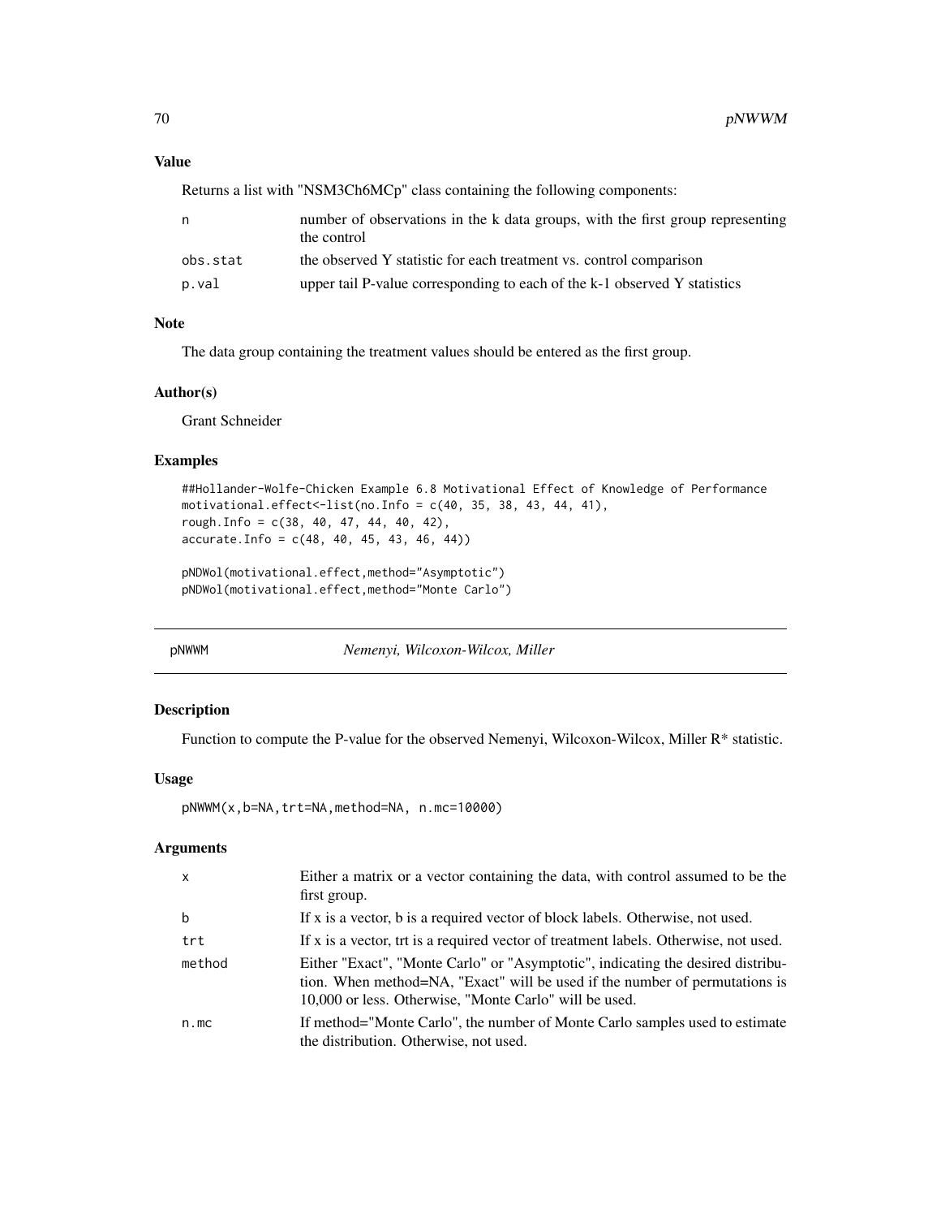### Value

Returns a list with "NSM3Ch6MCp" class containing the following components:

| | |
|---|---|
| n | number of observations in the k data groups, with the first group representing the control |
| obs.stat | the observed Y statistic for each treatment vs. control comparison |
| p.val | upper tail P-value corresponding to each of the k-1 observed Y statistics |

### Note

The data group containing the treatment values should be entered as the first group.

### Author(s)

Grant Schneider

### Examples

```
##Hollander-Wolfe-Chicken Example 6.8 Motivational Effect of Knowledge of Performance
motivational.effect<-list(no.Info = c(40, 35, 38, 43, 44, 41),
rough.Info = c(38, 40, 47, 44, 40, 42),
accurate.Info = c(48, 40, 45, 43, 46, 44))

pNDWol(motivational.effect,method="Asymptotic")
pNDWol(motivational.effect,method="Monte Carlo")
```

---

## pNWWM — *Nemenyi, Wilcoxon-Wilcox, Miller*

### Description

Function to compute the P-value for the observed Nemenyi, Wilcoxon-Wilcox, Miller R* statistic.

### Usage

```
pNWWM(x,b=NA,trt=NA,method=NA, n.mc=10000)
```

### Arguments

| | |
|---|---|
| x | Either a matrix or a vector containing the data, with control assumed to be the first group. |
| b | If x is a vector, b is a required vector of block labels. Otherwise, not used. |
| trt | If x is a vector, trt is a required vector of treatment labels. Otherwise, not used. |
| method | Either "Exact", "Monte Carlo" or "Asymptotic", indicating the desired distribution. When method=NA, "Exact" will be used if the number of permutations is 10,000 or less. Otherwise, "Monte Carlo" will be used. |
| n.mc | If method="Monte Carlo", the number of Monte Carlo samples used to estimate the distribution. Otherwise, not used. |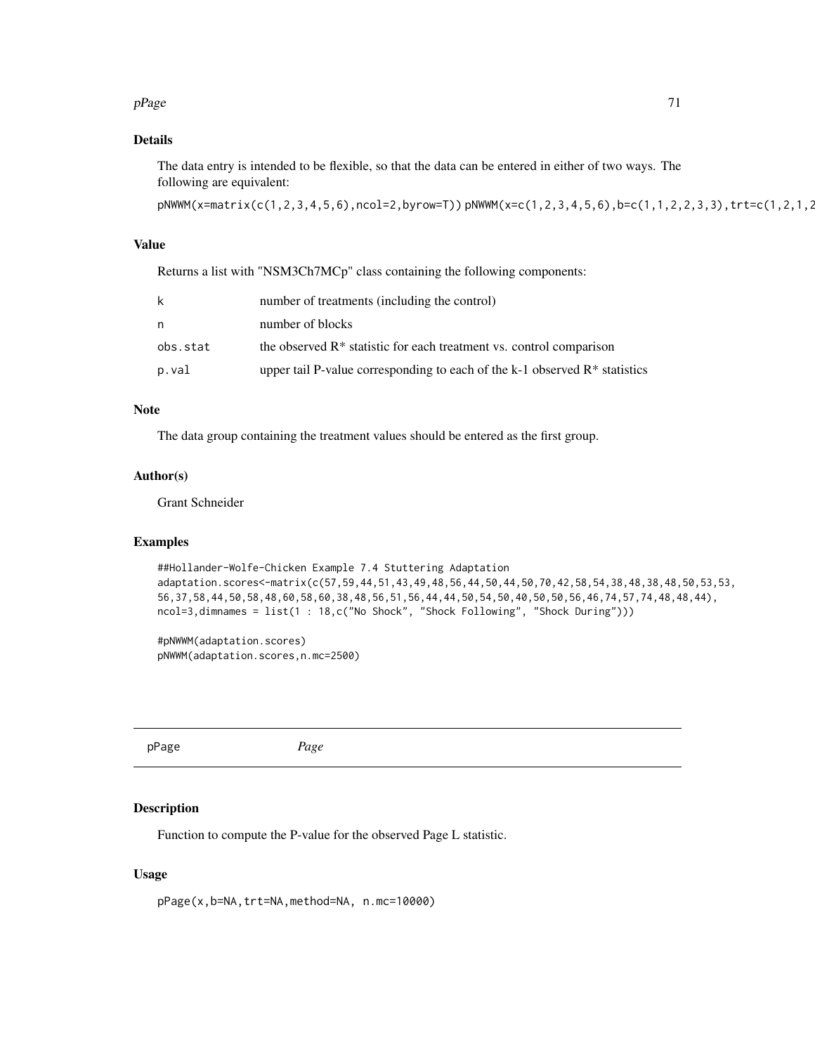### Details

The data entry is intended to be flexible, so that the data can be entered in either of two ways. The following are equivalent:

`pNWWM(x=matrix(c(1,2,3,4,5,6),ncol=2,byrow=T)) pNWWM(x=c(1,2,3,4,5,6),b=c(1,1,2,2,3,3),trt=c(1,2,1,2`

### Value

Returns a list with "NSM3Ch7MCp" class containing the following components:

| | |
|---|---|
| k | number of treatments (including the control) |
| n | number of blocks |
| obs.stat | the observed R* statistic for each treatment vs. control comparison |
| p.val | upper tail P-value corresponding to each of the k-1 observed R* statistics |

### Note

The data group containing the treatment values should be entered as the first group.

### Author(s)

Grant Schneider

### Examples

```
##Hollander-Wolfe-Chicken Example 7.4 Stuttering Adaptation
adaptation.scores<-matrix(c(57,59,44,51,43,49,48,56,44,50,44,50,70,42,58,54,38,48,38,48,50,53,53,
56,37,58,44,50,58,48,60,58,60,38,48,56,51,56,44,44,50,54,50,40,50,50,56,46,74,57,74,48,48,44),
ncol=3,dimnames = list(1 : 18,c("No Shock", "Shock Following", "Shock During")))

#pNWWM(adaptation.scores)
pNWWM(adaptation.scores,n.mc=2500)
```

---

## pPage — *Page*

### Description

Function to compute the P-value for the observed Page L statistic.

### Usage

```
pPage(x,b=NA,trt=NA,method=NA, n.mc=10000)
```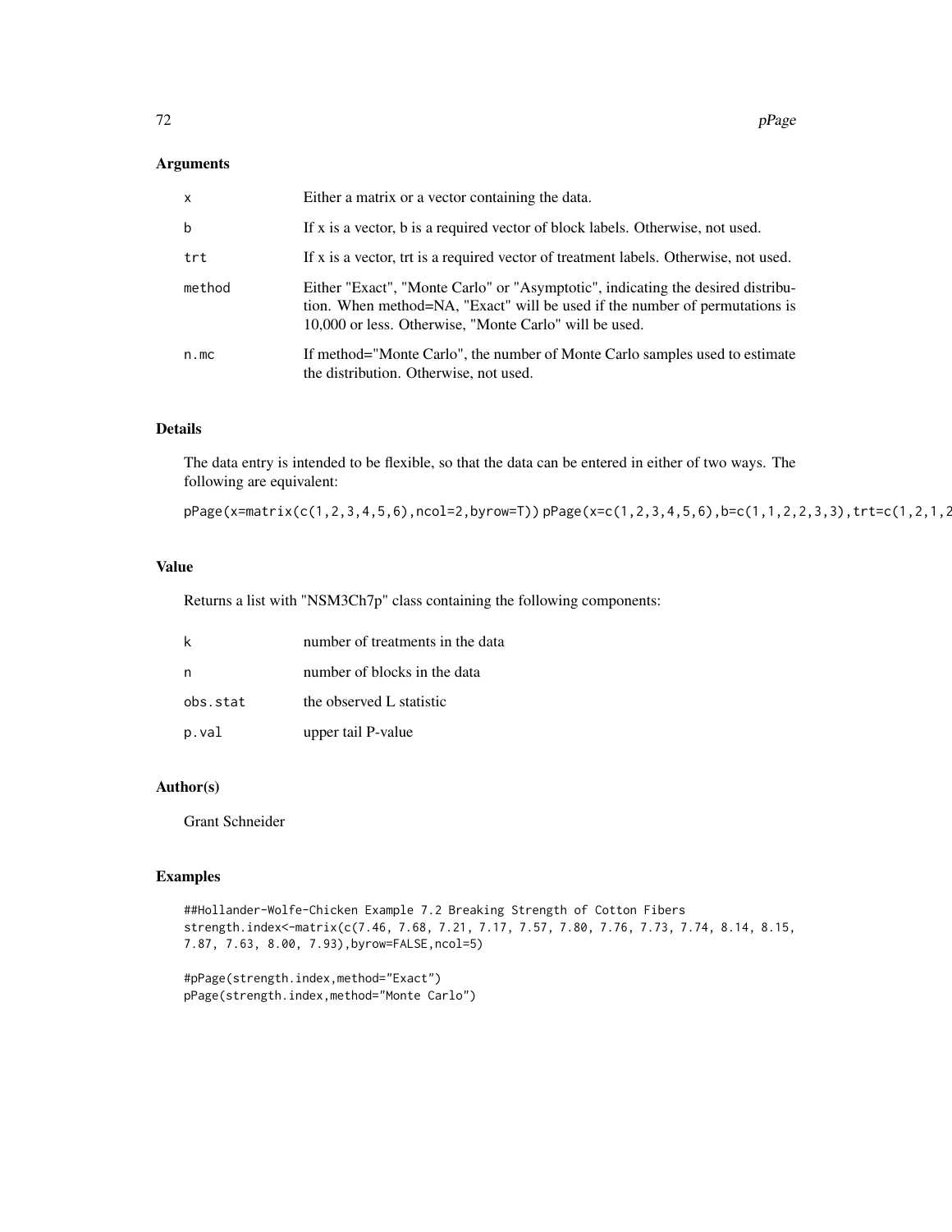## Arguments

| | |
|---|---|
| x | Either a matrix or a vector containing the data. |
| b | If x is a vector, b is a required vector of block labels. Otherwise, not used. |
| trt | If x is a vector, trt is a required vector of treatment labels. Otherwise, not used. |
| method | Either "Exact", "Monte Carlo" or "Asymptotic", indicating the desired distribution. When method=NA, "Exact" will be used if the number of permutations is 10,000 or less. Otherwise, "Monte Carlo" will be used. |
| n.mc | If method="Monte Carlo", the number of Monte Carlo samples used to estimate the distribution. Otherwise, not used. |

## Details

The data entry is intended to be flexible, so that the data can be entered in either of two ways. The following are equivalent:

```
pPage(x=matrix(c(1,2,3,4,5,6),ncol=2,byrow=T)) pPage(x=c(1,2,3,4,5,6),b=c(1,1,2,2,3,3),trt=c(1,2,1,2
```

## Value

Returns a list with "NSM3Ch7p" class containing the following components:

| | |
|---|---|
| k | number of treatments in the data |
| n | number of blocks in the data |
| obs.stat | the observed L statistic |
| p.val | upper tail P-value |

## Author(s)

Grant Schneider

## Examples

```
##Hollander-Wolfe-Chicken Example 7.2 Breaking Strength of Cotton Fibers
strength.index<-matrix(c(7.46, 7.68, 7.21, 7.17, 7.57, 7.80, 7.76, 7.73, 7.74, 8.14, 8.15,
7.87, 7.63, 8.00, 7.93),byrow=FALSE,ncol=5)

#pPage(strength.index,method="Exact")
pPage(strength.index,method="Monte Carlo")
```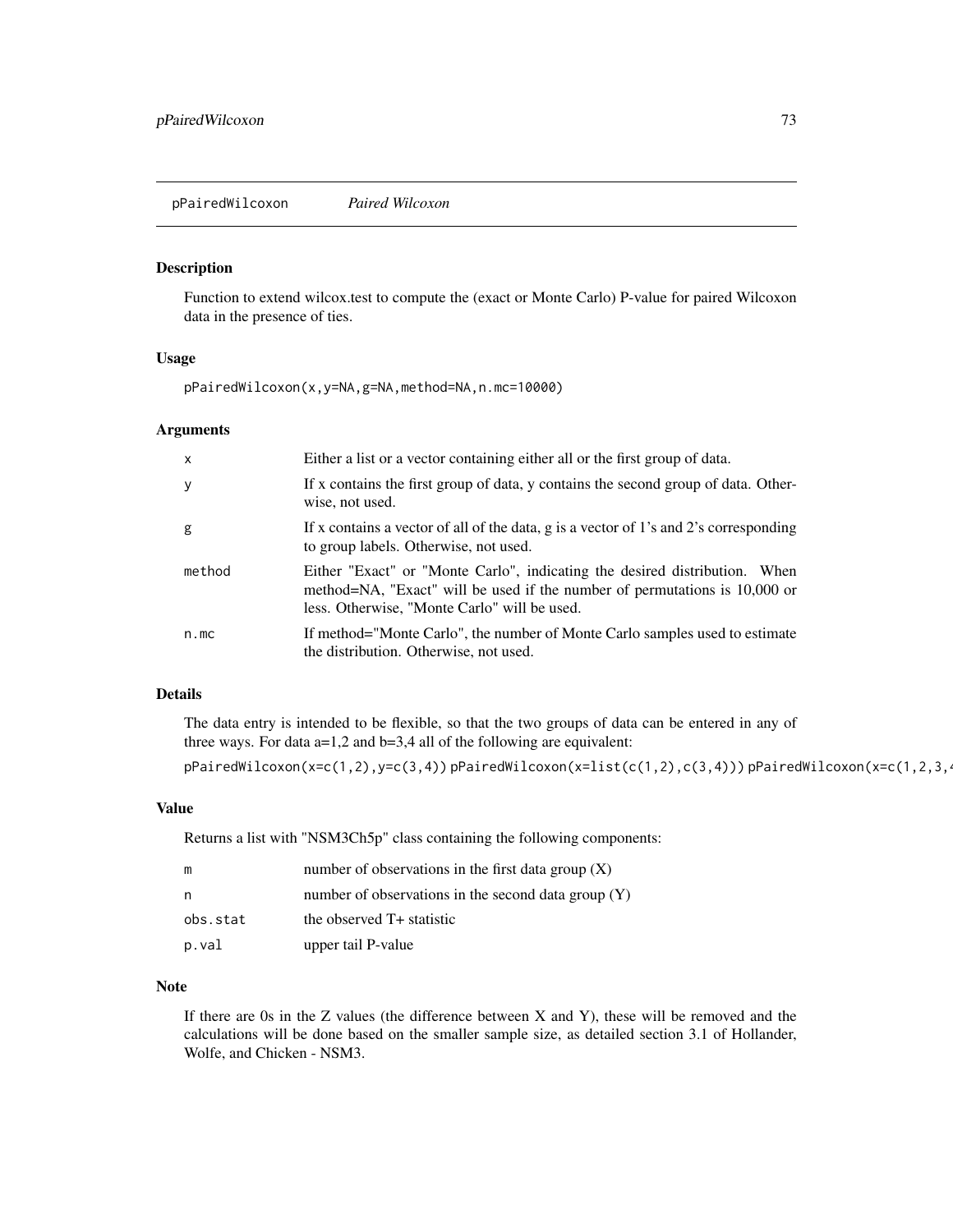pPairedWilcoxon *Paired Wilcoxon*

### Description

Function to extend wilcox.test to compute the (exact or Monte Carlo) P-value for paired Wilcoxon data in the presence of ties.

### Usage

```
pPairedWilcoxon(x,y=NA,g=NA,method=NA,n.mc=10000)
```

### Arguments

| | |
|---|---|
| x | Either a list or a vector containing either all or the first group of data. |
| y | If x contains the first group of data, y contains the second group of data. Otherwise, not used. |
| g | If x contains a vector of all of the data, g is a vector of 1's and 2's corresponding to group labels. Otherwise, not used. |
| method | Either "Exact" or "Monte Carlo", indicating the desired distribution. When method=NA, "Exact" will be used if the number of permutations is 10,000 or less. Otherwise, "Monte Carlo" will be used. |
| n.mc | If method="Monte Carlo", the number of Monte Carlo samples used to estimate the distribution. Otherwise, not used. |

### Details

The data entry is intended to be flexible, so that the two groups of data can be entered in any of three ways. For data a=1,2 and b=3,4 all of the following are equivalent:

`pPairedWilcoxon(x=c(1,2),y=c(3,4))` `pPairedWilcoxon(x=list(c(1,2),c(3,4)))` `pPairedWilcoxon(x=c(1,2,3,4`

### Value

Returns a list with "NSM3Ch5p" class containing the following components:

| | |
|---|---|
| m | number of observations in the first data group (X) |
| n | number of observations in the second data group (Y) |
| obs.stat | the observed T+ statistic |
| p.val | upper tail P-value |

### Note

If there are 0s in the Z values (the difference between X and Y), these will be removed and the calculations will be done based on the smaller sample size, as detailed section 3.1 of Hollander, Wolfe, and Chicken - NSM3.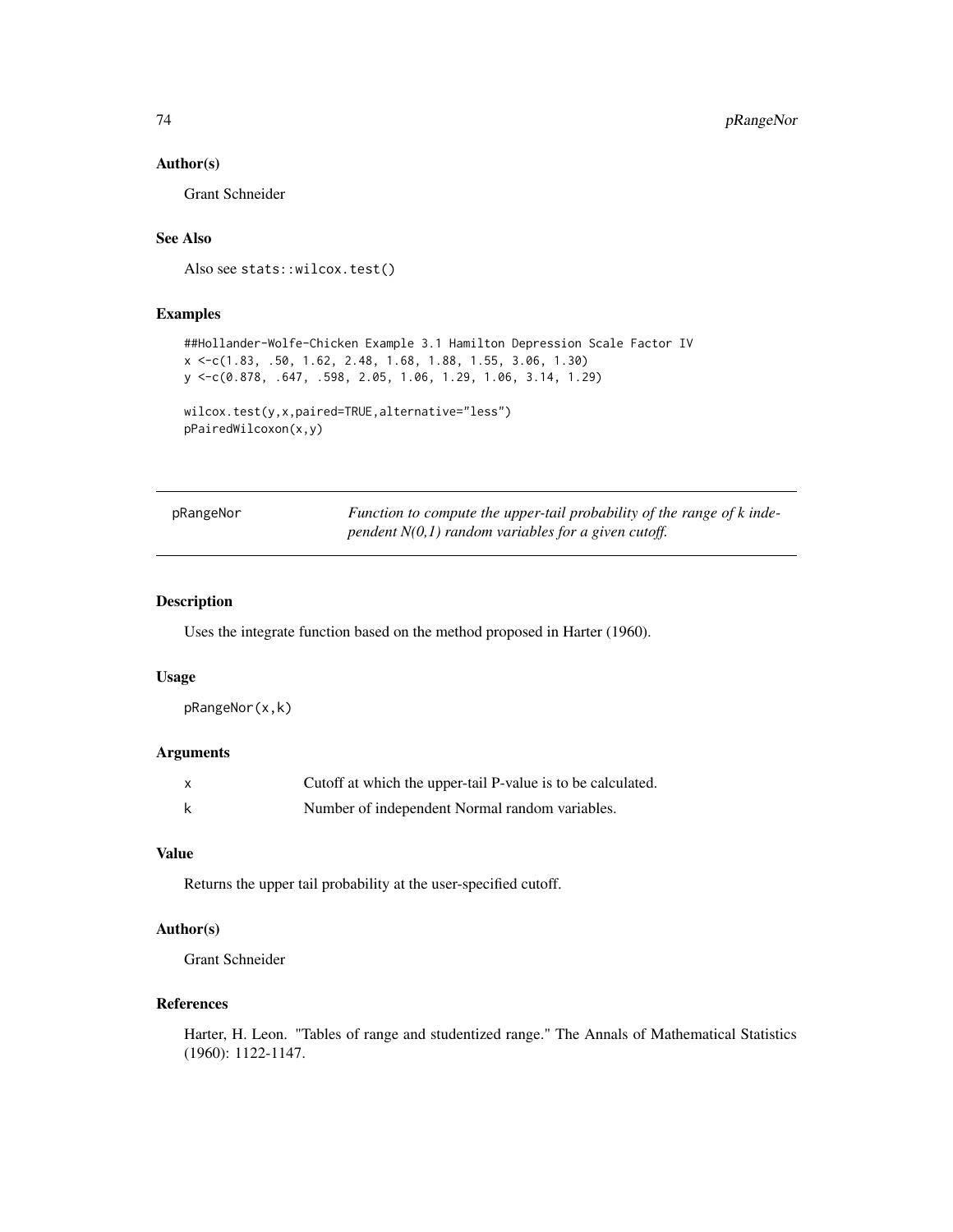### Author(s)

Grant Schneider

### See Also

Also see `stats::wilcox.test()`

### Examples

```
##Hollander-Wolfe-Chicken Example 3.1 Hamilton Depression Scale Factor IV
x <-c(1.83, .50, 1.62, 2.48, 1.68, 1.88, 1.55, 3.06, 1.30)
y <-c(0.878, .647, .598, 2.05, 1.06, 1.29, 1.06, 3.14, 1.29)

wilcox.test(y,x,paired=TRUE,alternative="less")
pPairedWilcoxon(x,y)
```

---

## pRangeNor

*Function to compute the upper-tail probability of the range of k independent N(0,1) random variables for a given cutoff.*

---

### Description

Uses the integrate function based on the method proposed in Harter (1960).

### Usage

```
pRangeNor(x,k)
```

### Arguments

| | |
|---|---|
| x | Cutoff at which the upper-tail P-value is to be calculated. |
| k | Number of independent Normal random variables. |

### Value

Returns the upper tail probability at the user-specified cutoff.

### Author(s)

Grant Schneider

### References

Harter, H. Leon. "Tables of range and studentized range." The Annals of Mathematical Statistics (1960): 1122-1147.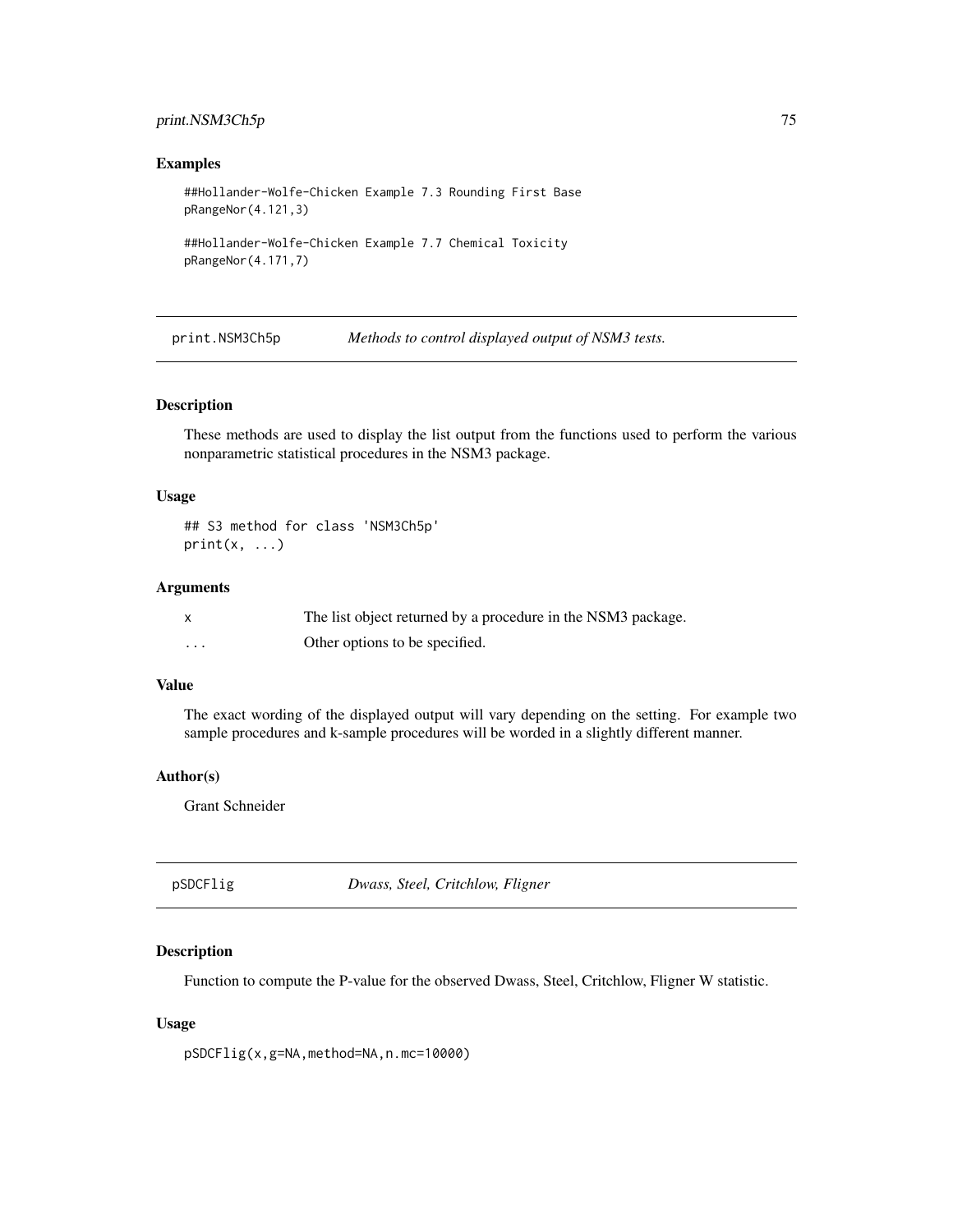## Examples

```
##Hollander-Wolfe-Chicken Example 7.3 Rounding First Base
pRangeNor(4.121,3)

##Hollander-Wolfe-Chicken Example 7.7 Chemical Toxicity
pRangeNor(4.171,7)
```

---

## print.NSM3Ch5p *Methods to control displayed output of NSM3 tests.*

---

### Description

These methods are used to display the list output from the functions used to perform the various nonparametric statistical procedures in the NSM3 package.

### Usage

```
## S3 method for class 'NSM3Ch5p'
print(x, ...)
```

### Arguments

| | |
|---|---|
| x | The list object returned by a procedure in the NSM3 package. |
| ... | Other options to be specified. |

### Value

The exact wording of the displayed output will vary depending on the setting. For example two sample procedures and k-sample procedures will be worded in a slightly different manner.

### Author(s)

Grant Schneider

---

## pSDCFlig *Dwass, Steel, Critchlow, Fligner*

---

### Description

Function to compute the P-value for the observed Dwass, Steel, Critchlow, Fligner W statistic.

### Usage

```
pSDCFlig(x,g=NA,method=NA,n.mc=10000)
```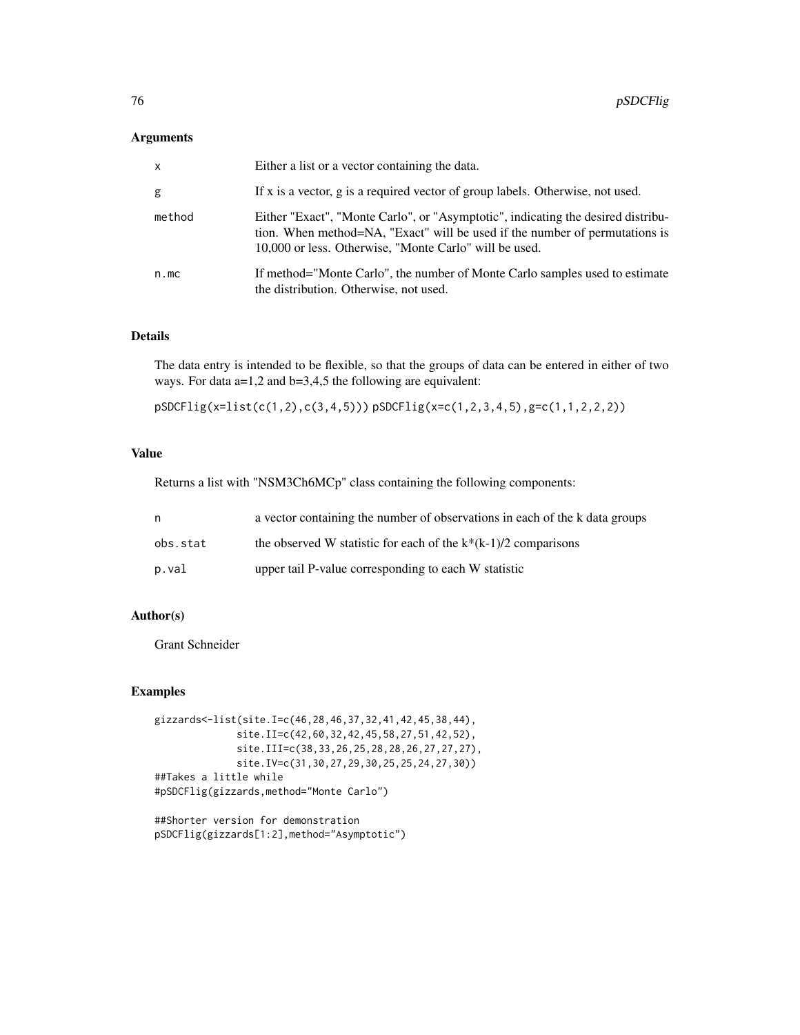## Arguments

| | |
|---|---|
| x | Either a list or a vector containing the data. |
| g | If x is a vector, g is a required vector of group labels. Otherwise, not used. |
| method | Either "Exact", "Monte Carlo", or "Asymptotic", indicating the desired distribution. When method=NA, "Exact" will be used if the number of permutations is 10,000 or less. Otherwise, "Monte Carlo" will be used. |
| n.mc | If method="Monte Carlo", the number of Monte Carlo samples used to estimate the distribution. Otherwise, not used. |

## Details

The data entry is intended to be flexible, so that the groups of data can be entered in either of two ways. For data a=1,2 and b=3,4,5 the following are equivalent:

`pSDCFlig(x=list(c(1,2),c(3,4,5)))` `pSDCFlig(x=c(1,2,3,4,5),g=c(1,1,2,2,2))`

## Value

Returns a list with "NSM3Ch6MCp" class containing the following components:

| | |
|---|---|
| n | a vector containing the number of observations in each of the k data groups |
| obs.stat | the observed W statistic for each of the k*(k-1)/2 comparisons |
| p.val | upper tail P-value corresponding to each W statistic |

## Author(s)

Grant Schneider

## Examples

```
gizzards<-list(site.I=c(46,28,46,37,32,41,42,45,38,44),
               site.II=c(42,60,32,42,45,58,27,51,42,52),
               site.III=c(38,33,26,25,28,28,26,27,27,27),
               site.IV=c(31,30,27,29,30,25,25,24,27,30))
##Takes a little while
#pSDCFlig(gizzards,method="Monte Carlo")

##Shorter version for demonstration
pSDCFlig(gizzards[1:2],method="Asymptotic")
```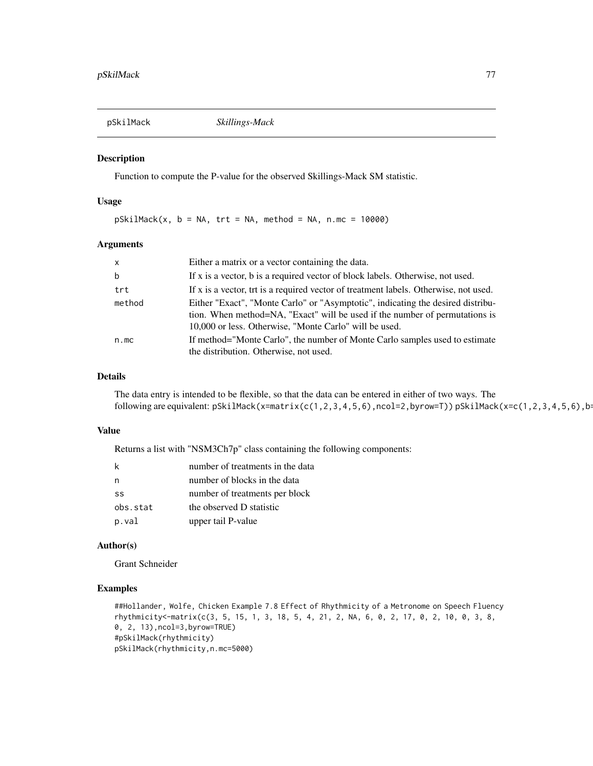pSkilMack *Skillings-Mack*

## Description

Function to compute the P-value for the observed Skillings-Mack SM statistic.

## Usage

```
pSkilMack(x, b = NA, trt = NA, method = NA, n.mc = 10000)
```

## Arguments

| | |
|---|---|
| x | Either a matrix or a vector containing the data. |
| b | If x is a vector, b is a required vector of block labels. Otherwise, not used. |
| trt | If x is a vector, trt is a required vector of treatment labels. Otherwise, not used. |
| method | Either "Exact", "Monte Carlo" or "Asymptotic", indicating the desired distribution. When method=NA, "Exact" will be used if the number of permutations is 10,000 or less. Otherwise, "Monte Carlo" will be used. |
| n.mc | If method="Monte Carlo", the number of Monte Carlo samples used to estimate the distribution. Otherwise, not used. |

## Details

The data entry is intended to be flexible, so that the data can be entered in either of two ways. The following are equivalent: `pSkilMack(x=matrix(c(1,2,3,4,5,6),ncol=2,byrow=T))` `pSkilMack(x=c(1,2,3,4,5,6),b=`

## Value

Returns a list with "NSM3Ch7p" class containing the following components:

| | |
|---|---|
| k | number of treatments in the data |
| n | number of blocks in the data |
| ss | number of treatments per block |
| obs.stat | the observed D statistic |
| p.val | upper tail P-value |

## Author(s)

Grant Schneider

## Examples

```
##Hollander, Wolfe, Chicken Example 7.8 Effect of Rhythmicity of a Metronome on Speech Fluency
rhythmicity<-matrix(c(3, 5, 15, 1, 3, 18, 5, 4, 21, 2, NA, 6, 0, 2, 17, 0, 2, 10, 0, 3, 8,
0, 2, 13),ncol=3,byrow=TRUE)
#pSkilMack(rhythmicity)
pSkilMack(rhythmicity,n.mc=5000)
```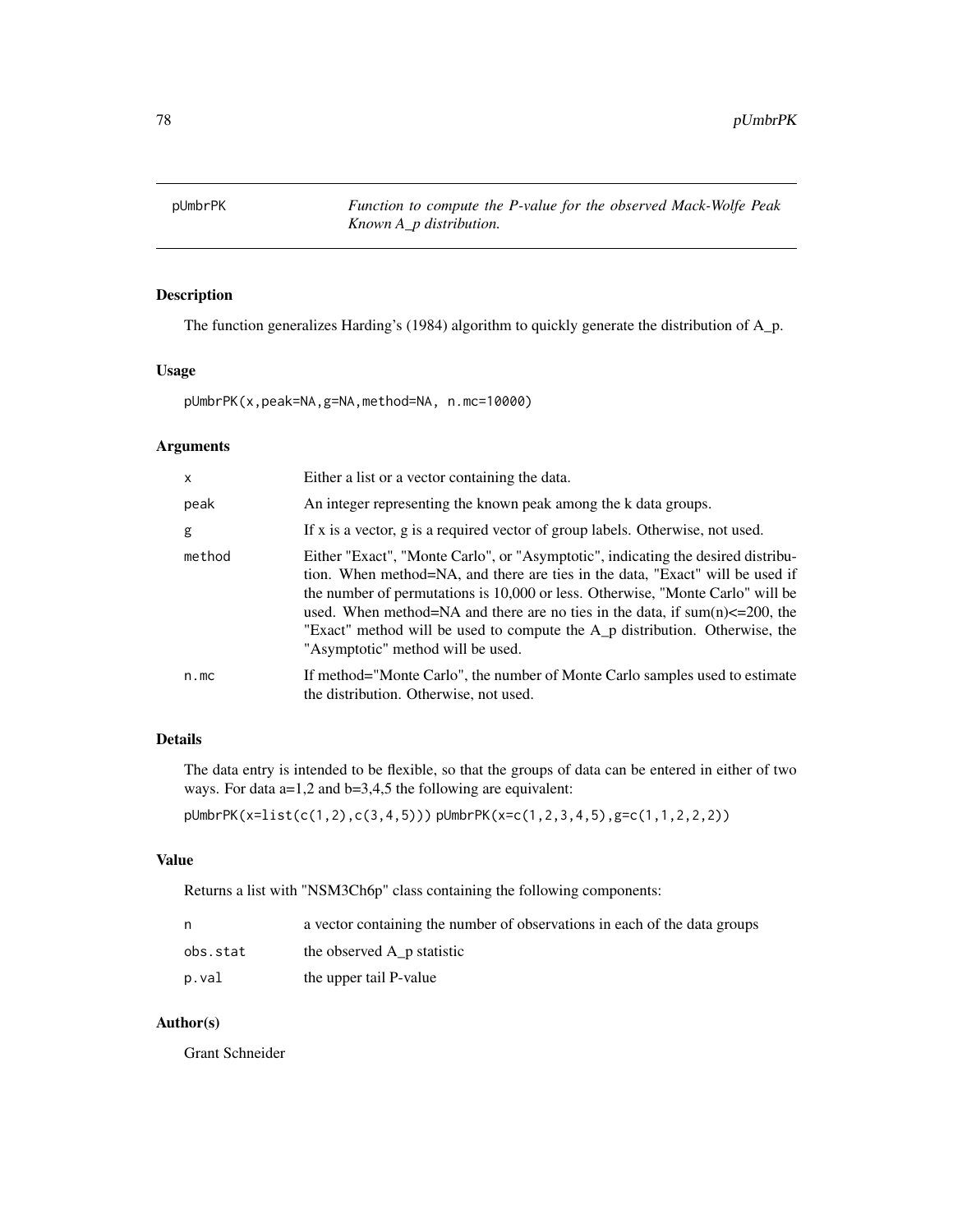pUmbrPK *Function to compute the P-value for the observed Mack-Wolfe Peak Known A_p distribution.*

## Description

The function generalizes Harding's (1984) algorithm to quickly generate the distribution of A_p.

## Usage

```
pUmbrPK(x,peak=NA,g=NA,method=NA, n.mc=10000)
```

## Arguments

| | |
|---|---|
| x | Either a list or a vector containing the data. |
| peak | An integer representing the known peak among the k data groups. |
| g | If x is a vector, g is a required vector of group labels. Otherwise, not used. |
| method | Either "Exact", "Monte Carlo", or "Asymptotic", indicating the desired distribution. When method=NA, and there are ties in the data, "Exact" will be used if the number of permutations is 10,000 or less. Otherwise, "Monte Carlo" will be used. When method=NA and there are no ties in the data, if sum(n)<=200, the "Exact" method will be used to compute the A_p distribution. Otherwise, the "Asymptotic" method will be used. |
| n.mc | If method="Monte Carlo", the number of Monte Carlo samples used to estimate the distribution. Otherwise, not used. |

## Details

The data entry is intended to be flexible, so that the groups of data can be entered in either of two ways. For data a=1,2 and b=3,4,5 the following are equivalent:

```
pUmbrPK(x=list(c(1,2),c(3,4,5))) pUmbrPK(x=c(1,2,3,4,5),g=c(1,1,2,2,2))
```

## Value

Returns a list with "NSM3Ch6p" class containing the following components:

| | |
|---|---|
| n | a vector containing the number of observations in each of the data groups |
| obs.stat | the observed A_p statistic |
| p.val | the upper tail P-value |

## Author(s)

Grant Schneider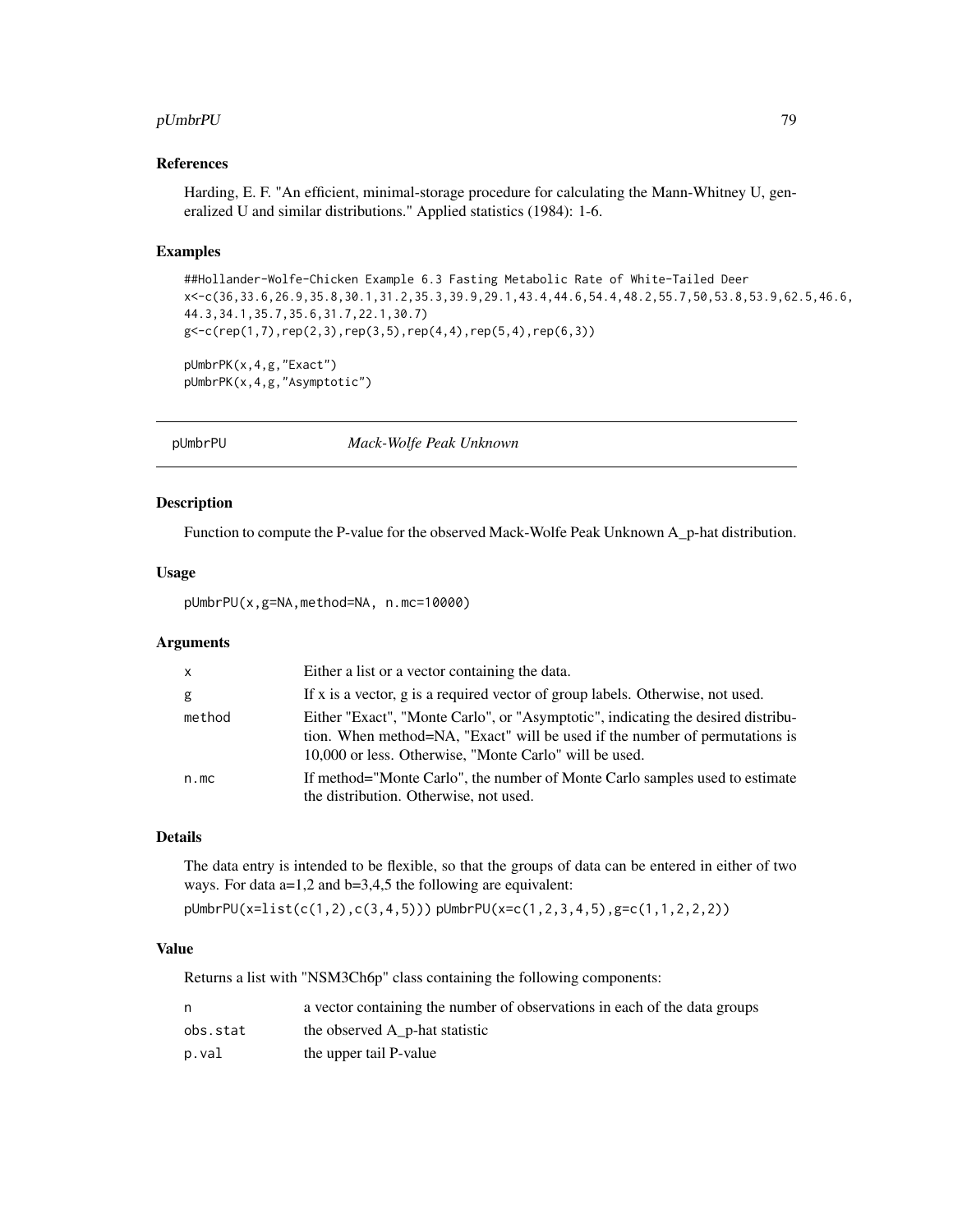### References

Harding, E. F. "An efficient, minimal-storage procedure for calculating the Mann-Whitney U, generalized U and similar distributions." Applied statistics (1984): 1-6.

### Examples

```
##Hollander-Wolfe-Chicken Example 6.3 Fasting Metabolic Rate of White-Tailed Deer
x<-c(36,33.6,26.9,35.8,30.1,31.2,35.3,39.9,29.1,43.4,44.6,54.4,48.2,55.7,50,53.8,53.9,62.5,46.6,
44.3,34.1,35.7,35.6,31.7,22.1,30.7)
g<-c(rep(1,7),rep(2,3),rep(3,5),rep(4,4),rep(5,4),rep(6,3))

pUmbrPK(x,4,g,"Exact")
pUmbrPK(x,4,g,"Asymptotic")
```

---

## pUmbrPU — *Mack-Wolfe Peak Unknown*

### Description

Function to compute the P-value for the observed Mack-Wolfe Peak Unknown A_p-hat distribution.

### Usage

```
pUmbrPU(x,g=NA,method=NA, n.mc=10000)
```

### Arguments

| | |
|---|---|
| x | Either a list or a vector containing the data. |
| g | If x is a vector, g is a required vector of group labels. Otherwise, not used. |
| method | Either "Exact", "Monte Carlo", or "Asymptotic", indicating the desired distribution. When method=NA, "Exact" will be used if the number of permutations is 10,000 or less. Otherwise, "Monte Carlo" will be used. |
| n.mc | If method="Monte Carlo", the number of Monte Carlo samples used to estimate the distribution. Otherwise, not used. |

### Details

The data entry is intended to be flexible, so that the groups of data can be entered in either of two ways. For data a=1,2 and b=3,4,5 the following are equivalent:

`pUmbrPU(x=list(c(1,2),c(3,4,5)))` `pUmbrPU(x=c(1,2,3,4,5),g=c(1,1,2,2,2))`

### Value

Returns a list with "NSM3Ch6p" class containing the following components:

| | |
|---|---|
| n | a vector containing the number of observations in each of the data groups |
| obs.stat | the observed A_p-hat statistic |
| p.val | the upper tail P-value |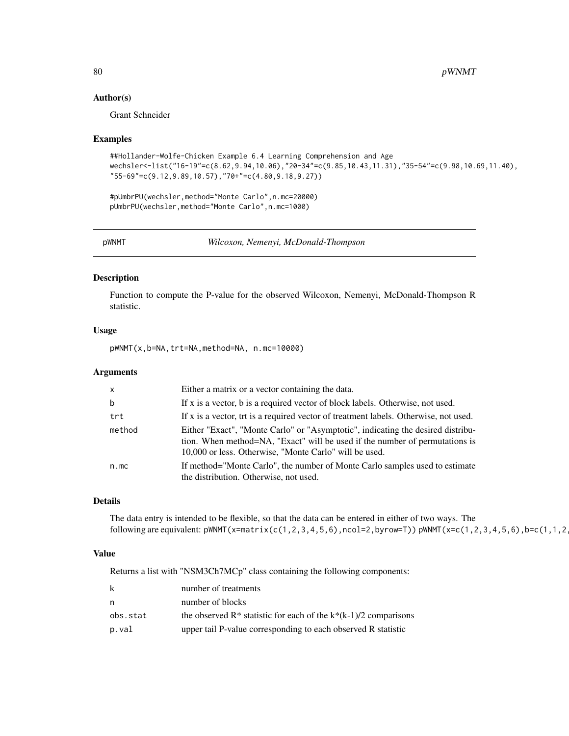### Author(s)

Grant Schneider

### Examples

```
##Hollander-Wolfe-Chicken Example 6.4 Learning Comprehension and Age
wechsler<-list("16-19"=c(8.62,9.94,10.06),"20-34"=c(9.85,10.43,11.31),"35-54"=c(9.98,10.69,11.40),
"55-69"=c(9.12,9.89,10.57),"70+"=c(4.80,9.18,9.27))

#pUmbrPU(wechsler,method="Monte Carlo",n.mc=20000)
pUmbrPU(wechsler,method="Monte Carlo",n.mc=1000)
```

---

## pWNMT — *Wilcoxon, Nemenyi, McDonald-Thompson*

### Description

Function to compute the P-value for the observed Wilcoxon, Nemenyi, McDonald-Thompson R statistic.

### Usage

```
pWNMT(x,b=NA,trt=NA,method=NA, n.mc=10000)
```

### Arguments

| | |
|---|---|
| x | Either a matrix or a vector containing the data. |
| b | If x is a vector, b is a required vector of block labels. Otherwise, not used. |
| trt | If x is a vector, trt is a required vector of treatment labels. Otherwise, not used. |
| method | Either "Exact", "Monte Carlo" or "Asymptotic", indicating the desired distribution. When method=NA, "Exact" will be used if the number of permutations is 10,000 or less. Otherwise, "Monte Carlo" will be used. |
| n.mc | If method="Monte Carlo", the number of Monte Carlo samples used to estimate the distribution. Otherwise, not used. |

### Details

The data entry is intended to be flexible, so that the data can be entered in either of two ways. The following are equivalent: `pWNMT(x=matrix(c(1,2,3,4,5,6),ncol=2,byrow=T))` `pWNMT(x=c(1,2,3,4,5,6),b=c(1,1,2,`

### Value

Returns a list with "NSM3Ch7MCp" class containing the following components:

| | |
|---|---|
| k | number of treatments |
| n | number of blocks |
| obs.stat | the observed R* statistic for each of the k*(k-1)/2 comparisons |
| p.val | upper tail P-value corresponding to each observed R statistic |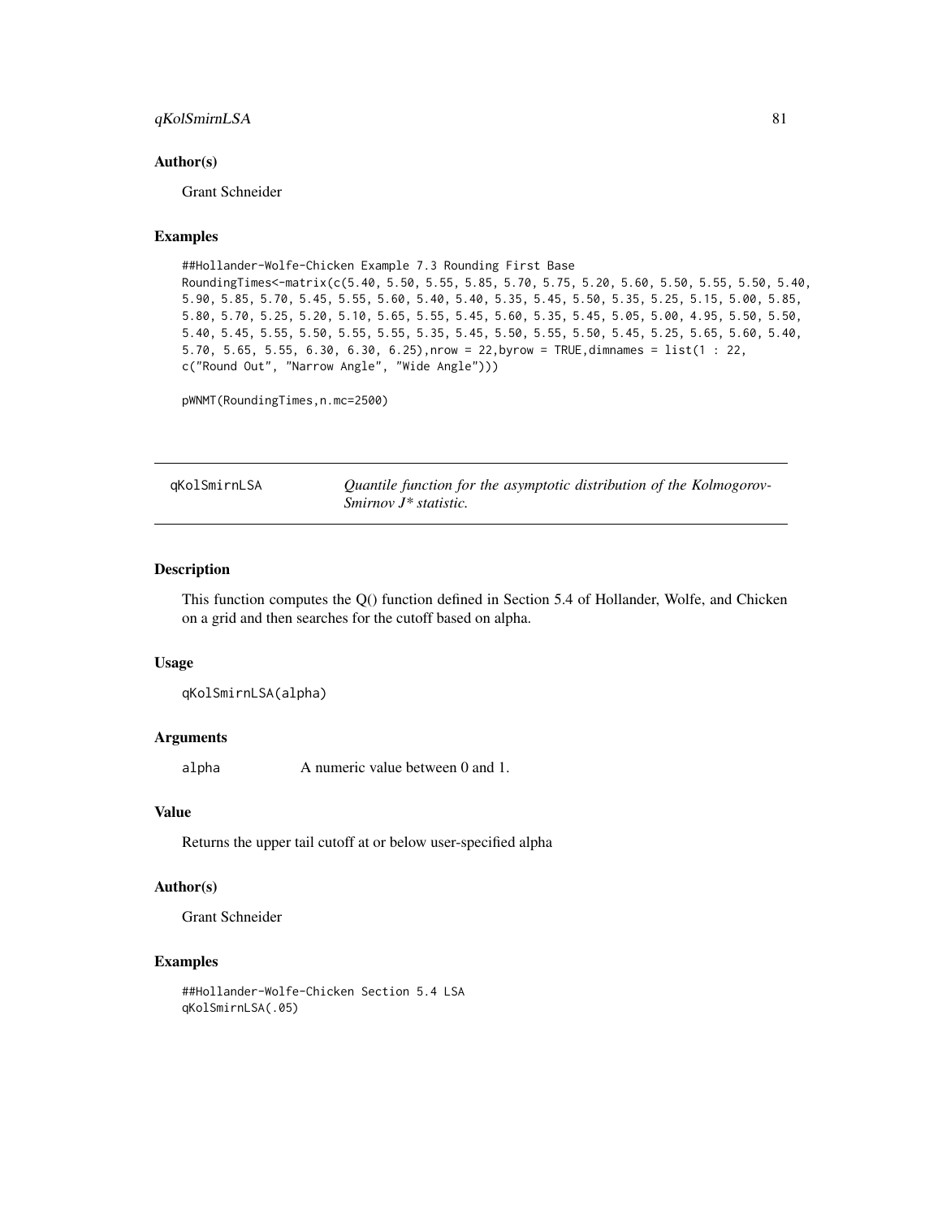### Author(s)

Grant Schneider

### Examples

```
##Hollander-Wolfe-Chicken Example 7.3 Rounding First Base
RoundingTimes<-matrix(c(5.40, 5.50, 5.55, 5.85, 5.70, 5.75, 5.20, 5.60, 5.50, 5.55, 5.50, 5.40,
5.90, 5.85, 5.70, 5.45, 5.55, 5.60, 5.40, 5.40, 5.35, 5.45, 5.50, 5.35, 5.25, 5.15, 5.00, 5.85,
5.80, 5.70, 5.25, 5.20, 5.10, 5.65, 5.55, 5.45, 5.60, 5.35, 5.45, 5.05, 5.00, 4.95, 5.50, 5.50,
5.40, 5.45, 5.55, 5.50, 5.55, 5.55, 5.35, 5.45, 5.50, 5.55, 5.50, 5.45, 5.25, 5.65, 5.60, 5.40,
5.70, 5.65, 5.55, 6.30, 6.30, 6.25),nrow = 22,byrow = TRUE,dimnames = list(1 : 22,
c("Round Out", "Narrow Angle", "Wide Angle")))

pWNMT(RoundingTimes,n.mc=2500)
```

---

## qKolSmirnLSA — *Quantile function for the asymptotic distribution of the Kolmogorov-Smirnov J\* statistic.*

### Description

This function computes the Q() function defined in Section 5.4 of Hollander, Wolfe, and Chicken on a grid and then searches for the cutoff based on alpha.

### Usage

```
qKolSmirnLSA(alpha)
```

### Arguments

| | |
|---|---|
| alpha | A numeric value between 0 and 1. |

### Value

Returns the upper tail cutoff at or below user-specified alpha

### Author(s)

Grant Schneider

### Examples

```
##Hollander-Wolfe-Chicken Section 5.4 LSA
qKolSmirnLSA(.05)
```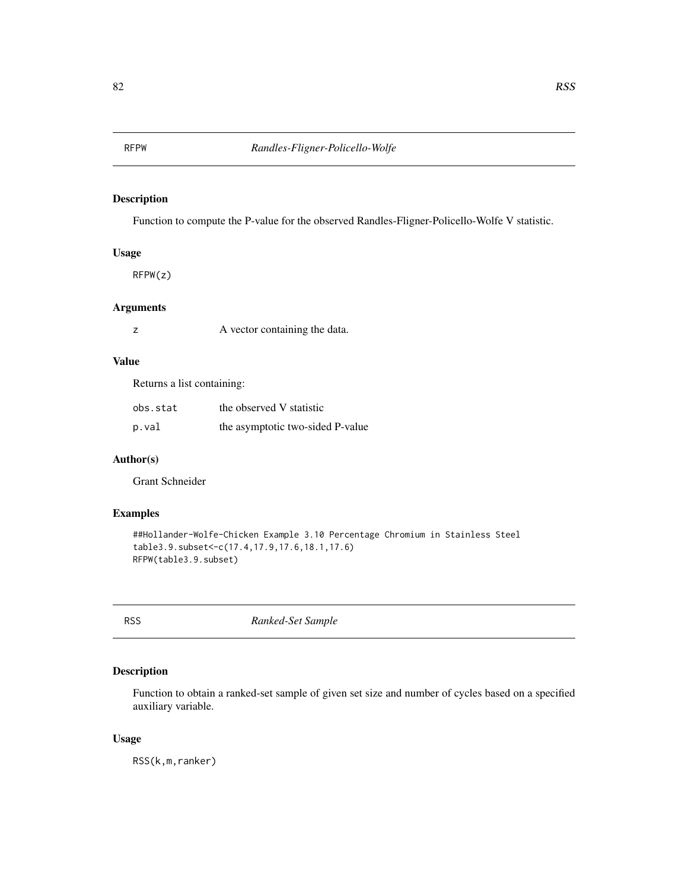## RFPW *Randles-Fligner-Policello-Wolfe*

### Description

Function to compute the P-value for the observed Randles-Fligner-Policello-Wolfe V statistic.

### Usage

```
RFPW(z)
```

### Arguments

| | |
|---|---|
| z | A vector containing the data. |

### Value

Returns a list containing:

| | |
|---|---|
| obs.stat | the observed V statistic |
| p.val | the asymptotic two-sided P-value |

### Author(s)

Grant Schneider

### Examples

```
##Hollander-Wolfe-Chicken Example 3.10 Percentage Chromium in Stainless Steel
table3.9.subset<-c(17.4,17.9,17.6,18.1,17.6)
RFPW(table3.9.subset)
```

## RSS *Ranked-Set Sample*

### Description

Function to obtain a ranked-set sample of given set size and number of cycles based on a specified auxiliary variable.

### Usage

```
RSS(k,m,ranker)
```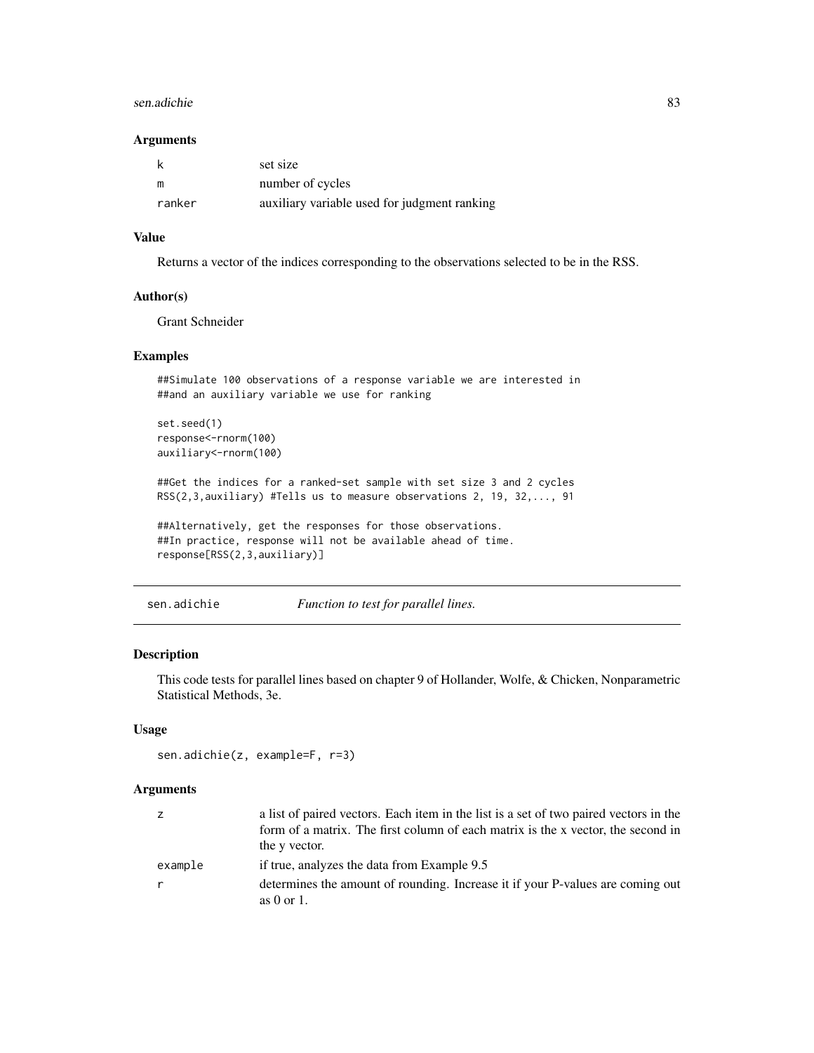### Arguments

| | |
|---|---|
| k | set size |
| m | number of cycles |
| ranker | auxiliary variable used for judgment ranking |

### Value

Returns a vector of the indices corresponding to the observations selected to be in the RSS.

### Author(s)

Grant Schneider

### Examples

```
##Simulate 100 observations of a response variable we are interested in
##and an auxiliary variable we use for ranking

set.seed(1)
response<-rnorm(100)
auxiliary<-rnorm(100)

##Get the indices for a ranked-set sample with set size 3 and 2 cycles
RSS(2,3,auxiliary) #Tells us to measure observations 2, 19, 32,..., 91

##Alternatively, get the responses for those observations.
##In practice, response will not be available ahead of time.
response[RSS(2,3,auxiliary)]
```

---

## sen.adichie *Function to test for parallel lines.*

---

### Description

This code tests for parallel lines based on chapter 9 of Hollander, Wolfe, & Chicken, Nonparametric Statistical Methods, 3e.

### Usage

```
sen.adichie(z, example=F, r=3)
```

### Arguments

| | |
|---|---|
| z | a list of paired vectors. Each item in the list is a set of two paired vectors in the form of a matrix. The first column of each matrix is the x vector, the second in the y vector. |
| example | if true, analyzes the data from Example 9.5 |
| r | determines the amount of rounding. Increase it if your P-values are coming out as 0 or 1. |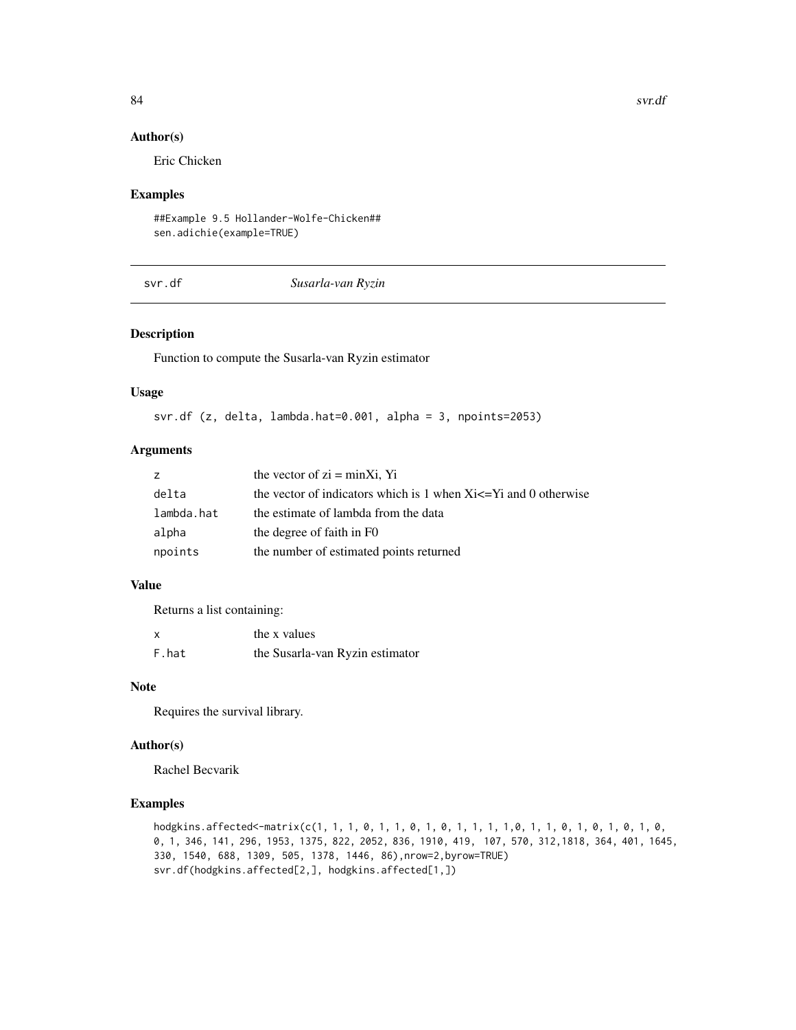## Author(s)

Eric Chicken

## Examples

```
##Example 9.5 Hollander-Wolfe-Chicken##
sen.adichie(example=TRUE)
```

---

# svr.df *Susarla-van Ryzin*

## Description

Function to compute the Susarla-van Ryzin estimator

## Usage

```
svr.df (z, delta, lambda.hat=0.001, alpha = 3, npoints=2053)
```

## Arguments

| | |
|---|---|
| z | the vector of zi = minXi, Yi |
| delta | the vector of indicators which is 1 when Xi<=Yi and 0 otherwise |
| lambda.hat | the estimate of lambda from the data |
| alpha | the degree of faith in F0 |
| npoints | the number of estimated points returned |

## Value

Returns a list containing:

| | |
|---|---|
| x | the x values |
| F.hat | the Susarla-van Ryzin estimator |

## Note

Requires the survival library.

## Author(s)

Rachel Becvarik

## Examples

```
hodgkins.affected<-matrix(c(1, 1, 1, 0, 1, 1, 0, 1, 0, 1, 1, 1, 1,0, 1, 1, 0, 1, 0, 1, 0, 1, 0,
0, 1, 346, 141, 296, 1953, 1375, 822, 2052, 836, 1910, 419,  107, 570, 312,1818, 364, 401, 1645,
330, 1540, 688, 1309, 505, 1378, 1446, 86),nrow=2,byrow=TRUE)
svr.df(hodgkins.affected[2,], hodgkins.affected[1,])
```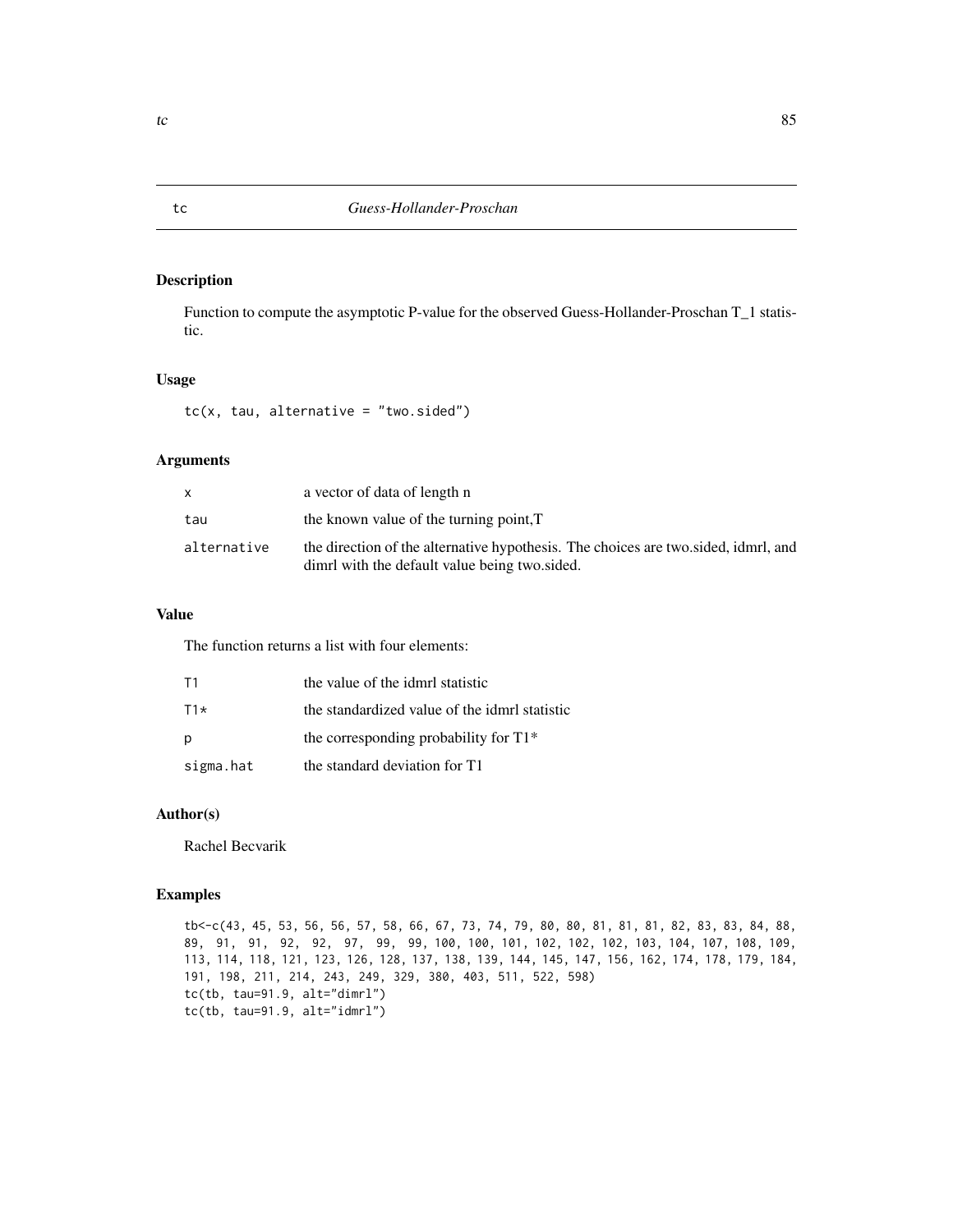## tc — *Guess-Hollander-Proschan*

### Description

Function to compute the asymptotic P-value for the observed Guess-Hollander-Proschan T_1 statistic.

### Usage

```
tc(x, tau, alternative = "two.sided")
```

### Arguments

| | |
|---|---|
| x | a vector of data of length n |
| tau | the known value of the turning point,T |
| alternative | the direction of the alternative hypothesis. The choices are two.sided, idmrl, and dimrl with the default value being two.sided. |

### Value

The function returns a list with four elements:

| | |
|---|---|
| T1 | the value of the idmrl statistic |
| T1* | the standardized value of the idmrl statistic |
| p | the corresponding probability for T1* |
| sigma.hat | the standard deviation for T1 |

### Author(s)

Rachel Becvarik

### Examples

```
tb<-c(43, 45, 53, 56, 56, 57, 58, 66, 67, 73, 74, 79, 80, 80, 81, 81, 81, 82, 83, 83, 84, 88,
89,  91,  91,  92,  92,  97,  99,  99, 100, 100, 101, 102, 102, 102, 103, 104, 107, 108, 109,
113, 114, 118, 121, 123, 126, 128, 137, 138, 139, 144, 145, 147, 156, 162, 174, 178, 179, 184,
191, 198, 211, 214, 243, 249, 329, 380, 403, 511, 522, 598)
tc(tb, tau=91.9, alt="dimrl")
tc(tb, tau=91.9, alt="idmrl")
```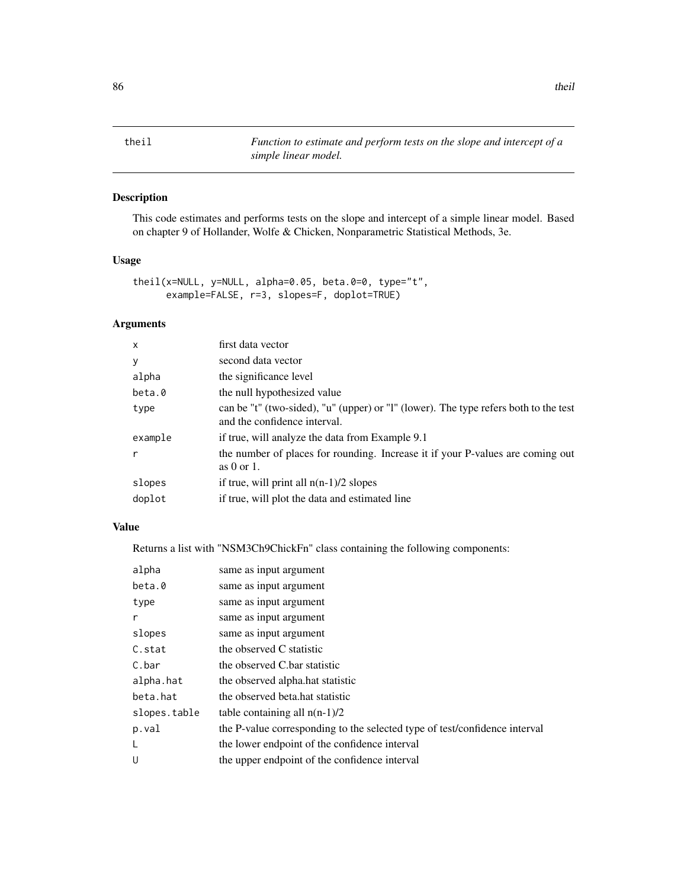# theil — *Function to estimate and perform tests on the slope and intercept of a simple linear model.*

## Description

This code estimates and performs tests on the slope and intercept of a simple linear model. Based on chapter 9 of Hollander, Wolfe & Chicken, Nonparametric Statistical Methods, 3e.

## Usage

```
theil(x=NULL, y=NULL, alpha=0.05, beta.0=0, type="t",
      example=FALSE, r=3, slopes=F, doplot=TRUE)
```

## Arguments

| | |
|---|---|
| x | first data vector |
| y | second data vector |
| alpha | the significance level |
| beta.0 | the null hypothesized value |
| type | can be "t" (two-sided), "u" (upper) or "l" (lower). The type refers both to the test and the confidence interval. |
| example | if true, will analyze the data from Example 9.1 |
| r | the number of places for rounding. Increase it if your P-values are coming out as 0 or 1. |
| slopes | if true, will print all n(n-1)/2 slopes |
| doplot | if true, will plot the data and estimated line |

## Value

Returns a list with "NSM3Ch9ChickFn" class containing the following components:

| | |
|---|---|
| alpha | same as input argument |
| beta.0 | same as input argument |
| type | same as input argument |
| r | same as input argument |
| slopes | same as input argument |
| C.stat | the observed C statistic |
| C.bar | the observed C.bar statistic |
| alpha.hat | the observed alpha.hat statistic |
| beta.hat | the observed beta.hat statistic |
| slopes.table | table containing all n(n-1)/2 |
| p.val | the P-value corresponding to the selected type of test/confidence interval |
| L | the lower endpoint of the confidence interval |
| U | the upper endpoint of the confidence interval |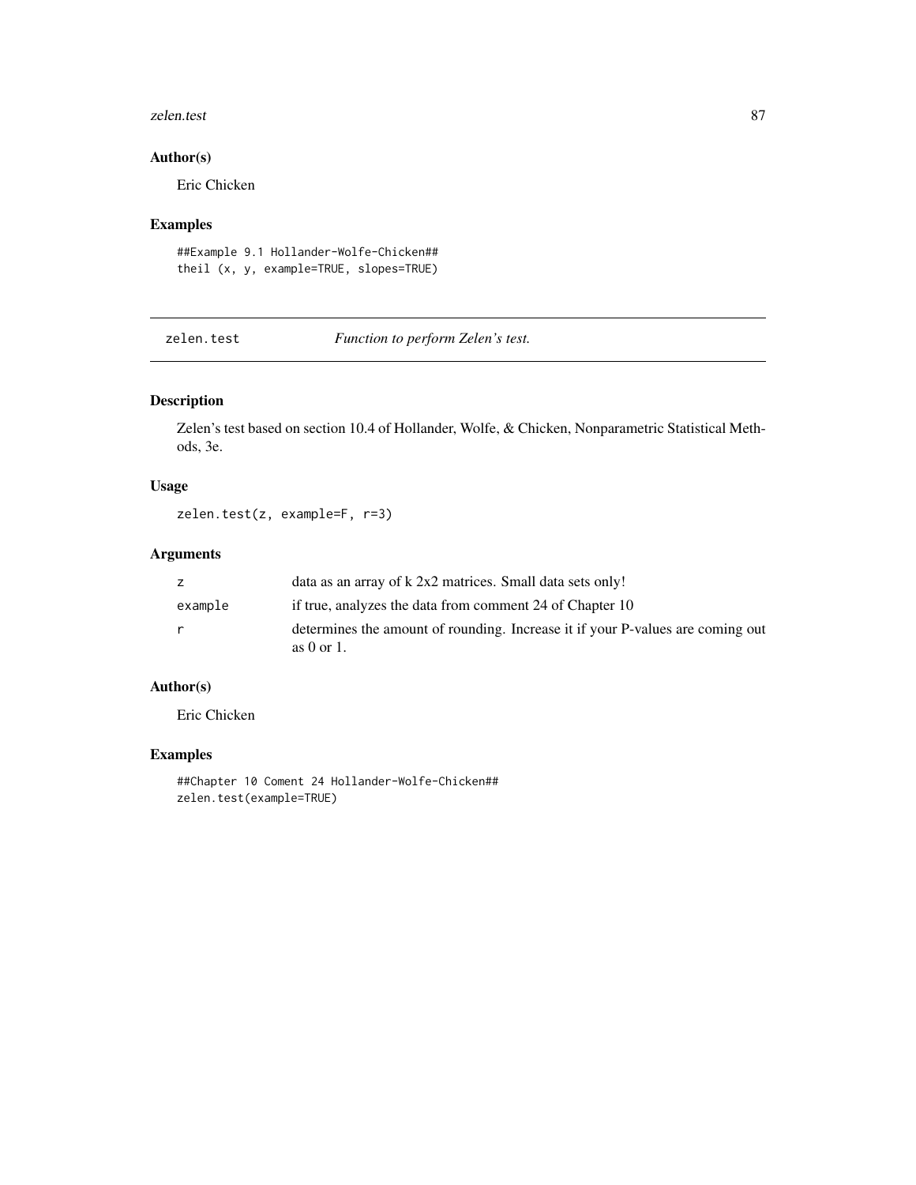## Author(s)

Eric Chicken

## Examples

```
##Example 9.1 Hollander-Wolfe-Chicken##
theil (x, y, example=TRUE, slopes=TRUE)
```

---

# zelen.test — *Function to perform Zelen's test.*

## Description

Zelen's test based on section 10.4 of Hollander, Wolfe, & Chicken, Nonparametric Statistical Methods, 3e.

## Usage

```
zelen.test(z, example=F, r=3)
```

## Arguments

| | |
|---|---|
| `z` | data as an array of k 2x2 matrices. Small data sets only! |
| `example` | if true, analyzes the data from comment 24 of Chapter 10 |
| `r` | determines the amount of rounding. Increase it if your P-values are coming out as 0 or 1. |

## Author(s)

Eric Chicken

## Examples

```
##Chapter 10 Coment 24 Hollander-Wolfe-Chicken##
zelen.test(example=TRUE)
```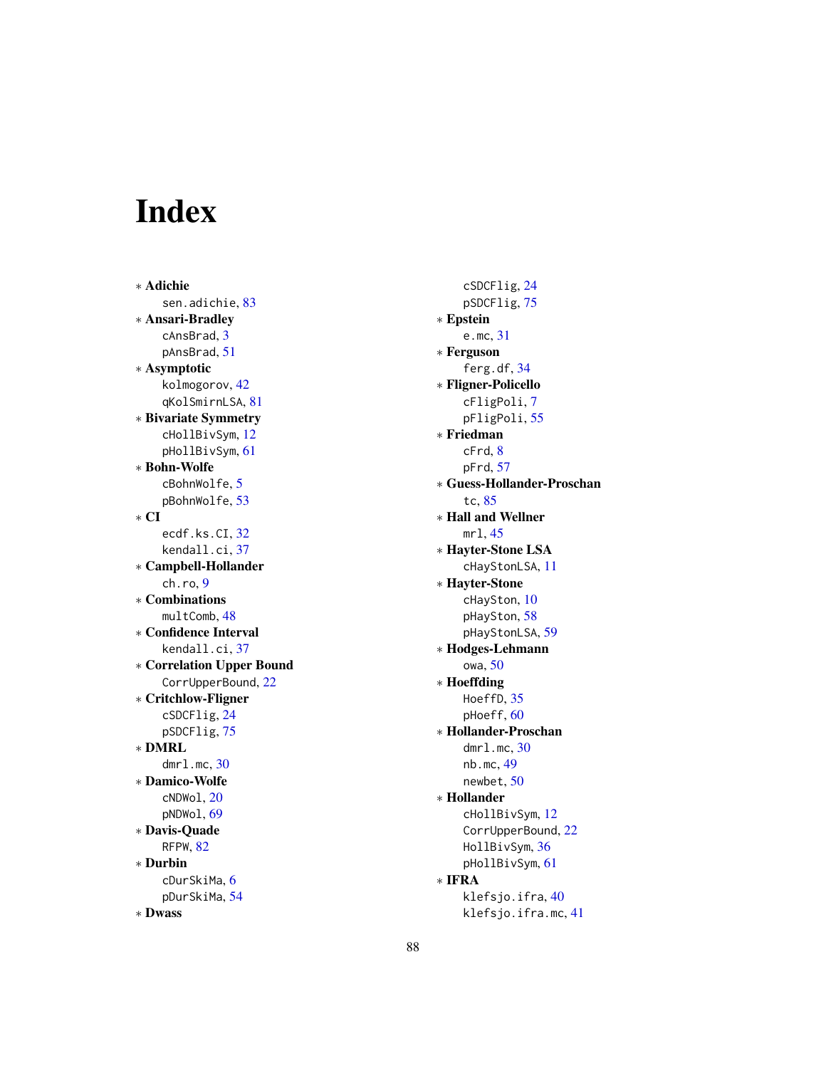# Index

* **Adichie**
  sen.adichie, 83
* **Ansari-Bradley**
  cAnsBrad, 3
  pAnsBrad, 51
* **Asymptotic**
  kolmogorov, 42
  qKolSmirnLSA, 81
* **Bivariate Symmetry**
  cHollBivSym, 12
  pHollBivSym, 61
* **Bohn-Wolfe**
  cBohnWolfe, 5
  pBohnWolfe, 53
* **CI**
  ecdf.ks.CI, 32
  kendall.ci, 37
* **Campbell-Hollander**
  ch.ro, 9
* **Combinations**
  multComb, 48
* **Confidence Interval**
  kendall.ci, 37
* **Correlation Upper Bound**
  CorrUpperBound, 22
* **Critchlow-Fligner**
  cSDCFlig, 24
  pSDCFlig, 75
* **DMRL**
  dmrl.mc, 30
* **Damico-Wolfe**
  cNDWol, 20
  pNDWol, 69
* **Davis-Quade**
  RFPW, 82
* **Durbin**
  cDurSkiMa, 6
  pDurSkiMa, 54
* **Dwass**
  cSDCFlig, 24
  pSDCFlig, 75
* **Epstein**
  e.mc, 31
* **Ferguson**
  ferg.df, 34
* **Fligner-Policello**
  cFligPoli, 7
  pFligPoli, 55
* **Friedman**
  cFrd, 8
  pFrd, 57
* **Guess-Hollander-Proschan**
  tc, 85
* **Hall and Wellner**
  mrl, 45
* **Hayter-Stone LSA**
  cHayStonLSA, 11
* **Hayter-Stone**
  cHaySton, 10
  pHaySton, 58
  pHayStonLSA, 59
* **Hodges-Lehmann**
  owa, 50
* **Hoeffding**
  HoeffD, 35
  pHoeff, 60
* **Hollander-Proschan**
  dmrl.mc, 30
  nb.mc, 49
  newbet, 50
* **Hollander**
  cHollBivSym, 12
  CorrUpperBound, 22
  HollBivSym, 36
  pHollBivSym, 61
* **IFRA**
  klefsjo.ifra, 40
  klefsjo.ifra.mc, 41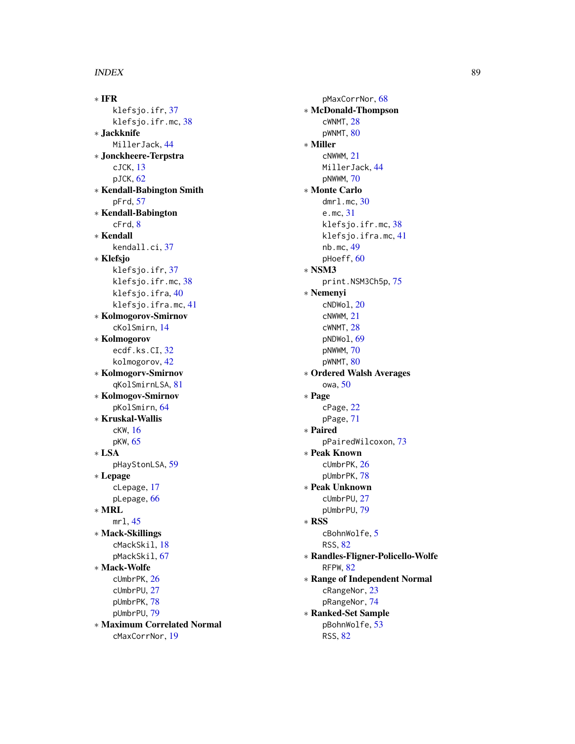∗ **IFR**
  klefsjo.ifr, 37
  klefsjo.ifr.mc, 38
∗ **Jackknife**
  MillerJack, 44
∗ **Jonckheere-Terpstra**
  cJCK, 13
  pJCK, 62
∗ **Kendall-Babington Smith**
  pFrd, 57
∗ **Kendall-Babington**
  cFrd, 8
∗ **Kendall**
  kendall.ci, 37
∗ **Klefsjo**
  klefsjo.ifr, 37
  klefsjo.ifr.mc, 38
  klefsjo.ifra, 40
  klefsjo.ifra.mc, 41
∗ **Kolmogorov-Smirnov**
  cKolSmirn, 14
∗ **Kolmogorov**
  ecdf.ks.CI, 32
  kolmogorov, 42
∗ **Kolmogorv-Smirnov**
  qKolSmirnLSA, 81
∗ **Kolmogov-Smirnov**
  pKolSmirn, 64
∗ **Kruskal-Wallis**
  cKW, 16
  pKW, 65
∗ **LSA**
  pHayStonLSA, 59
∗ **Lepage**
  cLepage, 17
  pLepage, 66
∗ **MRL**
  mrl, 45
∗ **Mack-Skillings**
  cMackSkil, 18
  pMackSkil, 67
∗ **Mack-Wolfe**
  cUmbrPK, 26
  cUmbrPU, 27
  pUmbrPK, 78
  pUmbrPU, 79
∗ **Maximum Correlated Normal**
  cMaxCorrNor, 19
  pMaxCorrNor, 68
∗ **McDonald-Thompson**
  cWNMT, 28
  pWNMT, 80
∗ **Miller**
  cNWWM, 21
  MillerJack, 44
  pNWWM, 70
∗ **Monte Carlo**
  dmrl.mc, 30
  e.mc, 31
  klefsjo.ifr.mc, 38
  klefsjo.ifra.mc, 41
  nb.mc, 49
  pHoeff, 60
∗ **NSM3**
  print.NSM3Ch5p, 75
∗ **Nemenyi**
  cNDWol, 20
  cNWWM, 21
  cWNMT, 28
  pNDWol, 69
  pNWWM, 70
  pWNMT, 80
∗ **Ordered Walsh Averages**
  owa, 50
∗ **Page**
  cPage, 22
  pPage, 71
∗ **Paired**
  pPairedWilcoxon, 73
∗ **Peak Known**
  cUmbrPK, 26
  pUmbrPK, 78
∗ **Peak Unknown**
  cUmbrPU, 27
  pUmbrPU, 79
∗ **RSS**
  cBohnWolfe, 5
  RSS, 82
∗ **Randles-Fligner-Policello-Wolfe**
  RFPW, 82
∗ **Range of Independent Normal**
  cRangeNor, 23
  pRangeNor, 74
∗ **Ranked-Set Sample**
  pBohnWolfe, 53
  RSS, 82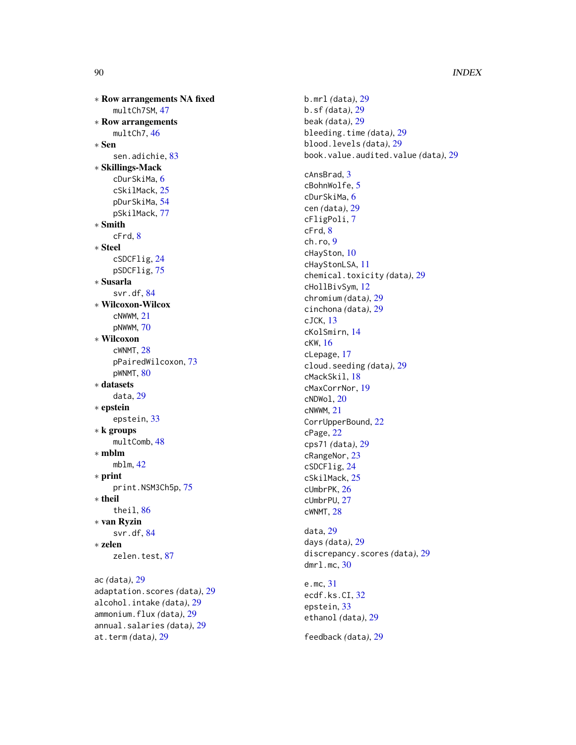∗ **Row arrangements NA fixed**
  multCh7SM, 47

∗ **Row arrangements**
  multCh7, 46

∗ **Sen**
  sen.adichie, 83

∗ **Skillings-Mack**
  cDurSkiMa, 6
  cSkilMack, 25
  pDurSkiMa, 54
  pSkilMack, 77

∗ **Smith**
  cFrd, 8

∗ **Steel**
  cSDCFlig, 24
  pSDCFlig, 75

∗ **Susarla**
  svr.df, 84

∗ **Wilcoxon-Wilcox**
  cNWWM, 21
  pNWWM, 70

∗ **Wilcoxon**
  cWNMT, 28
  pPairedWilcoxon, 73
  pWNMT, 80

∗ **datasets**
  data, 29

∗ **epstein**
  epstein, 33

∗ **k groups**
  multComb, 48

∗ **mblm**
  mblm, 42

∗ **print**
  print.NSM3Ch5p, 75

∗ **theil**
  theil, 86

∗ **van Ryzin**
  svr.df, 84

∗ **zelen**
  zelen.test, 87

ac *(data)*, 29
adaptation.scores *(data)*, 29
alcohol.intake *(data)*, 29
ammonium.flux *(data)*, 29
annual.salaries *(data)*, 29
at.term *(data)*, 29

b.mrl *(data)*, 29
b.sf *(data)*, 29
beak *(data)*, 29
bleeding.time *(data)*, 29
blood.levels *(data)*, 29
book.value.audited.value *(data)*, 29

cAnsBrad, 3
cBohnWolfe, 5
cDurSkiMa, 6
cen *(data)*, 29
cFligPoli, 7
cFrd, 8
ch.ro, 9
cHaySton, 10
cHayStonLSA, 11
chemical.toxicity *(data)*, 29
cHollBivSym, 12
chromium *(data)*, 29
cinchona *(data)*, 29
cJCK, 13
cKolSmirn, 14
cKW, 16
cLepage, 17
cloud.seeding *(data)*, 29
cMackSkil, 18
cMaxCorrNor, 19
cNDWol, 20
cNWWM, 21
CorrUpperBound, 22
cPage, 22
cps71 *(data)*, 29
cRangeNor, 23
cSDCFlig, 24
cSkilMack, 25
cUmbrPK, 26
cUmbrPU, 27
cWNMT, 28

data, 29
days *(data)*, 29
discrepancy.scores *(data)*, 29
dmrl.mc, 30

e.mc, 31
ecdf.ks.CI, 32
epstein, 33
ethanol *(data)*, 29

feedback *(data)*, 29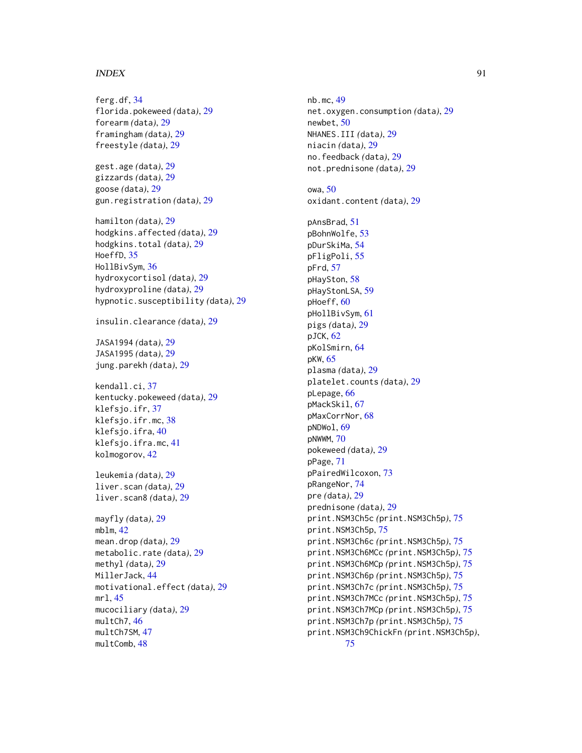ferg.df, 34
florida.pokeweed *(data)*, 29
forearm *(data)*, 29
framingham *(data)*, 29
freestyle *(data)*, 29

gest.age *(data)*, 29
gizzards *(data)*, 29
goose *(data)*, 29
gun.registration *(data)*, 29

hamilton *(data)*, 29
hodgkins.affected *(data)*, 29
hodgkins.total *(data)*, 29
HoeffD, 35
HollBivSym, 36
hydroxycortisol *(data)*, 29
hydroxyproline *(data)*, 29
hypnotic.susceptibility *(data)*, 29

insulin.clearance *(data)*, 29

JASA1994 *(data)*, 29
JASA1995 *(data)*, 29
jung.parekh *(data)*, 29

kendall.ci, 37
kentucky.pokeweed *(data)*, 29
klefsjo.ifr, 37
klefsjo.ifr.mc, 38
klefsjo.ifra, 40
klefsjo.ifra.mc, 41
kolmogorov, 42

leukemia *(data)*, 29
liver.scan *(data)*, 29
liver.scan8 *(data)*, 29

mayfly *(data)*, 29
mblm, 42
mean.drop *(data)*, 29
metabolic.rate *(data)*, 29
methyl *(data)*, 29
MillerJack, 44
motivational.effect *(data)*, 29
mrl, 45
mucociliary *(data)*, 29
multCh7, 46
multCh7SM, 47
multComb, 48

nb.mc, 49
net.oxygen.consumption *(data)*, 29
newbet, 50
NHANES.III *(data)*, 29
niacin *(data)*, 29
no.feedback *(data)*, 29
not.prednisone *(data)*, 29

owa, 50
oxidant.content *(data)*, 29

pAnsBrad, 51
pBohnWolfe, 53
pDurSkiMa, 54
pFligPoli, 55
pFrd, 57
pHaySton, 58
pHayStonLSA, 59
pHoeff, 60
pHollBivSym, 61
pigs *(data)*, 29
pJCK, 62
pKolSmirn, 64
pKW, 65
plasma *(data)*, 29
platelet.counts *(data)*, 29
pLepage, 66
pMackSkil, 67
pMaxCorrNor, 68
pNDWol, 69
pNWWM, 70
pokeweed *(data)*, 29
pPage, 71
pPairedWilcoxon, 73
pRangeNor, 74
pre *(data)*, 29
prednisone *(data)*, 29
print.NSM3Ch5c *(print.NSM3Ch5p)*, 75
print.NSM3Ch5p, 75
print.NSM3Ch6c *(print.NSM3Ch5p)*, 75
print.NSM3Ch6MCc *(print.NSM3Ch5p)*, 75
print.NSM3Ch6MCp *(print.NSM3Ch5p)*, 75
print.NSM3Ch6p *(print.NSM3Ch5p)*, 75
print.NSM3Ch7c *(print.NSM3Ch5p)*, 75
print.NSM3Ch7MCc *(print.NSM3Ch5p)*, 75
print.NSM3Ch7MCp *(print.NSM3Ch5p)*, 75
print.NSM3Ch7p *(print.NSM3Ch5p)*, 75
print.NSM3Ch9ChickFn *(print.NSM3Ch5p)*, 75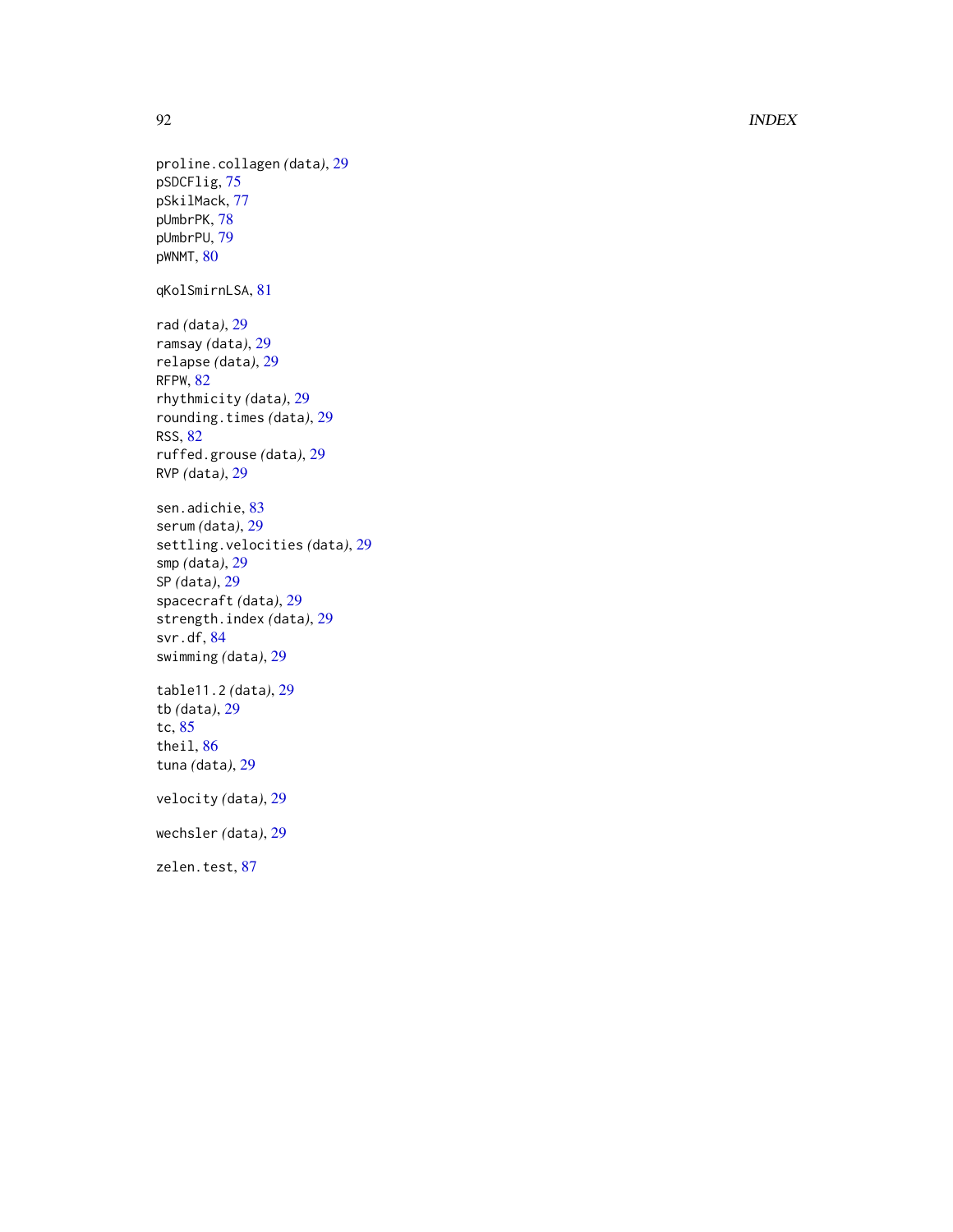proline.collagen *(data)*, 29
pSDCFlig, 75
pSkilMack, 77
pUmbrPK, 78
pUmbrPU, 79
pWNMT, 80

qKolSmirnLSA, 81

rad *(data)*, 29
ramsay *(data)*, 29
relapse *(data)*, 29
RFPW, 82
rhythmicity *(data)*, 29
rounding.times *(data)*, 29
RSS, 82
ruffed.grouse *(data)*, 29
RVP *(data)*, 29

sen.adichie, 83
serum *(data)*, 29
settling.velocities *(data)*, 29
smp *(data)*, 29
SP *(data)*, 29
spacecraft *(data)*, 29
strength.index *(data)*, 29
svr.df, 84
swimming *(data)*, 29

table11.2 *(data)*, 29
tb *(data)*, 29
tc, 85
theil, 86
tuna *(data)*, 29

velocity *(data)*, 29

wechsler *(data)*, 29

zelen.test, 87